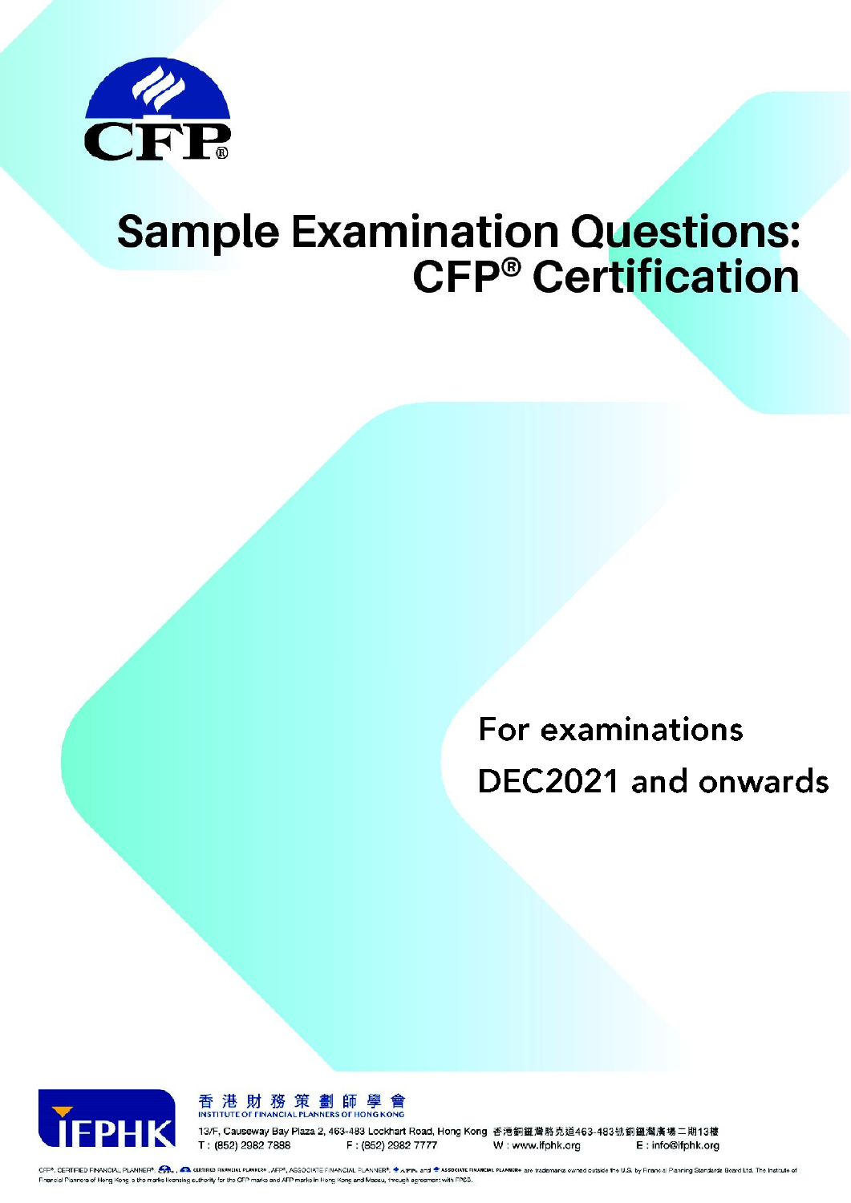CFP®

# Sample Examination Questions: CFP® Certification

For examinations DEC2021 and onwards

IFPHK

香港財務策劃師學會
INSTITUTE OF FINANCIAL PLANNERS OF HONG KONG

13/F, Causeway Bay Plaza 2, 463-483 Lockhart Road, Hong Kong 香港銅鑼灣駱克道463-483號銅鑼灣廣場二期13樓

T : (852) 2982 7888 F : (852) 2982 7777 W : www.ifphk.org E : info@ifphk.org

CFP®, CERTIFIED FINANCIAL PLANNER®, CFP®, CERTIFIED FINANCIAL PLANNER®, AFP®, ASSOCIATE FINANCIAL PLANNER®, AFP® and ASSOCIATE FINANCIAL PLANNER® are trademarks owned outside the U.S. by Financial Planning Standards Board Ltd. The Institute of Financial Planners of Hong Kong is the marks licensing authority for the CFP marks and AFP marks in Hong Kong and Macau, through agreement with FPSB.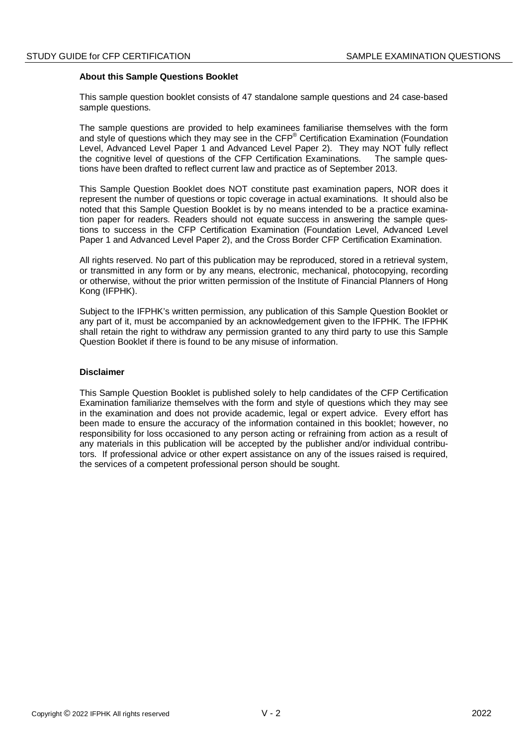**About this Sample Questions Booklet**

This sample question booklet consists of 47 standalone sample questions and 24 case-based sample questions.

The sample questions are provided to help examinees familiarise themselves with the form and style of questions which they may see in the CFP® Certification Examination (Foundation Level, Advanced Level Paper 1 and Advanced Level Paper 2). They may NOT fully reflect the cognitive level of questions of the CFP Certification Examinations. The sample questions have been drafted to reflect current law and practice as of September 2013.

This Sample Question Booklet does NOT constitute past examination papers, NOR does it represent the number of questions or topic coverage in actual examinations. It should also be noted that this Sample Question Booklet is by no means intended to be a practice examination paper for readers. Readers should not equate success in answering the sample questions to success in the CFP Certification Examination (Foundation Level, Advanced Level Paper 1 and Advanced Level Paper 2), and the Cross Border CFP Certification Examination.

All rights reserved. No part of this publication may be reproduced, stored in a retrieval system, or transmitted in any form or by any means, electronic, mechanical, photocopying, recording or otherwise, without the prior written permission of the Institute of Financial Planners of Hong Kong (IFPHK).

Subject to the IFPHK's written permission, any publication of this Sample Question Booklet or any part of it, must be accompanied by an acknowledgement given to the IFPHK. The IFPHK shall retain the right to withdraw any permission granted to any third party to use this Sample Question Booklet if there is found to be any misuse of information.

**Disclaimer**

This Sample Question Booklet is published solely to help candidates of the CFP Certification Examination familiarize themselves with the form and style of questions which they may see in the examination and does not provide academic, legal or expert advice. Every effort has been made to ensure the accuracy of the information contained in this booklet; however, no responsibility for loss occasioned to any person acting or refraining from action as a result of any materials in this publication will be accepted by the publisher and/or individual contributors. If professional advice or other expert assistance on any of the issues raised is required, the services of a competent professional person should be sought.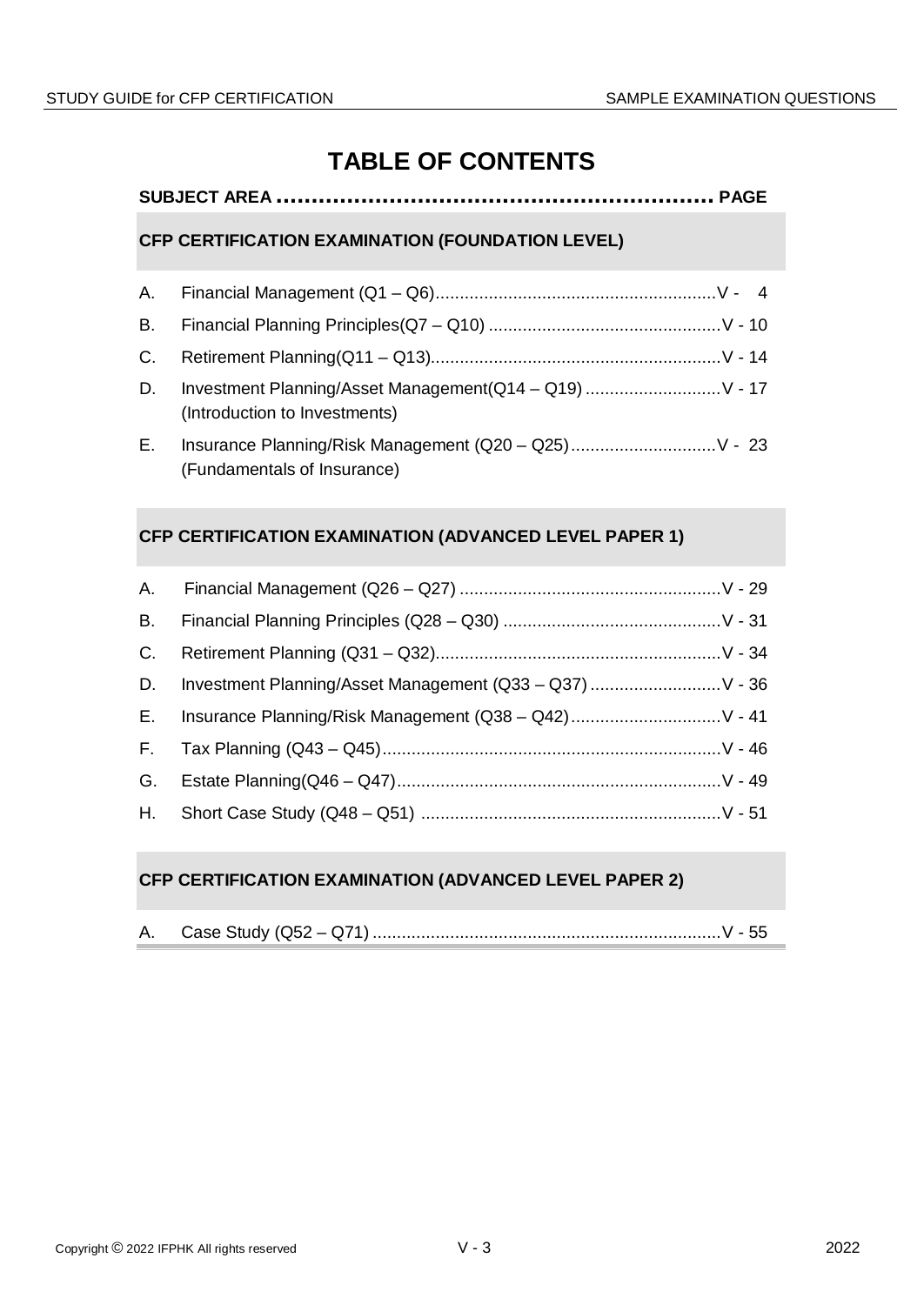# TABLE OF CONTENTS

| SUBJECT AREA | PAGE |
|---|---|
| **CFP CERTIFICATION EXAMINATION (FOUNDATION LEVEL)** | |
| A. Financial Management (Q1 – Q6) | V - 4 |
| B. Financial Planning Principles(Q7 – Q10) | V - 10 |
| C. Retirement Planning(Q11 – Q13) | V - 14 |
| D. Investment Planning/Asset Management(Q14 – Q19) (Introduction to Investments) | V - 17 |
| E. Insurance Planning/Risk Management (Q20 – Q25) (Fundamentals of Insurance) | V - 23 |
| **CFP CERTIFICATION EXAMINATION (ADVANCED LEVEL PAPER 1)** | |
| A. Financial Management (Q26 – Q27) | V - 29 |
| B. Financial Planning Principles (Q28 – Q30) | V - 31 |
| C. Retirement Planning (Q31 – Q32) | V - 34 |
| D. Investment Planning/Asset Management (Q33 – Q37) | V - 36 |
| E. Insurance Planning/Risk Management (Q38 – Q42) | V - 41 |
| F. Tax Planning (Q43 – Q45) | V - 46 |
| G. Estate Planning(Q46 – Q47) | V - 49 |
| H. Short Case Study (Q48 – Q51) | V - 51 |
| **CFP CERTIFICATION EXAMINATION (ADVANCED LEVEL PAPER 2)** | |
| A. Case Study (Q52 – Q71) | V - 55 |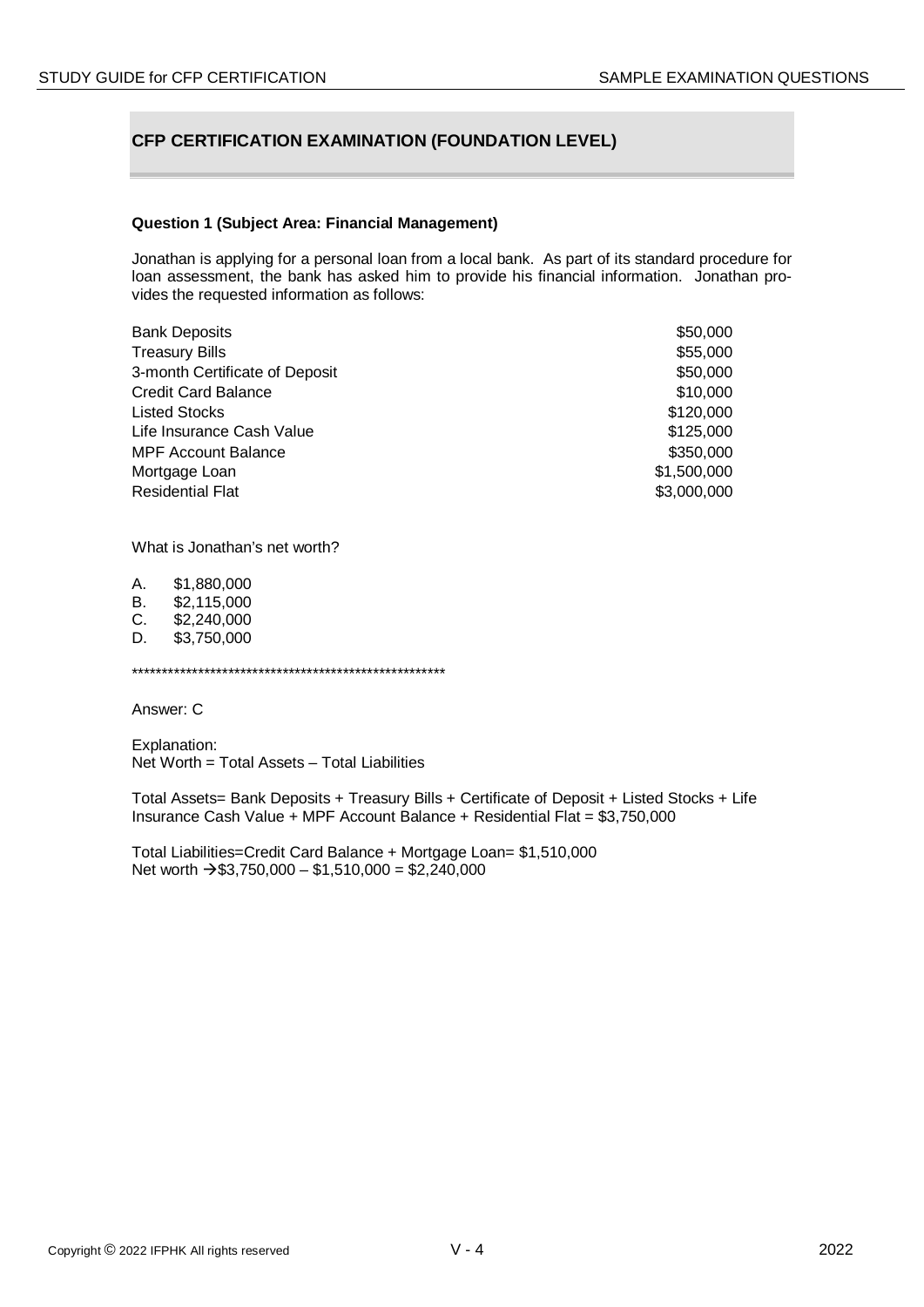## CFP CERTIFICATION EXAMINATION (FOUNDATION LEVEL)

**Question 1 (Subject Area: Financial Management)**

Jonathan is applying for a personal loan from a local bank. As part of its standard procedure for loan assessment, the bank has asked him to provide his financial information. Jonathan provides the requested information as follows:

| | |
|---|---:|
| Bank Deposits | $50,000 |
| Treasury Bills | $55,000 |
| 3-month Certificate of Deposit | $50,000 |
| Credit Card Balance | $10,000 |
| Listed Stocks | $120,000 |
| Life Insurance Cash Value | $125,000 |
| MPF Account Balance | $350,000 |
| Mortgage Loan | $1,500,000 |
| Residential Flat | $3,000,000 |

What is Jonathan's net worth?

A. $1,880,000
B. $2,115,000
C. $2,240,000
D. $3,750,000

******************************************************

Answer: C

Explanation:
Net Worth = Total Assets – Total Liabilities

Total Assets= Bank Deposits + Treasury Bills + Certificate of Deposit + Listed Stocks + Life Insurance Cash Value + MPF Account Balance + Residential Flat = $3,750,000

Total Liabilities=Credit Card Balance + Mortgage Loan= $1,510,000
Net worth → $3,750,000 – $1,510,000 = $2,240,000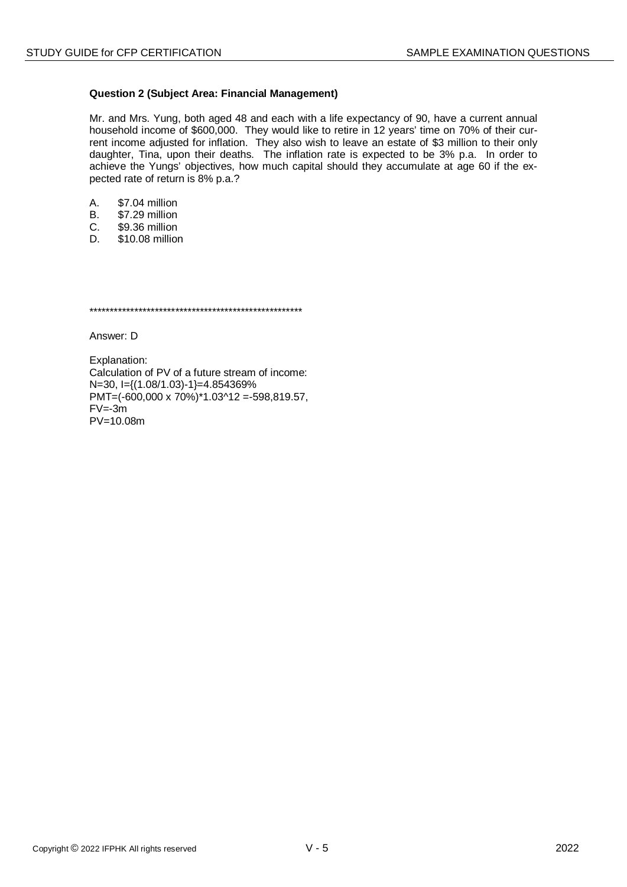**Question 2 (Subject Area: Financial Management)**

Mr. and Mrs. Yung, both aged 48 and each with a life expectancy of 90, have a current annual household income of $600,000. They would like to retire in 12 years' time on 70% of their current income adjusted for inflation. They also wish to leave an estate of $3 million to their only daughter, Tina, upon their deaths. The inflation rate is expected to be 3% p.a. In order to achieve the Yungs' objectives, how much capital should they accumulate at age 60 if the expected rate of return is 8% p.a.?

A. $7.04 million
B. $7.29 million
C. $9.36 million
D. $10.08 million

*****************************************************

Answer: D

Explanation:
Calculation of PV of a future stream of income:
N=30, I={(1.08/1.03)-1}=4.854369%
PMT=(-600,000 x 70%)*1.03^12 =-598,819.57,
FV=-3m
PV=10.08m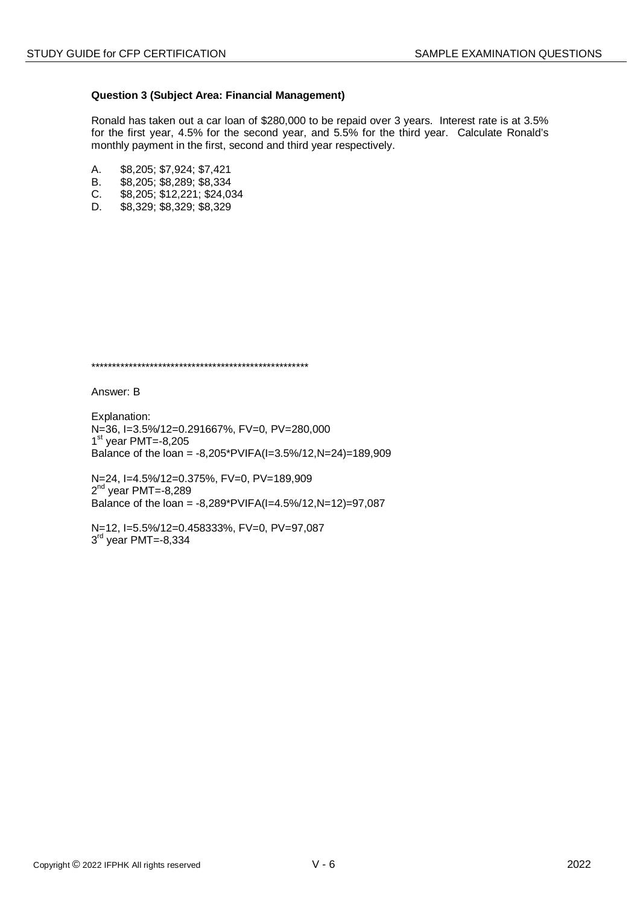**Question 3 (Subject Area: Financial Management)**

Ronald has taken out a car loan of $280,000 to be repaid over 3 years. Interest rate is at 3.5% for the first year, 4.5% for the second year, and 5.5% for the third year. Calculate Ronald's monthly payment in the first, second and third year respectively.

A. $8,205; $7,924; $7,421
B. $8,205; $8,289; $8,334
C. $8,205; $12,221; $24,034
D. $8,329; $8,329; $8,329

*****************************************************

Answer: B

Explanation:
N=36, I=3.5%/12=0.291667%, FV=0, PV=280,000
1st year PMT=-8,205
Balance of the loan = -8,205*PVIFA(I=3.5%/12,N=24)=189,909

N=24, I=4.5%/12=0.375%, FV=0, PV=189,909
2nd year PMT=-8,289
Balance of the loan = -8,289*PVIFA(I=4.5%/12,N=12)=97,087

N=12, I=5.5%/12=0.458333%, FV=0, PV=97,087
3rd year PMT=-8,334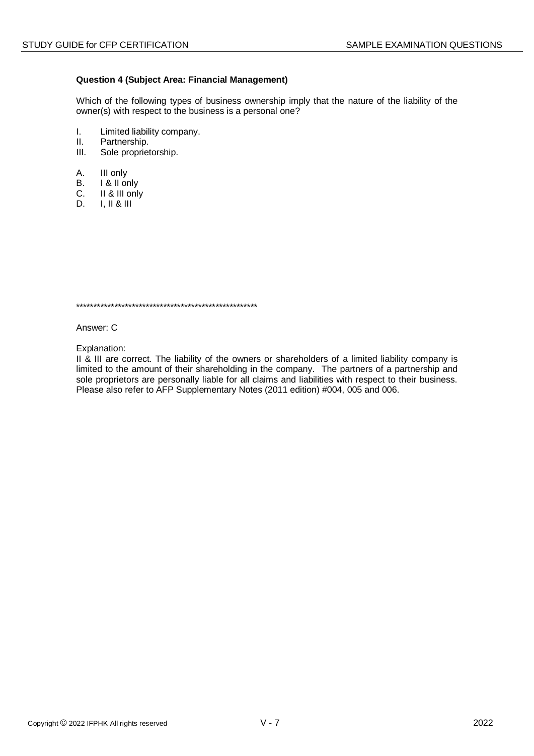**Question 4 (Subject Area: Financial Management)**

Which of the following types of business ownership imply that the nature of the liability of the owner(s) with respect to the business is a personal one?

I. Limited liability company.
II. Partnership.
III. Sole proprietorship.

A. III only
B. I & II only
C. II & III only
D. I, II & III

*****************************************************

Answer: C

Explanation:
II & III are correct. The liability of the owners or shareholders of a limited liability company is limited to the amount of their shareholding in the company. The partners of a partnership and sole proprietors are personally liable for all claims and liabilities with respect to their business. Please also refer to AFP Supplementary Notes (2011 edition) #004, 005 and 006.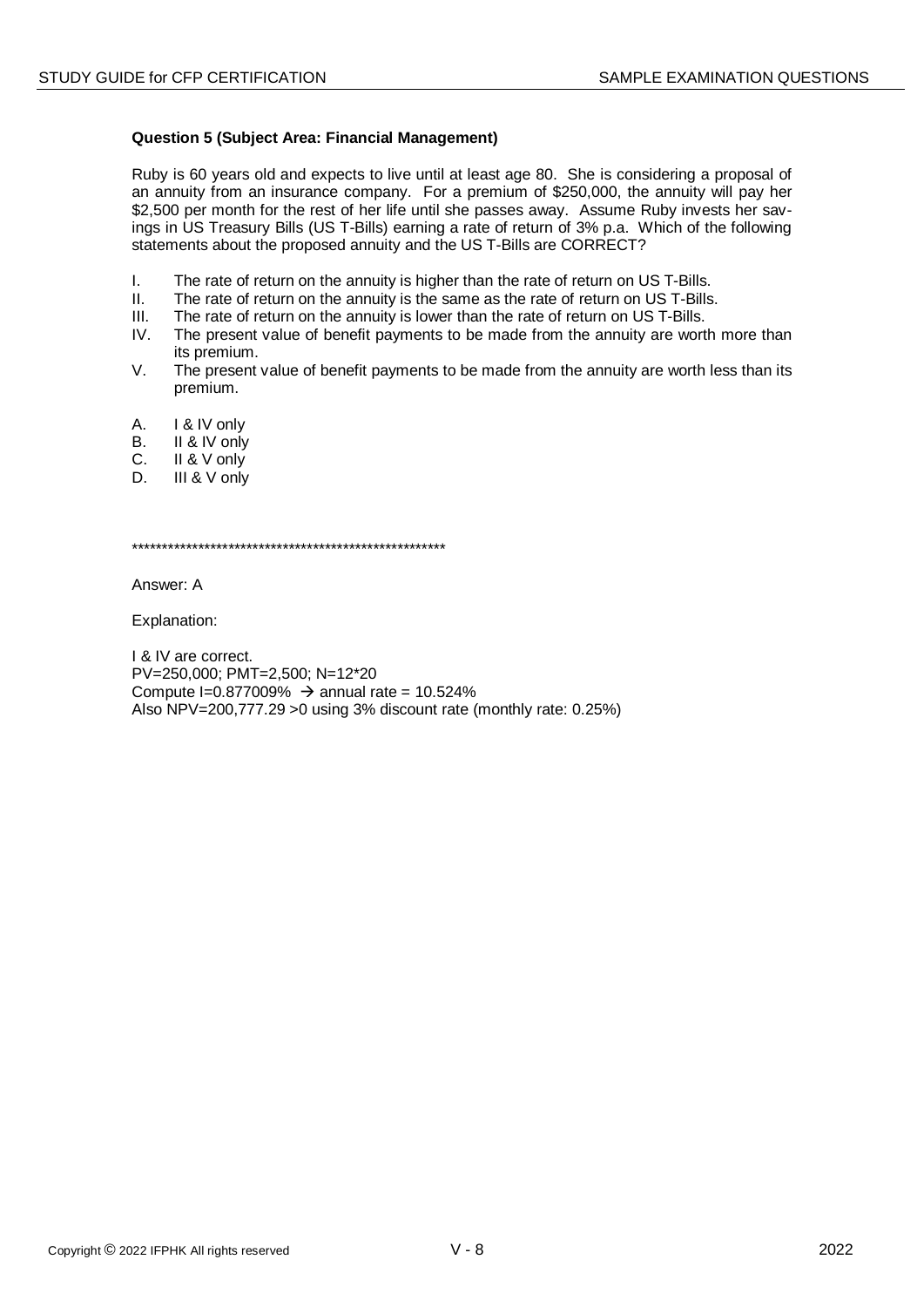**Question 5 (Subject Area: Financial Management)**

Ruby is 60 years old and expects to live until at least age 80. She is considering a proposal of an annuity from an insurance company. For a premium of $250,000, the annuity will pay her $2,500 per month for the rest of her life until she passes away. Assume Ruby invests her savings in US Treasury Bills (US T-Bills) earning a rate of return of 3% p.a. Which of the following statements about the proposed annuity and the US T-Bills are CORRECT?

I. The rate of return on the annuity is higher than the rate of return on US T-Bills.
II. The rate of return on the annuity is the same as the rate of return on US T-Bills.
III. The rate of return on the annuity is lower than the rate of return on US T-Bills.
IV. The present value of benefit payments to be made from the annuity are worth more than its premium.
V. The present value of benefit payments to be made from the annuity are worth less than its premium.

A. I & IV only
B. II & IV only
C. II & V only
D. III & V only

*****************************************************

Answer: A

Explanation:

I & IV are correct.
PV=250,000; PMT=2,500; N=12*20
Compute I=0.877009% → annual rate = 10.524%
Also NPV=200,777.29 >0 using 3% discount rate (monthly rate: 0.25%)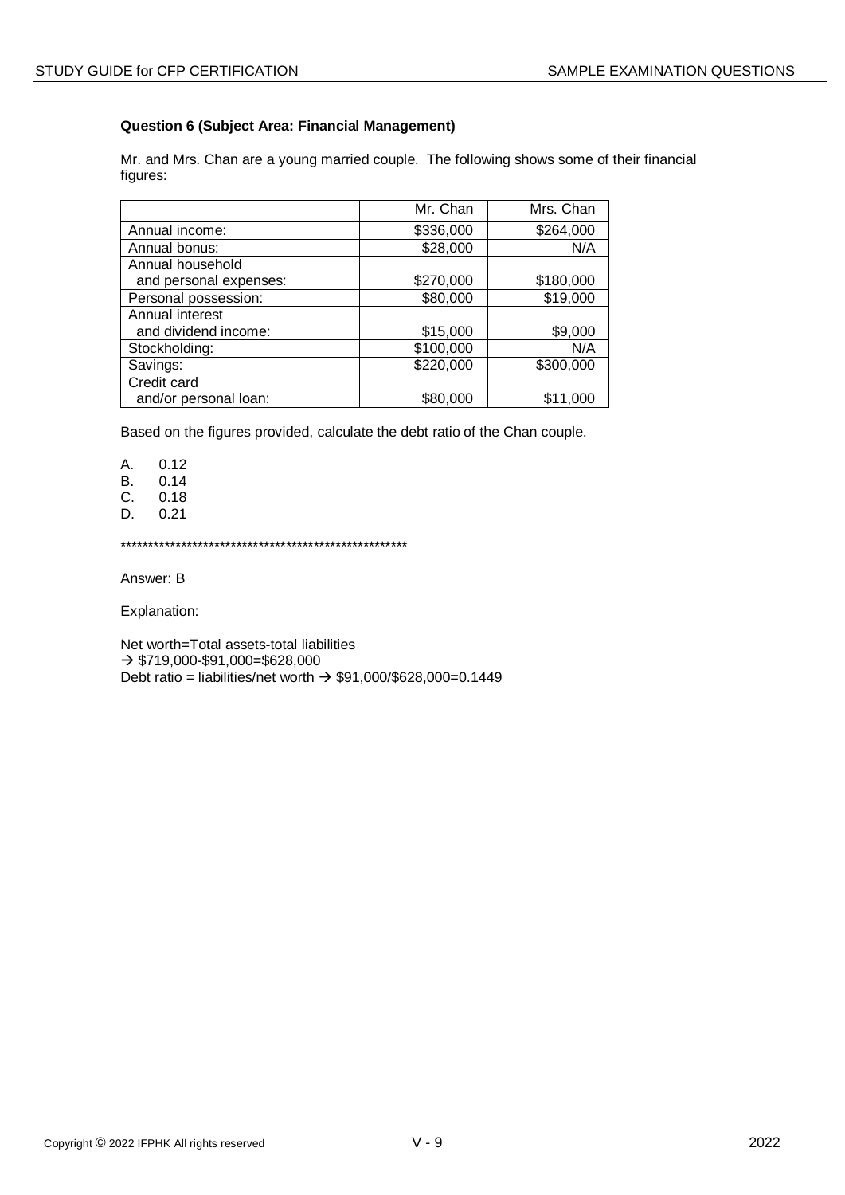**Question 6 (Subject Area: Financial Management)**

Mr. and Mrs. Chan are a young married couple. The following shows some of their financial figures:

| | Mr. Chan | Mrs. Chan |
|---|---|---|
| Annual income: | $336,000 | $264,000 |
| Annual bonus: | $28,000 | N/A |
| Annual household and personal expenses: | $270,000 | $180,000 |
| Personal possession: | $80,000 | $19,000 |
| Annual interest and dividend income: | $15,000 | $9,000 |
| Stockholding: | $100,000 | N/A |
| Savings: | $220,000 | $300,000 |
| Credit card and/or personal loan: | $80,000 | $11,000 |

Based on the figures provided, calculate the debt ratio of the Chan couple.

A. 0.12
B. 0.14
C. 0.18
D. 0.21

*****************************************************

Answer: B

Explanation:

Net worth=Total assets-total liabilities
→ $719,000-$91,000=$628,000
Debt ratio = liabilities/net worth → $91,000/$628,000=0.1449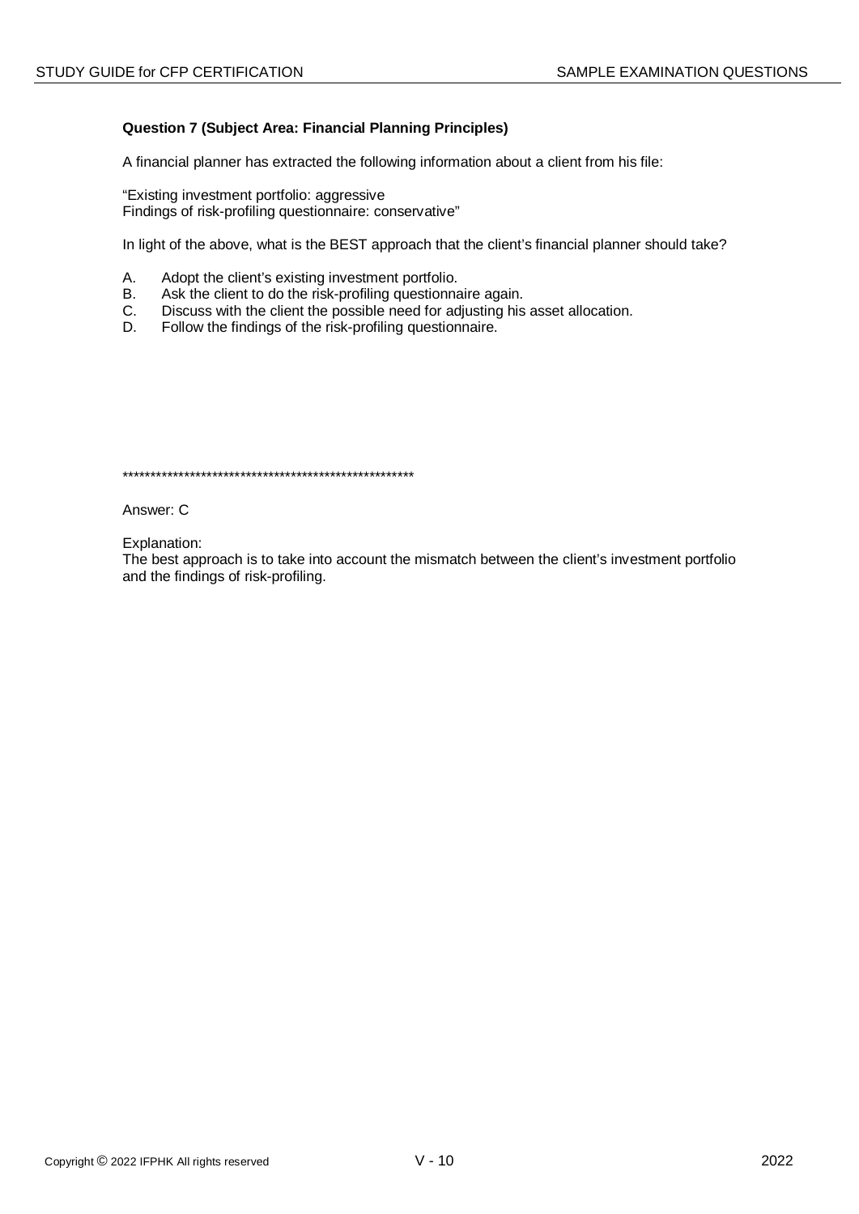**Question 7 (Subject Area: Financial Planning Principles)**

A financial planner has extracted the following information about a client from his file:

"Existing investment portfolio: aggressive
Findings of risk-profiling questionnaire: conservative"

In light of the above, what is the BEST approach that the client's financial planner should take?

A. Adopt the client's existing investment portfolio.
B. Ask the client to do the risk-profiling questionnaire again.
C. Discuss with the client the possible need for adjusting his asset allocation.
D. Follow the findings of the risk-profiling questionnaire.

****************************************************

Answer: C

Explanation:
The best approach is to take into account the mismatch between the client's investment portfolio and the findings of risk-profiling.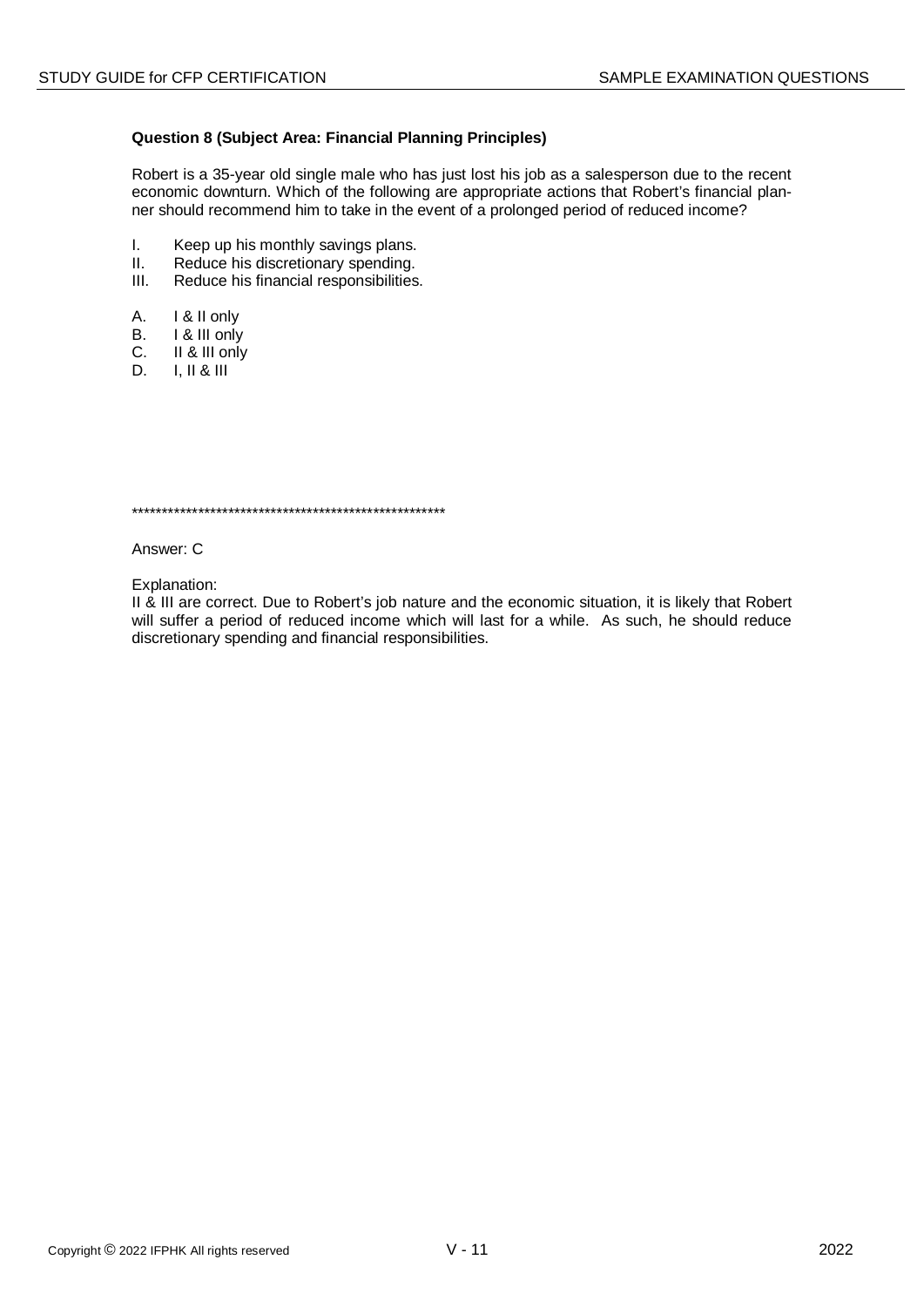**Question 8 (Subject Area: Financial Planning Principles)**

Robert is a 35-year old single male who has just lost his job as a salesperson due to the recent economic downturn. Which of the following are appropriate actions that Robert's financial planner should recommend him to take in the event of a prolonged period of reduced income?

I. Keep up his monthly savings plans.
II. Reduce his discretionary spending.
III. Reduce his financial responsibilities.

A. I & II only
B. I & III only
C. II & III only
D. I, II & III

****************************************************

Answer: C

Explanation:
II & III are correct. Due to Robert's job nature and the economic situation, it is likely that Robert will suffer a period of reduced income which will last for a while. As such, he should reduce discretionary spending and financial responsibilities.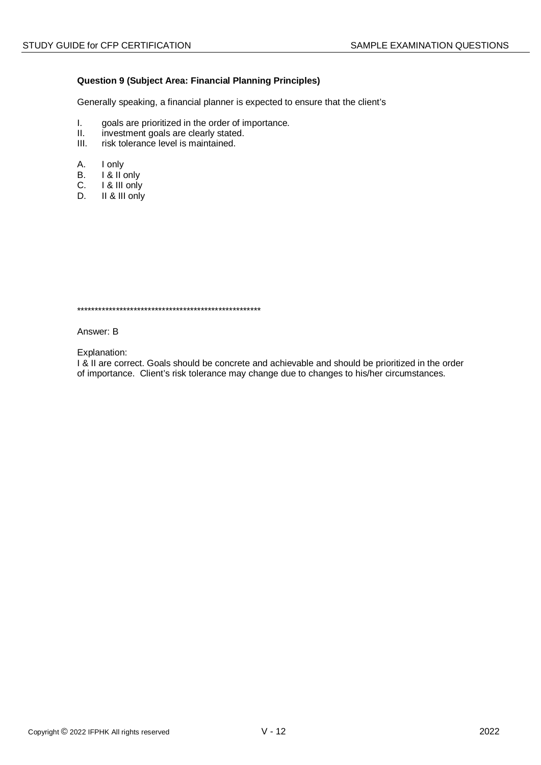**Question 9 (Subject Area: Financial Planning Principles)**

Generally speaking, a financial planner is expected to ensure that the client's

I. goals are prioritized in the order of importance.
II. investment goals are clearly stated.
III. risk tolerance level is maintained.

A. I only
B. I & II only
C. I & III only
D. II & III only

*****************************************************

Answer: B

Explanation:
I & II are correct. Goals should be concrete and achievable and should be prioritized in the order of importance. Client's risk tolerance may change due to changes to his/her circumstances.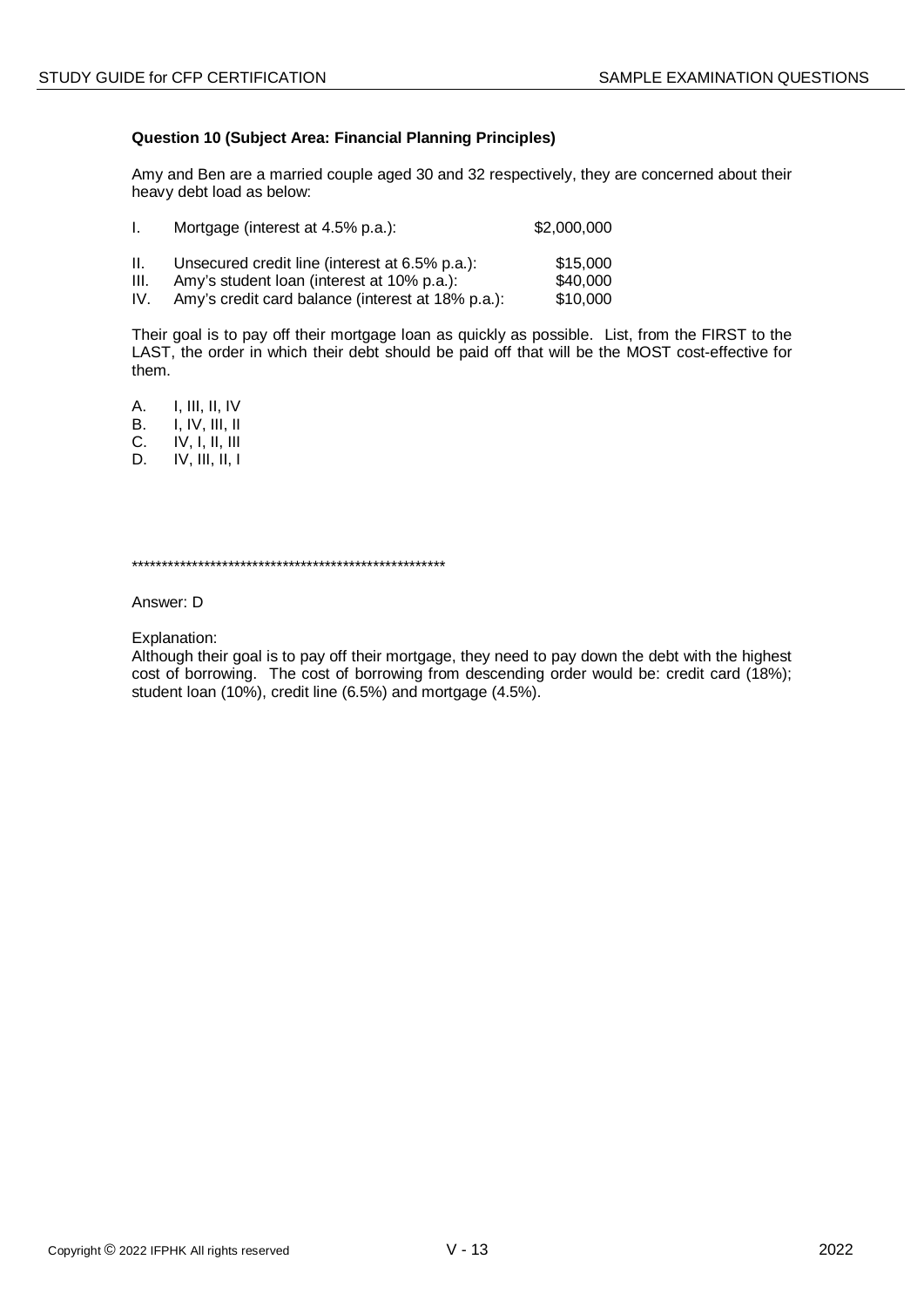**Question 10 (Subject Area: Financial Planning Principles)**

Amy and Ben are a married couple aged 30 and 32 respectively, they are concerned about their heavy debt load as below:

| | | |
|---|---|---|
| I. | Mortgage (interest at 4.5% p.a.): | $2,000,000 |
| II. | Unsecured credit line (interest at 6.5% p.a.): | $15,000 |
| III. | Amy's student loan (interest at 10% p.a.): | $40,000 |
| IV. | Amy's credit card balance (interest at 18% p.a.): | $10,000 |

Their goal is to pay off their mortgage loan as quickly as possible. List, from the FIRST to the LAST, the order in which their debt should be paid off that will be the MOST cost-effective for them.

A. I, III, II, IV
B. I, IV, III, II
C. IV, I, II, III
D. IV, III, II, I

******************************************************

Answer: D

Explanation:
Although their goal is to pay off their mortgage, they need to pay down the debt with the highest cost of borrowing. The cost of borrowing from descending order would be: credit card (18%); student loan (10%), credit line (6.5%) and mortgage (4.5%).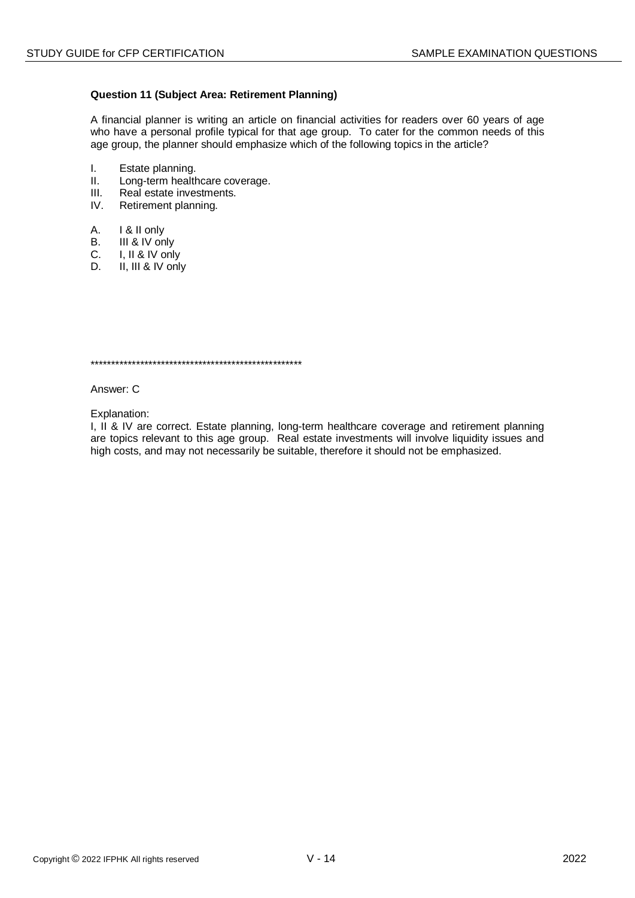**Question 11 (Subject Area: Retirement Planning)**

A financial planner is writing an article on financial activities for readers over 60 years of age who have a personal profile typical for that age group. To cater for the common needs of this age group, the planner should emphasize which of the following topics in the article?

I. Estate planning.
II. Long-term healthcare coverage.
III. Real estate investments.
IV. Retirement planning.

A. I & II only
B. III & IV only
C. I, II & IV only
D. II, III & IV only

****************************************************

Answer: C

Explanation:
I, II & IV are correct. Estate planning, long-term healthcare coverage and retirement planning are topics relevant to this age group. Real estate investments will involve liquidity issues and high costs, and may not necessarily be suitable, therefore it should not be emphasized.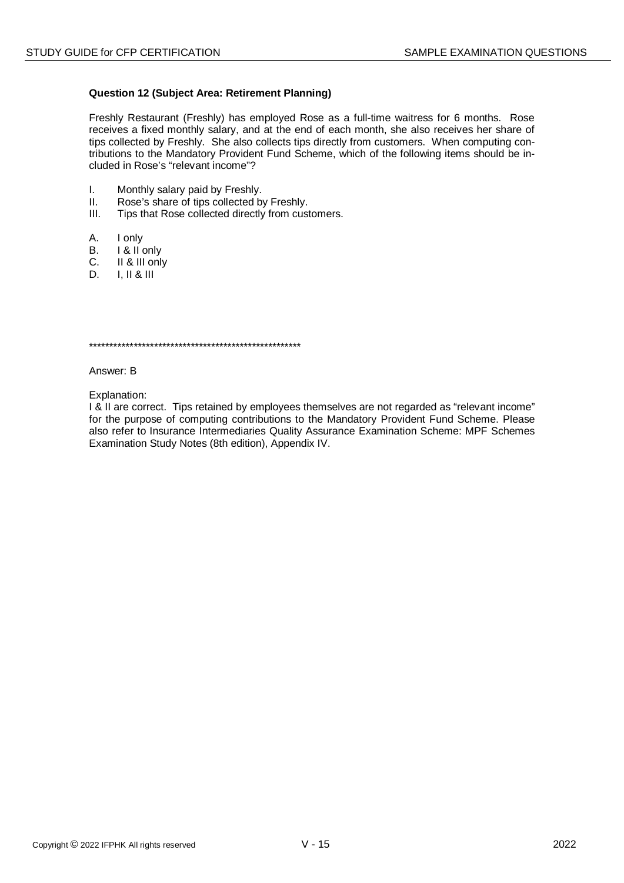**Question 12 (Subject Area: Retirement Planning)**

Freshly Restaurant (Freshly) has employed Rose as a full-time waitress for 6 months. Rose receives a fixed monthly salary, and at the end of each month, she also receives her share of tips collected by Freshly. She also collects tips directly from customers. When computing contributions to the Mandatory Provident Fund Scheme, which of the following items should be included in Rose's "relevant income"?

I. Monthly salary paid by Freshly.
II. Rose's share of tips collected by Freshly.
III. Tips that Rose collected directly from customers.

A. I only
B. I & II only
C. II & III only
D. I, II & III

*****************************************************

Answer: B

Explanation:
I & II are correct. Tips retained by employees themselves are not regarded as "relevant income" for the purpose of computing contributions to the Mandatory Provident Fund Scheme. Please also refer to Insurance Intermediaries Quality Assurance Examination Scheme: MPF Schemes Examination Study Notes (8th edition), Appendix IV.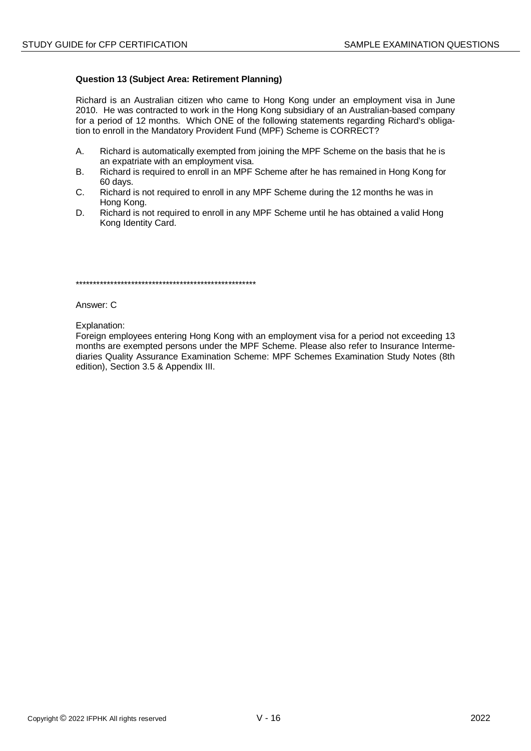**Question 13 (Subject Area: Retirement Planning)**

Richard is an Australian citizen who came to Hong Kong under an employment visa in June 2010. He was contracted to work in the Hong Kong subsidiary of an Australian-based company for a period of 12 months. Which ONE of the following statements regarding Richard's obligation to enroll in the Mandatory Provident Fund (MPF) Scheme is CORRECT?

A. Richard is automatically exempted from joining the MPF Scheme on the basis that he is an expatriate with an employment visa.
B. Richard is required to enroll in an MPF Scheme after he has remained in Hong Kong for 60 days.
C. Richard is not required to enroll in any MPF Scheme during the 12 months he was in Hong Kong.
D. Richard is not required to enroll in any MPF Scheme until he has obtained a valid Hong Kong Identity Card.

****************************************************

Answer: C

Explanation:
Foreign employees entering Hong Kong with an employment visa for a period not exceeding 13 months are exempted persons under the MPF Scheme. Please also refer to Insurance Intermediaries Quality Assurance Examination Scheme: MPF Schemes Examination Study Notes (8th edition), Section 3.5 & Appendix III.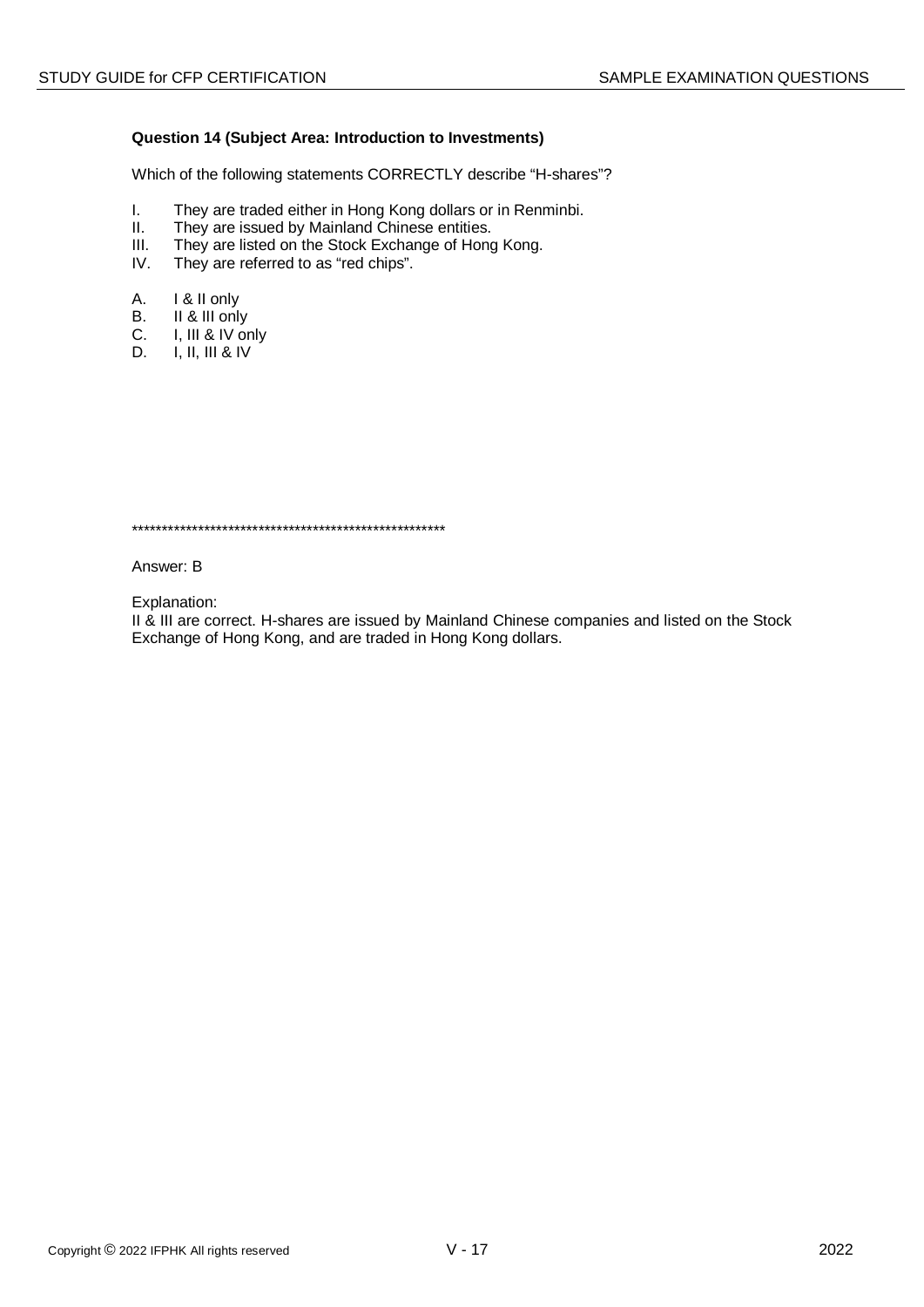**Question 14 (Subject Area: Introduction to Investments)**

Which of the following statements CORRECTLY describe "H-shares"?

I. They are traded either in Hong Kong dollars or in Renminbi.
II. They are issued by Mainland Chinese entities.
III. They are listed on the Stock Exchange of Hong Kong.
IV. They are referred to as "red chips".

A. I & II only
B. II & III only
C. I, III & IV only
D. I, II, III & IV

*****************************************************

Answer: B

Explanation:
II & III are correct. H-shares are issued by Mainland Chinese companies and listed on the Stock Exchange of Hong Kong, and are traded in Hong Kong dollars.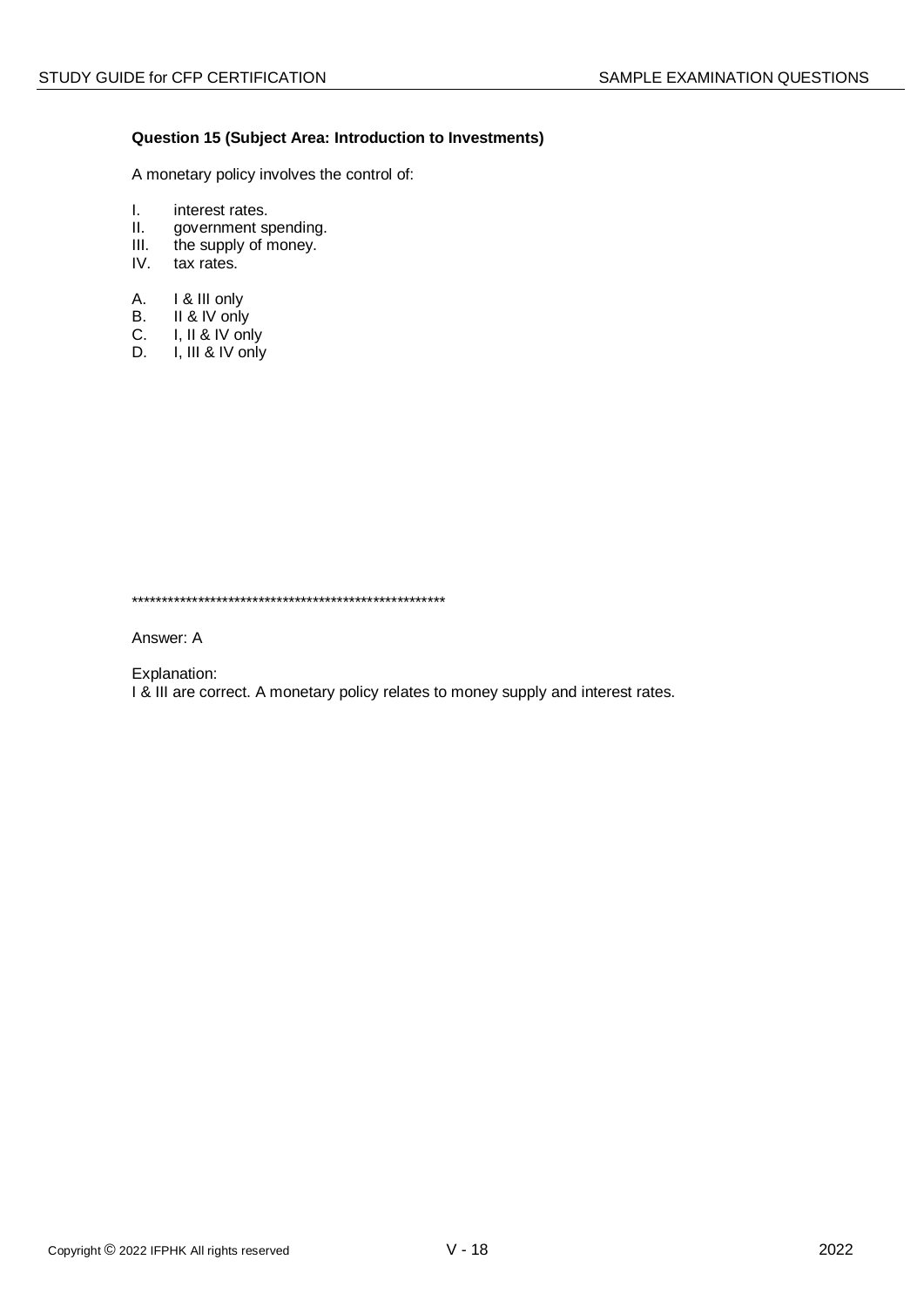**Question 15 (Subject Area: Introduction to Investments)**

A monetary policy involves the control of:

I. interest rates.
II. government spending.
III. the supply of money.
IV. tax rates.

A. I & III only
B. II & IV only
C. I, II & IV only
D. I, III & IV only

*****************************************************

Answer: A

Explanation:
I & III are correct. A monetary policy relates to money supply and interest rates.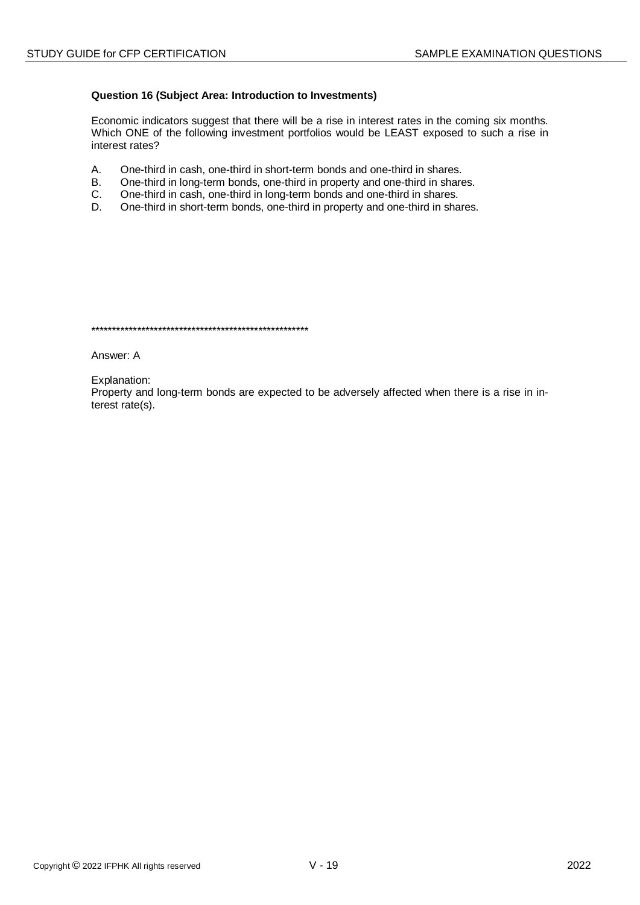**Question 16 (Subject Area: Introduction to Investments)**

Economic indicators suggest that there will be a rise in interest rates in the coming six months. Which ONE of the following investment portfolios would be LEAST exposed to such a rise in interest rates?

A. One-third in cash, one-third in short-term bonds and one-third in shares.
B. One-third in long-term bonds, one-third in property and one-third in shares.
C. One-third in cash, one-third in long-term bonds and one-third in shares.
D. One-third in short-term bonds, one-third in property and one-third in shares.

*****************************************************

Answer: A

Explanation:
Property and long-term bonds are expected to be adversely affected when there is a rise in interest rate(s).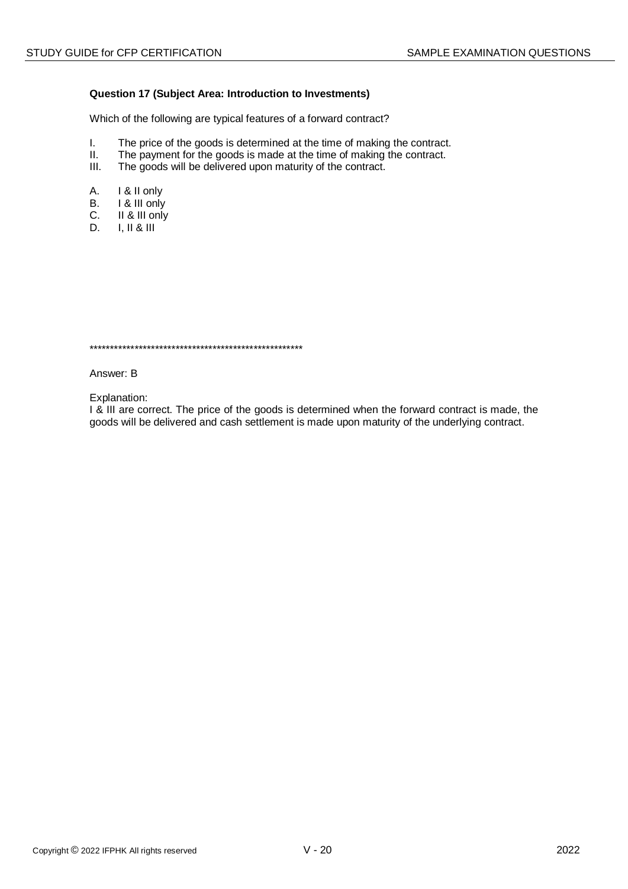**Question 17 (Subject Area: Introduction to Investments)**

Which of the following are typical features of a forward contract?

I. The price of the goods is determined at the time of making the contract.
II. The payment for the goods is made at the time of making the contract.
III. The goods will be delivered upon maturity of the contract.

A. I & II only
B. I & III only
C. II & III only
D. I, II & III

****************************************************

Answer: B

Explanation:
I & III are correct. The price of the goods is determined when the forward contract is made, the goods will be delivered and cash settlement is made upon maturity of the underlying contract.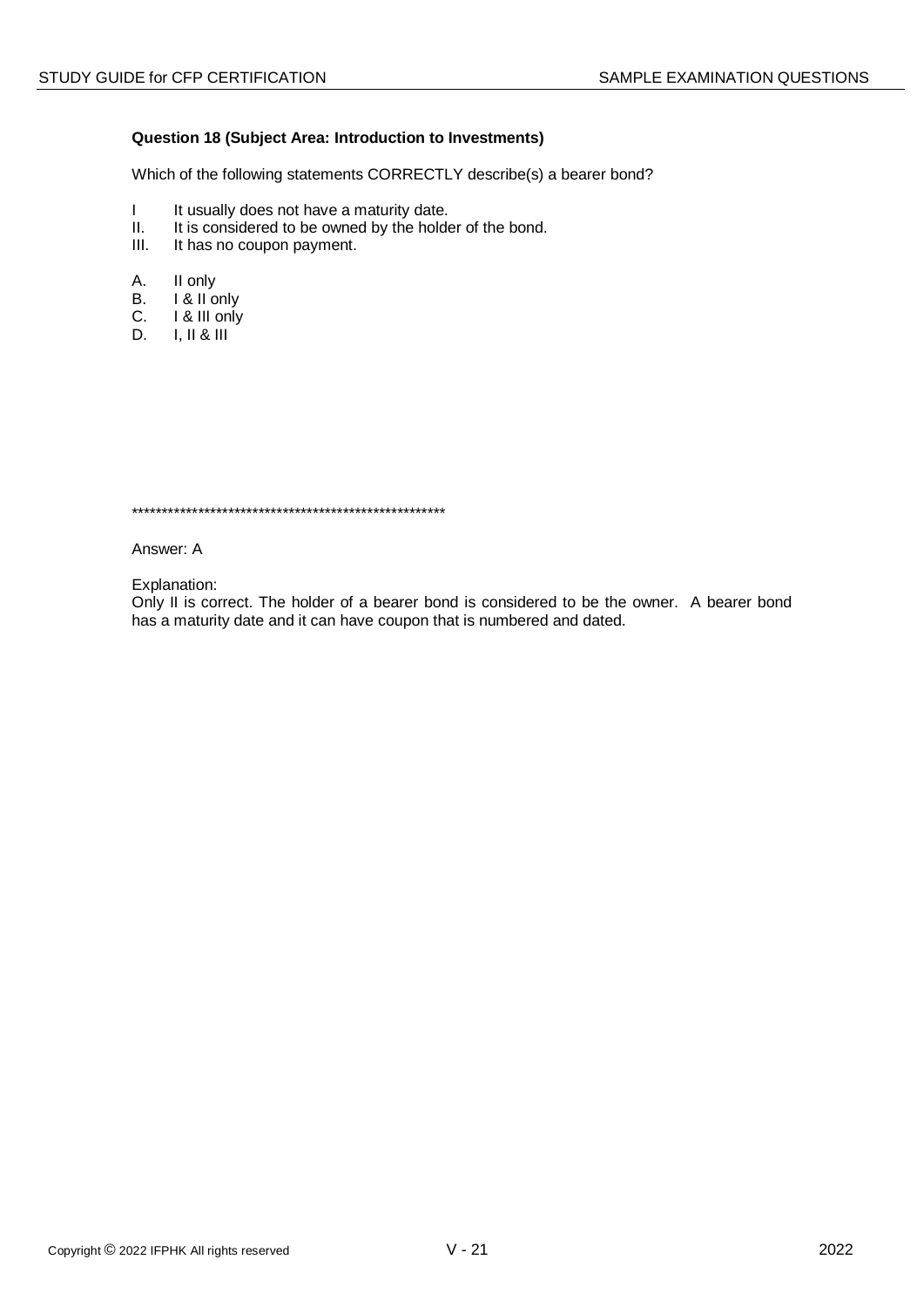**Question 18 (Subject Area: Introduction to Investments)**

Which of the following statements CORRECTLY describe(s) a bearer bond?

I It usually does not have a maturity date.
II. It is considered to be owned by the holder of the bond.
III. It has no coupon payment.

A. II only
B. I & II only
C. I & III only
D. I, II & III

*****************************************************

Answer: A

Explanation:
Only II is correct. The holder of a bearer bond is considered to be the owner. A bearer bond has a maturity date and it can have coupon that is numbered and dated.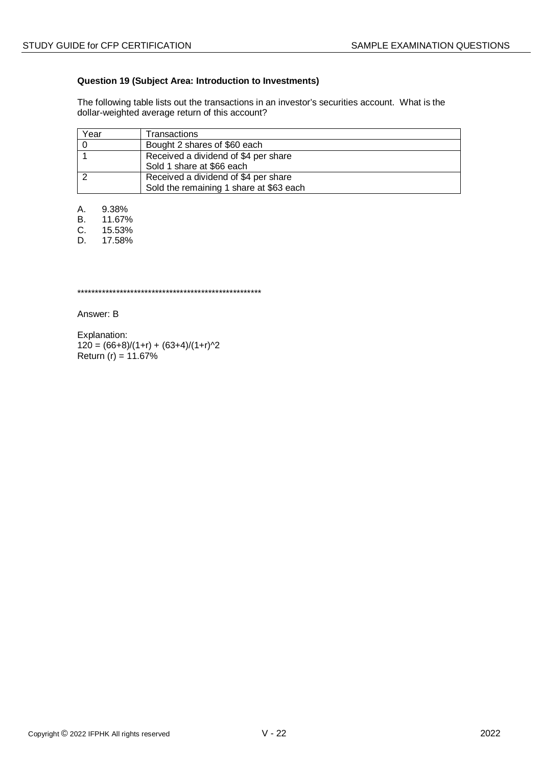**Question 19 (Subject Area: Introduction to Investments)**

The following table lists out the transactions in an investor's securities account. What is the dollar-weighted average return of this account?

| Year | Transactions |
|---|---|
| 0 | Bought 2 shares of $60 each |
| 1 | Received a dividend of $4 per share<br>Sold 1 share at $66 each |
| 2 | Received a dividend of $4 per share<br>Sold the remaining 1 share at $63 each |

A. 9.38%
B. 11.67%
C. 15.53%
D. 17.58%

****************************************************

Answer: B

Explanation:
$120 = (66+8)/(1+r) + (63+4)/(1+r)^2$
Return (r) = 11.67%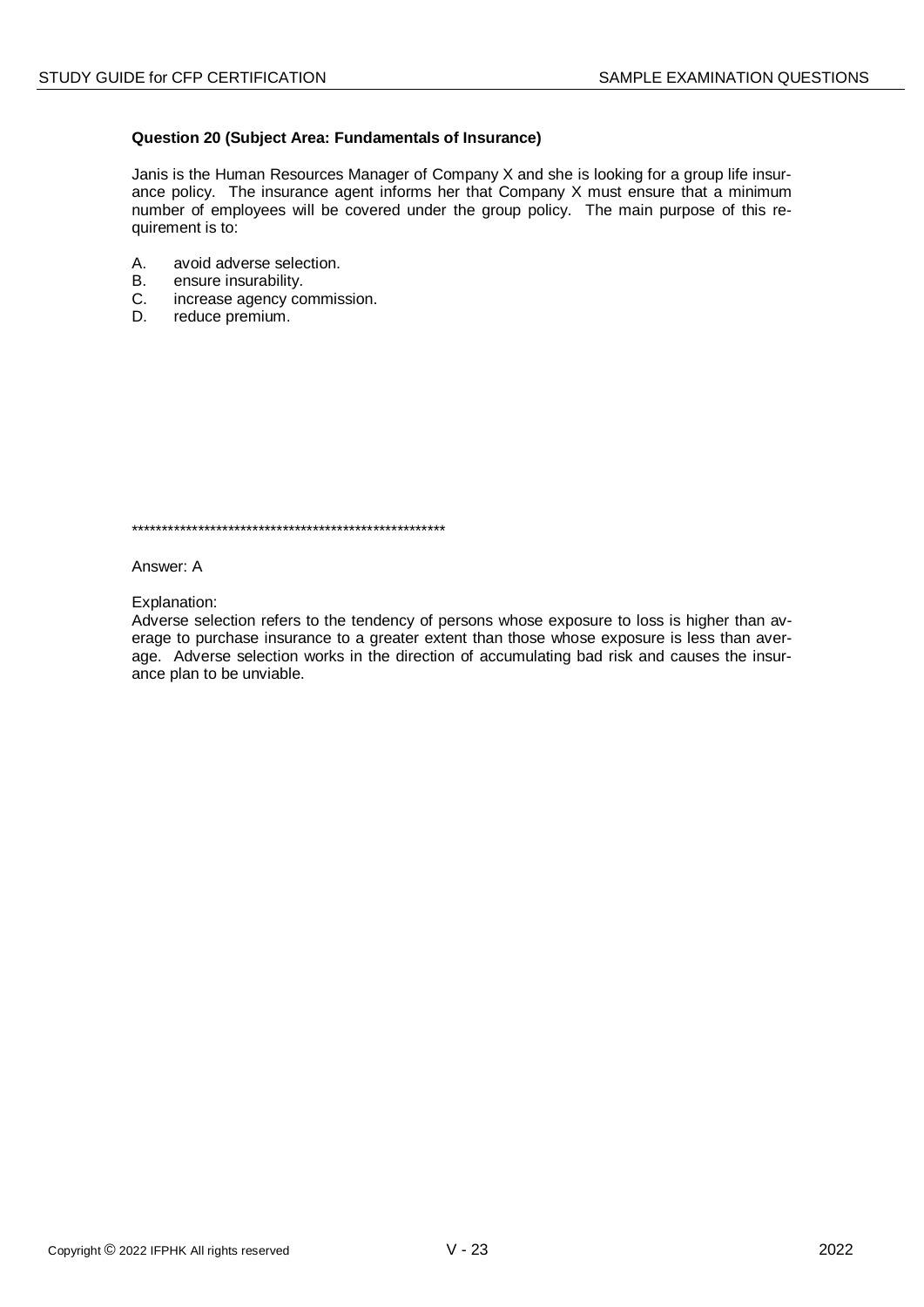**Question 20 (Subject Area: Fundamentals of Insurance)**

Janis is the Human Resources Manager of Company X and she is looking for a group life insurance policy. The insurance agent informs her that Company X must ensure that a minimum number of employees will be covered under the group policy. The main purpose of this requirement is to:

A. avoid adverse selection.
B. ensure insurability.
C. increase agency commission.
D. reduce premium.

*****************************************************

Answer: A

Explanation:
Adverse selection refers to the tendency of persons whose exposure to loss is higher than average to purchase insurance to a greater extent than those whose exposure is less than average. Adverse selection works in the direction of accumulating bad risk and causes the insurance plan to be unviable.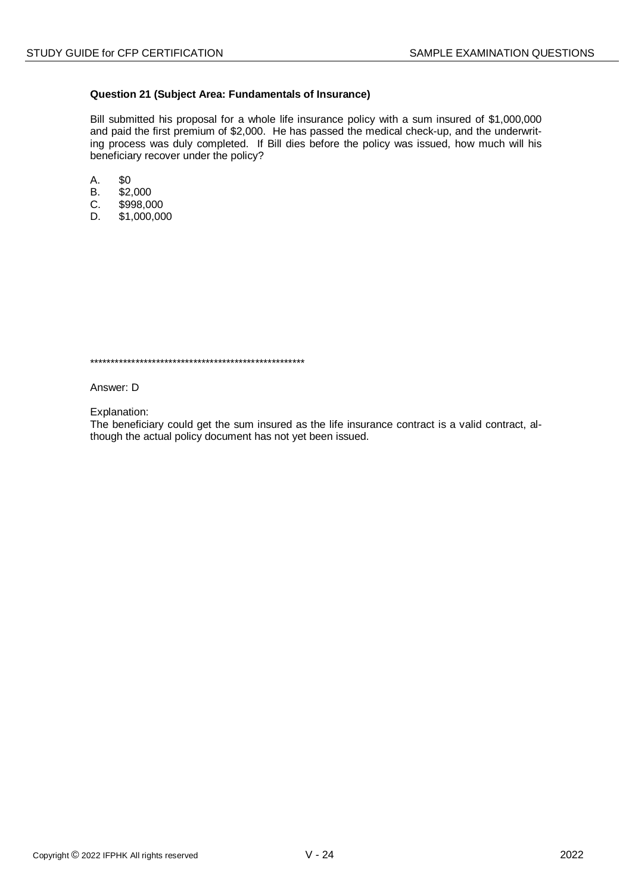**Question 21 (Subject Area: Fundamentals of Insurance)**

Bill submitted his proposal for a whole life insurance policy with a sum insured of $1,000,000 and paid the first premium of $2,000. He has passed the medical check-up, and the underwriting process was duly completed. If Bill dies before the policy was issued, how much will his beneficiary recover under the policy?

A. $0
B. $2,000
C. $998,000
D. $1,000,000

*****************************************************

Answer: D

Explanation:
The beneficiary could get the sum insured as the life insurance contract is a valid contract, although the actual policy document has not yet been issued.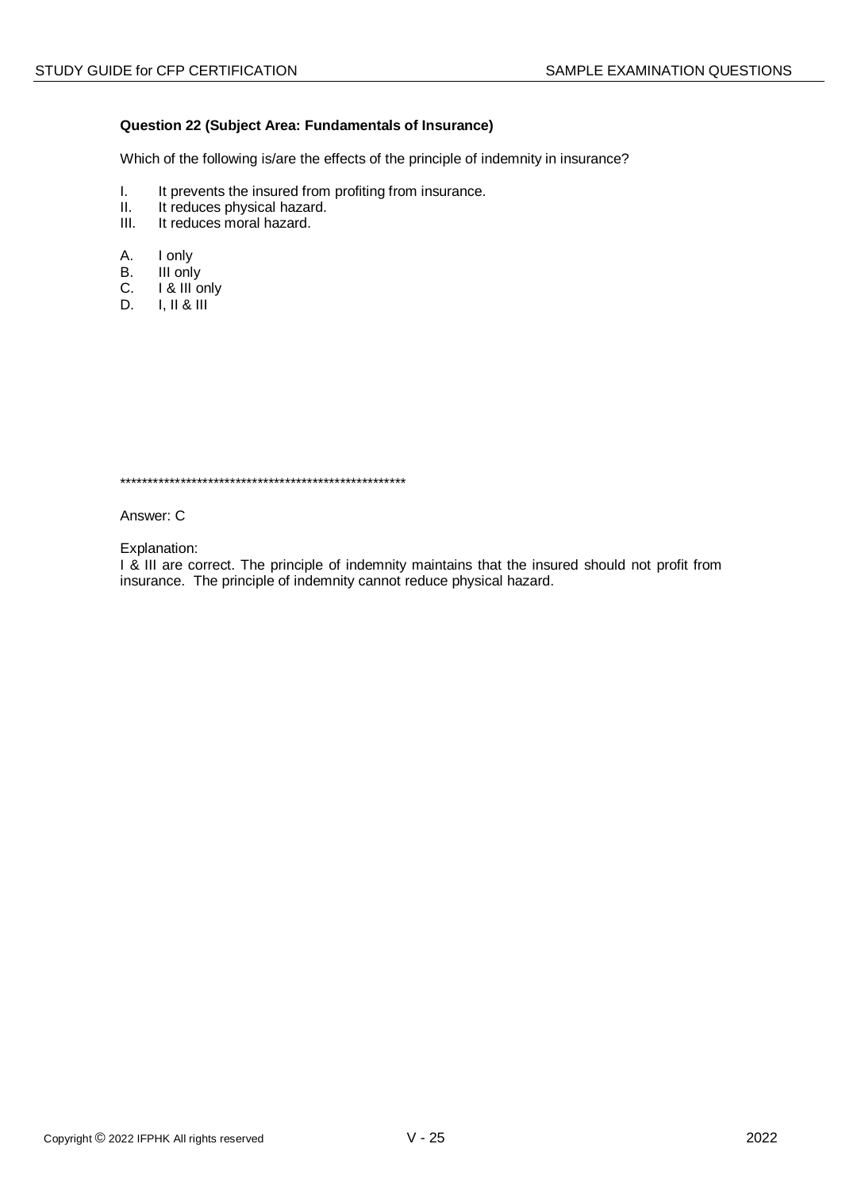**Question 22 (Subject Area: Fundamentals of Insurance)**

Which of the following is/are the effects of the principle of indemnity in insurance?

I. It prevents the insured from profiting from insurance.
II. It reduces physical hazard.
III. It reduces moral hazard.

A. I only
B. III only
C. I & III only
D. I, II & III

*****************************************************

Answer: C

Explanation:
I & III are correct. The principle of indemnity maintains that the insured should not profit from insurance. The principle of indemnity cannot reduce physical hazard.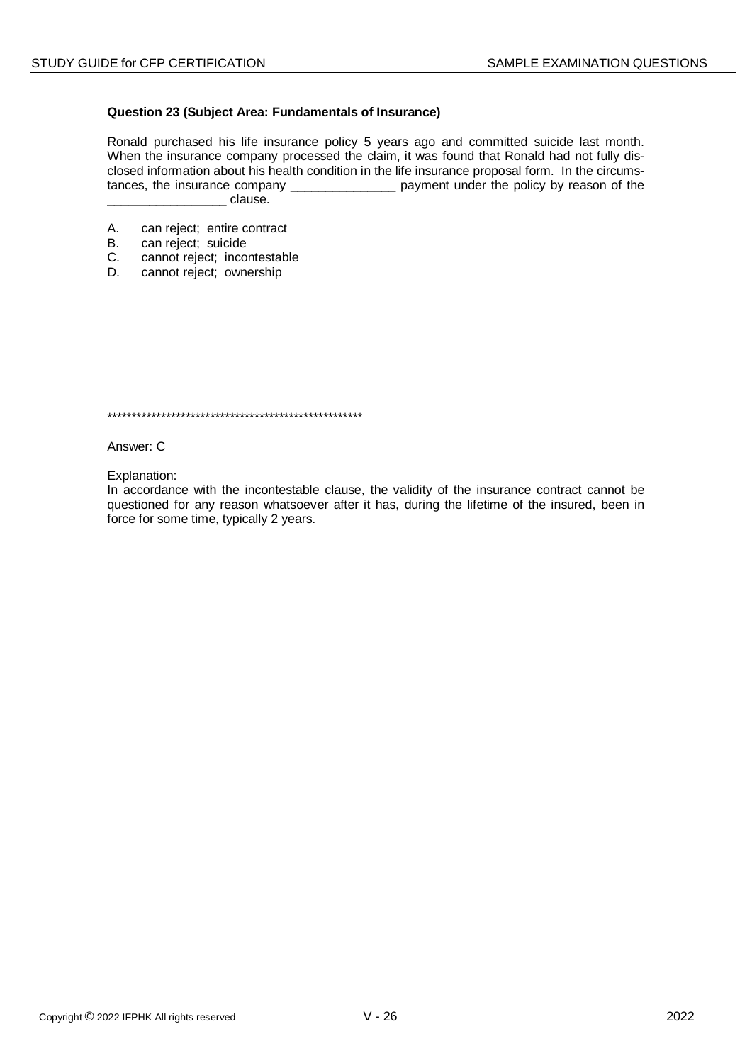**Question 23 (Subject Area: Fundamentals of Insurance)**

Ronald purchased his life insurance policy 5 years ago and committed suicide last month. When the insurance company processed the claim, it was found that Ronald had not fully disclosed information about his health condition in the life insurance proposal form. In the circumstances, the insurance company _______________ payment under the policy by reason of the _________________ clause.

A. can reject; entire contract
B. can reject; suicide
C. cannot reject; incontestable
D. cannot reject; ownership

****************************************************

Answer: C

Explanation:
In accordance with the incontestable clause, the validity of the insurance contract cannot be questioned for any reason whatsoever after it has, during the lifetime of the insured, been in force for some time, typically 2 years.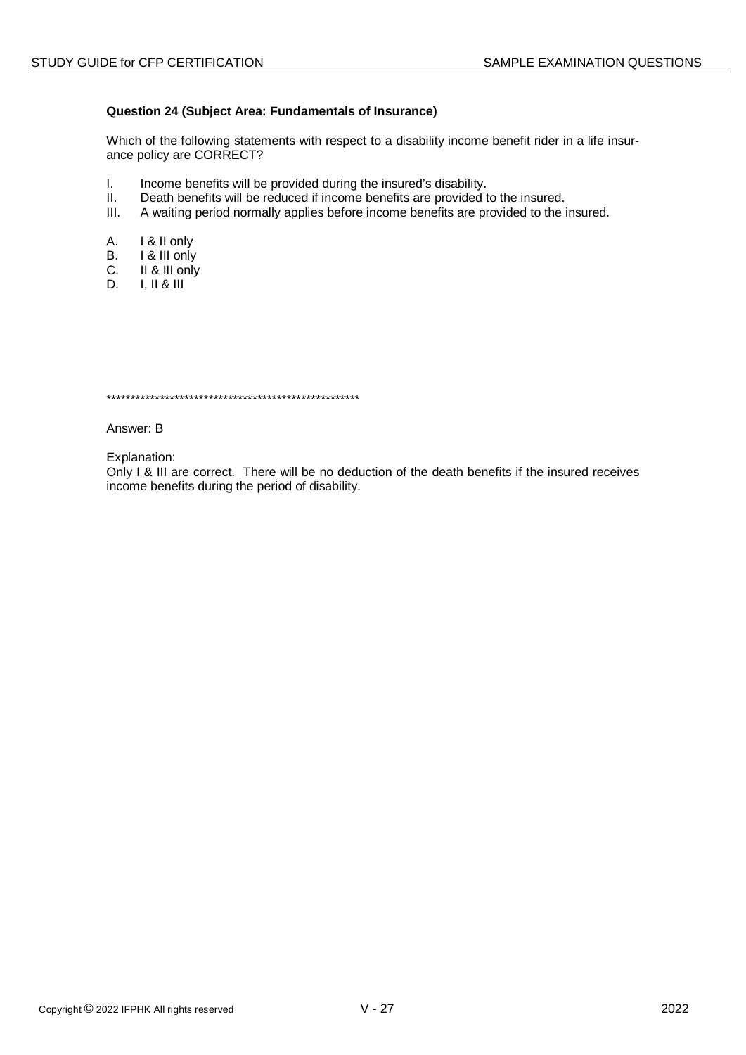**Question 24 (Subject Area: Fundamentals of Insurance)**

Which of the following statements with respect to a disability income benefit rider in a life insurance policy are CORRECT?

I. Income benefits will be provided during the insured's disability.
II. Death benefits will be reduced if income benefits are provided to the insured.
III. A waiting period normally applies before income benefits are provided to the insured.

A. I & II only
B. I & III only
C. II & III only
D. I, II & III

*****************************************************

Answer: B

Explanation:
Only I & III are correct. There will be no deduction of the death benefits if the insured receives income benefits during the period of disability.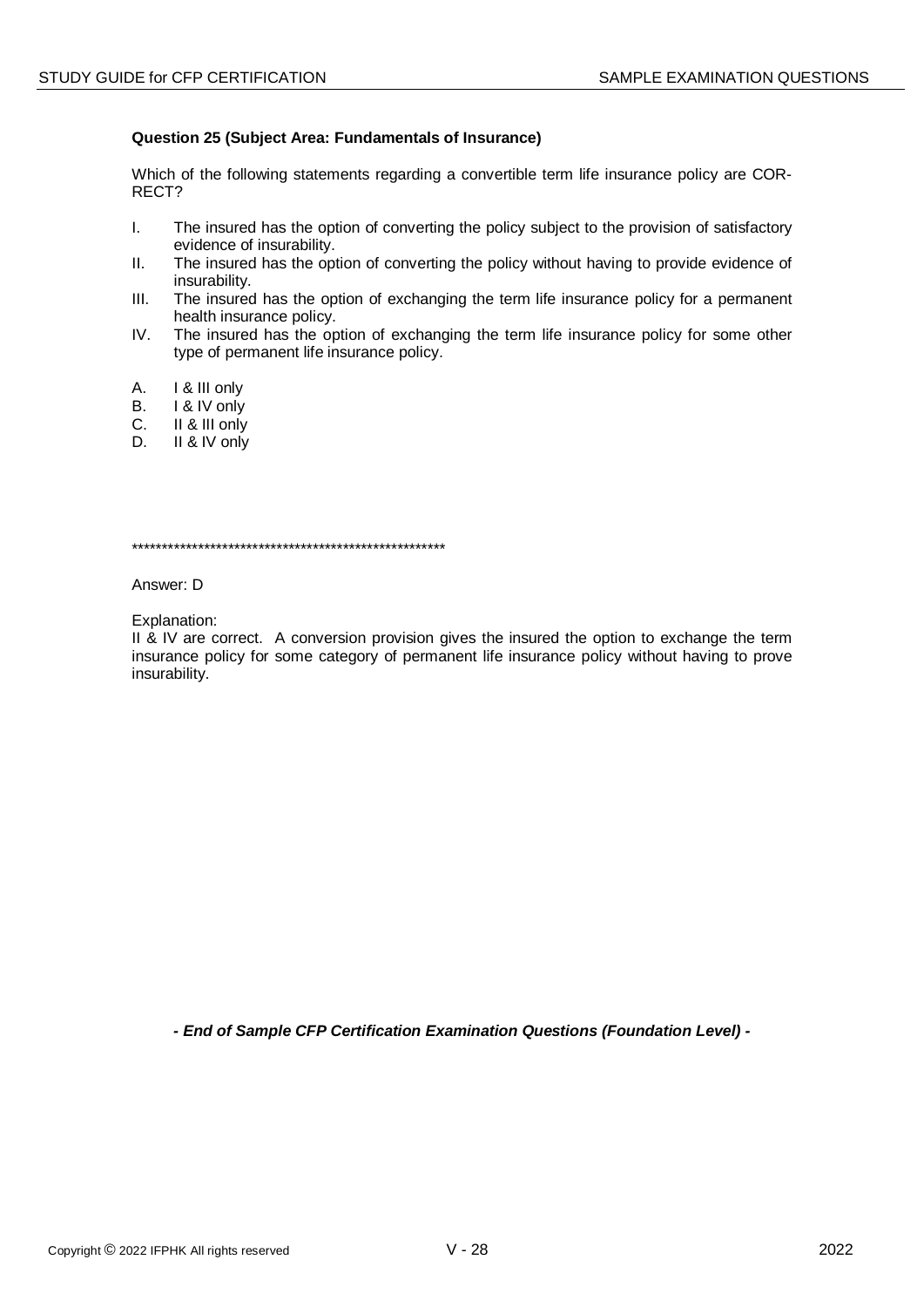**Question 25 (Subject Area: Fundamentals of Insurance)**

Which of the following statements regarding a convertible term life insurance policy are CORRECT?

I. The insured has the option of converting the policy subject to the provision of satisfactory evidence of insurability.
II. The insured has the option of converting the policy without having to provide evidence of insurability.
III. The insured has the option of exchanging the term life insurance policy for a permanent health insurance policy.
IV. The insured has the option of exchanging the term life insurance policy for some other type of permanent life insurance policy.

A. I & III only
B. I & IV only
C. II & III only
D. II & IV only

*****************************************************

Answer: D

Explanation:
II & IV are correct. A conversion provision gives the insured the option to exchange the term insurance policy for some category of permanent life insurance policy without having to prove insurability.

***- End of Sample CFP Certification Examination Questions (Foundation Level) -***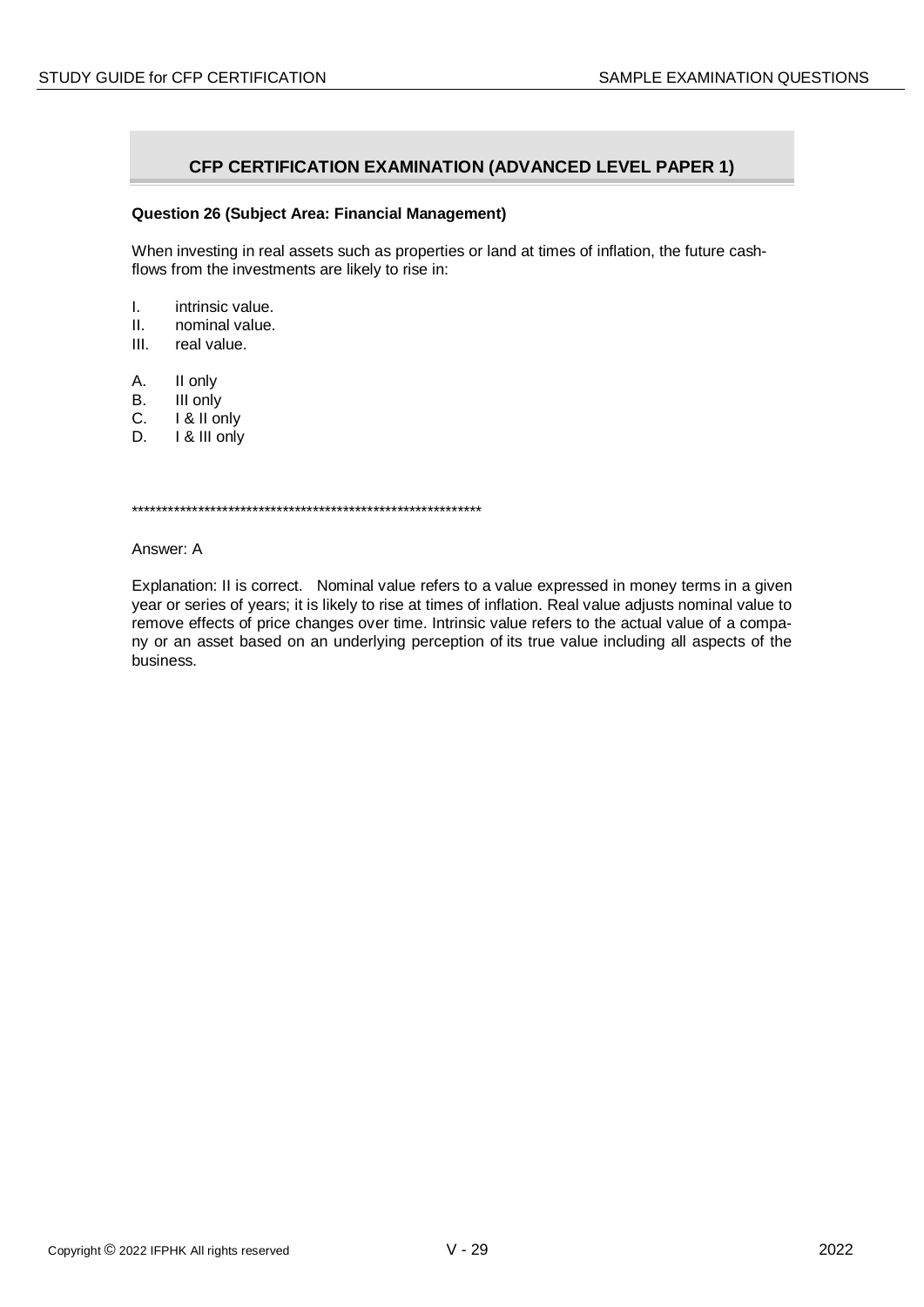## CFP CERTIFICATION EXAMINATION (ADVANCED LEVEL PAPER 1)

**Question 26 (Subject Area: Financial Management)**

When investing in real assets such as properties or land at times of inflation, the future cash-flows from the investments are likely to rise in:

I. intrinsic value.
II. nominal value.
III. real value.

A. II only
B. III only
C. I & II only
D. I & III only

**********************************************************

Answer: A

Explanation: II is correct. Nominal value refers to a value expressed in money terms in a given year or series of years; it is likely to rise at times of inflation. Real value adjusts nominal value to remove effects of price changes over time. Intrinsic value refers to the actual value of a company or an asset based on an underlying perception of its true value including all aspects of the business.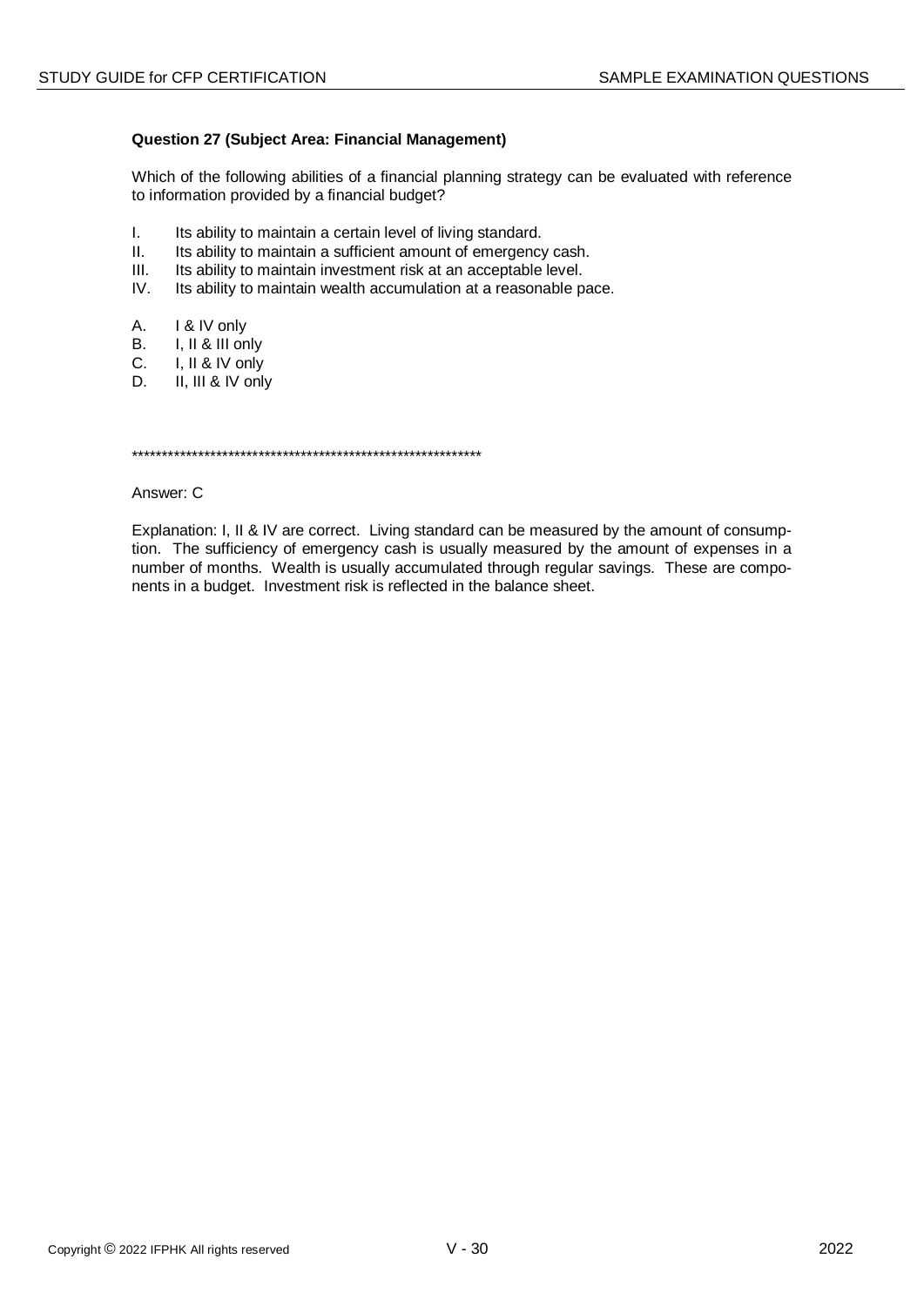**Question 27 (Subject Area: Financial Management)**

Which of the following abilities of a financial planning strategy can be evaluated with reference to information provided by a financial budget?

I. Its ability to maintain a certain level of living standard.
II. Its ability to maintain a sufficient amount of emergency cash.
III. Its ability to maintain investment risk at an acceptable level.
IV. Its ability to maintain wealth accumulation at a reasonable pace.

A. I & IV only
B. I, II & III only
C. I, II & IV only
D. II, III & IV only

************************************************************

Answer: C

Explanation: I, II & IV are correct. Living standard can be measured by the amount of consumption. The sufficiency of emergency cash is usually measured by the amount of expenses in a number of months. Wealth is usually accumulated through regular savings. These are components in a budget. Investment risk is reflected in the balance sheet.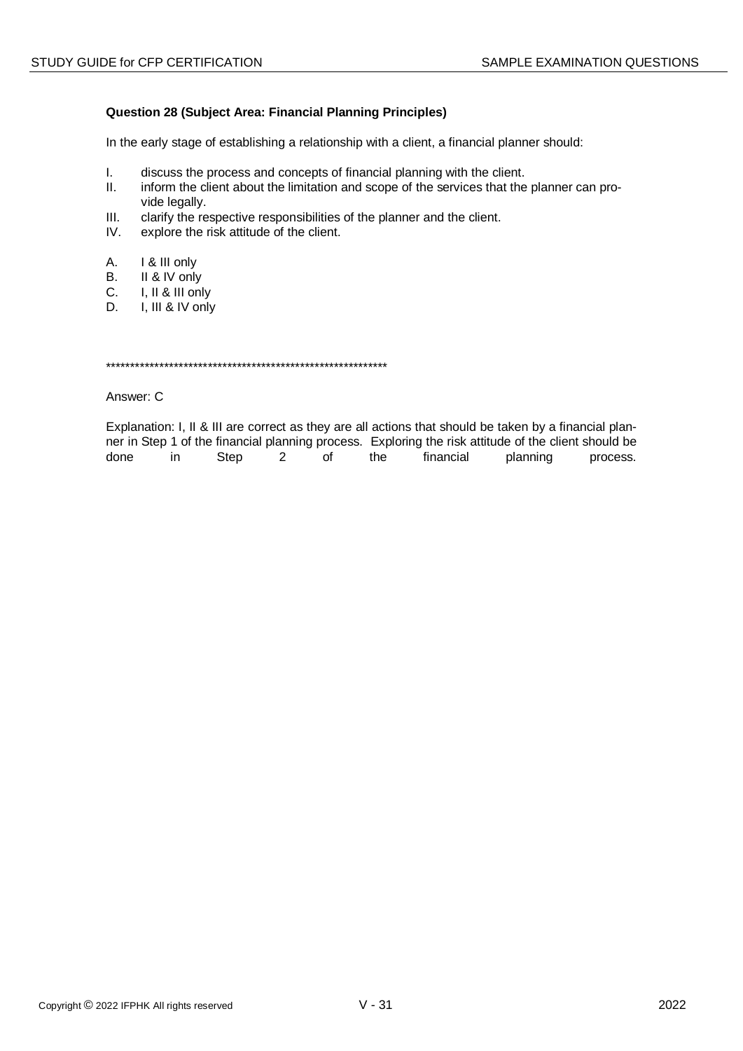**Question 28 (Subject Area: Financial Planning Principles)**

In the early stage of establishing a relationship with a client, a financial planner should:

I. discuss the process and concepts of financial planning with the client.
II. inform the client about the limitation and scope of the services that the planner can provide legally.
III. clarify the respective responsibilities of the planner and the client.
IV. explore the risk attitude of the client.

A. I & III only
B. II & IV only
C. I, II & III only
D. I, III & IV only

************************************************************

Answer: C

Explanation: I, II & III are correct as they are all actions that should be taken by a financial planner in Step 1 of the financial planning process. Exploring the risk attitude of the client should be done in Step 2 of the financial planning process.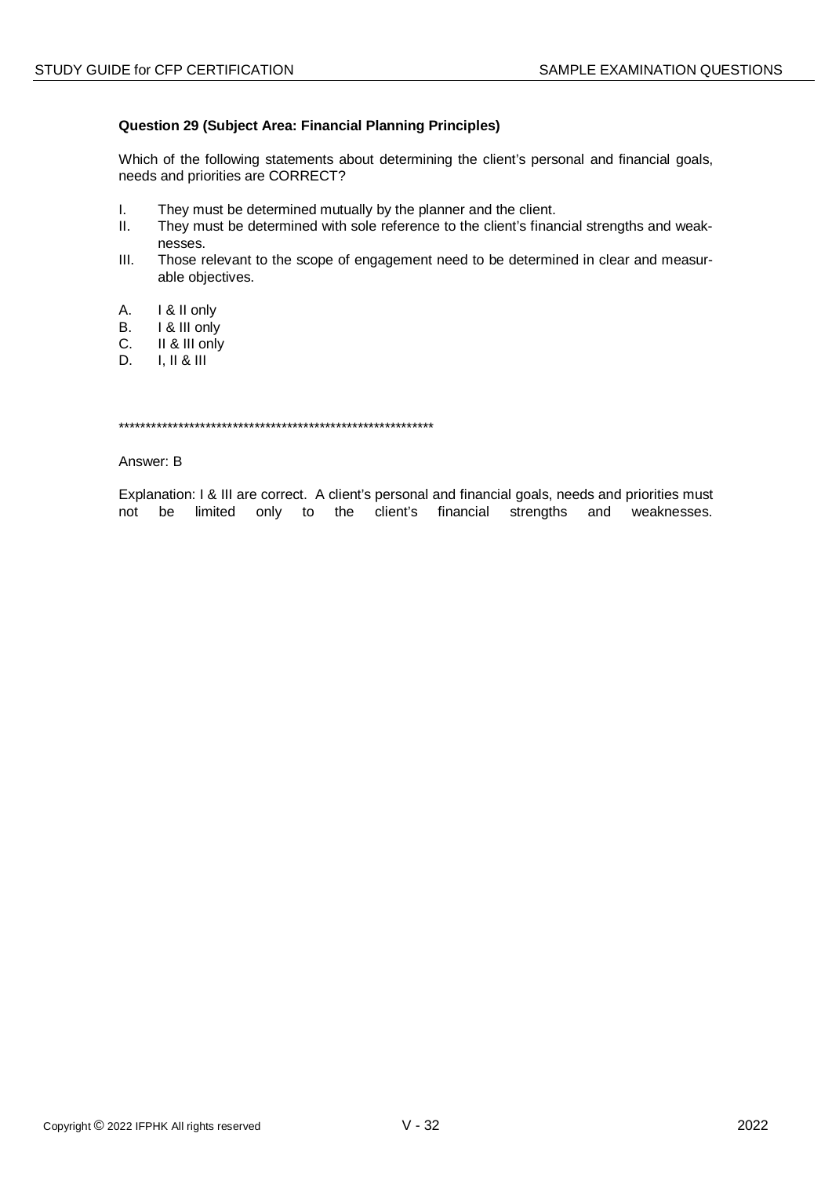**Question 29 (Subject Area: Financial Planning Principles)**

Which of the following statements about determining the client's personal and financial goals, needs and priorities are CORRECT?

I. They must be determined mutually by the planner and the client.
II. They must be determined with sole reference to the client's financial strengths and weaknesses.
III. Those relevant to the scope of engagement need to be determined in clear and measurable objectives.

A. I & II only
B. I & III only
C. II & III only
D. I, II & III

**********************************************************

Answer: B

Explanation: I & III are correct. A client's personal and financial goals, needs and priorities must not be limited only to the client's financial strengths and weaknesses.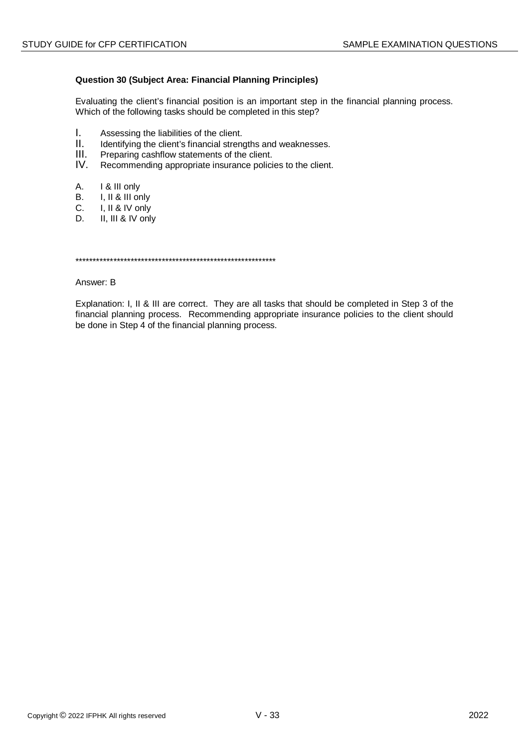**Question 30 (Subject Area: Financial Planning Principles)**

Evaluating the client's financial position is an important step in the financial planning process. Which of the following tasks should be completed in this step?

I. Assessing the liabilities of the client.
II. Identifying the client's financial strengths and weaknesses.
III. Preparing cashflow statements of the client.
IV. Recommending appropriate insurance policies to the client.

A. I & III only
B. I, II & III only
C. I, II & IV only
D. II, III & IV only

************************************************************

Answer: B

Explanation: I, II & III are correct. They are all tasks that should be completed in Step 3 of the financial planning process. Recommending appropriate insurance policies to the client should be done in Step 4 of the financial planning process.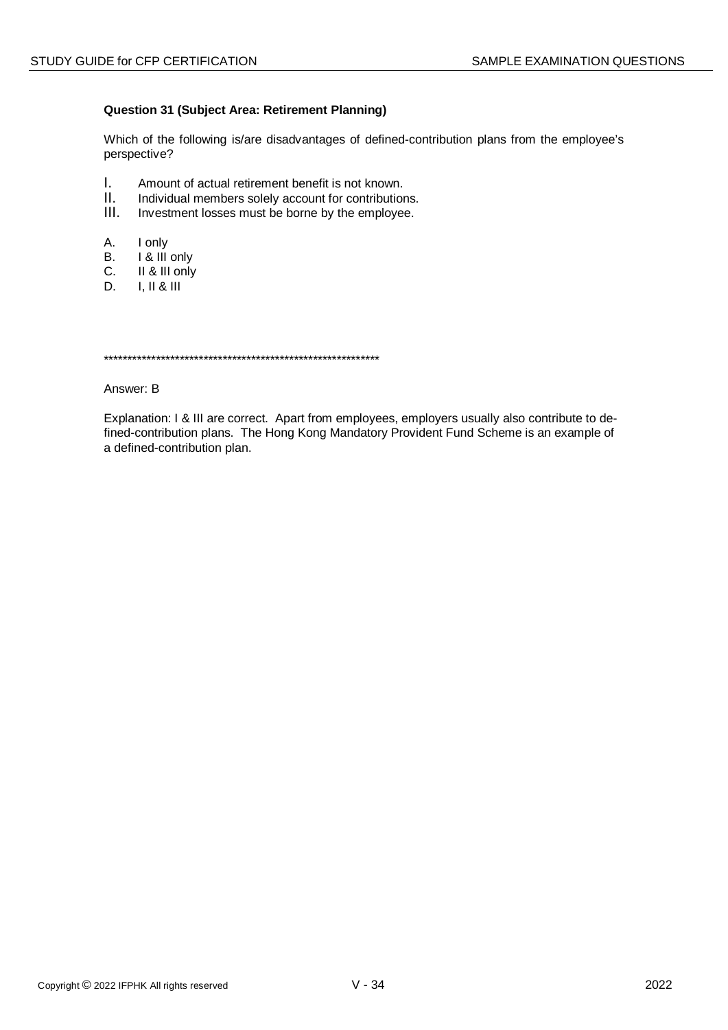**Question 31 (Subject Area: Retirement Planning)**

Which of the following is/are disadvantages of defined-contribution plans from the employee's perspective?

I. Amount of actual retirement benefit is not known.
II. Individual members solely account for contributions.
III. Investment losses must be borne by the employee.

A. I only
B. I & III only
C. II & III only
D. I, II & III

************************************************************

Answer: B

Explanation: I & III are correct. Apart from employees, employers usually also contribute to defined-contribution plans. The Hong Kong Mandatory Provident Fund Scheme is an example of a defined-contribution plan.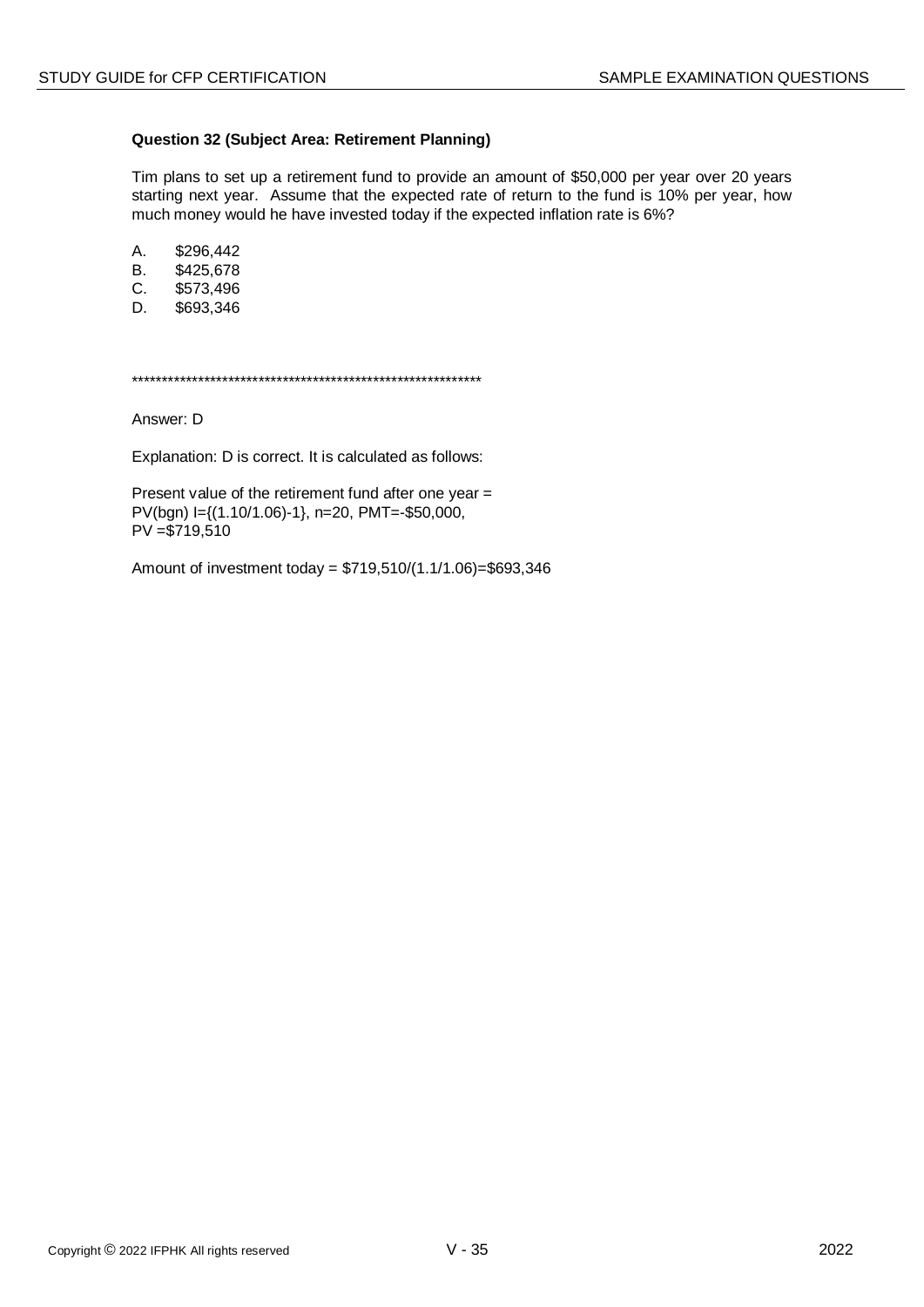**Question 32 (Subject Area: Retirement Planning)**

Tim plans to set up a retirement fund to provide an amount of $50,000 per year over 20 years starting next year. Assume that the expected rate of return to the fund is 10% per year, how much money would he have invested today if the expected inflation rate is 6%?

A. $296,442
B. $425,678
C. $573,496
D. $693,346

************************************************************

Answer: D

Explanation: D is correct. It is calculated as follows:

Present value of the retirement fund after one year =
PV(bgn) I={(1.10/1.06)-1}, n=20, PMT=-$50,000,
PV =$719,510

Amount of investment today = $719,510/(1.1/1.06)=$693,346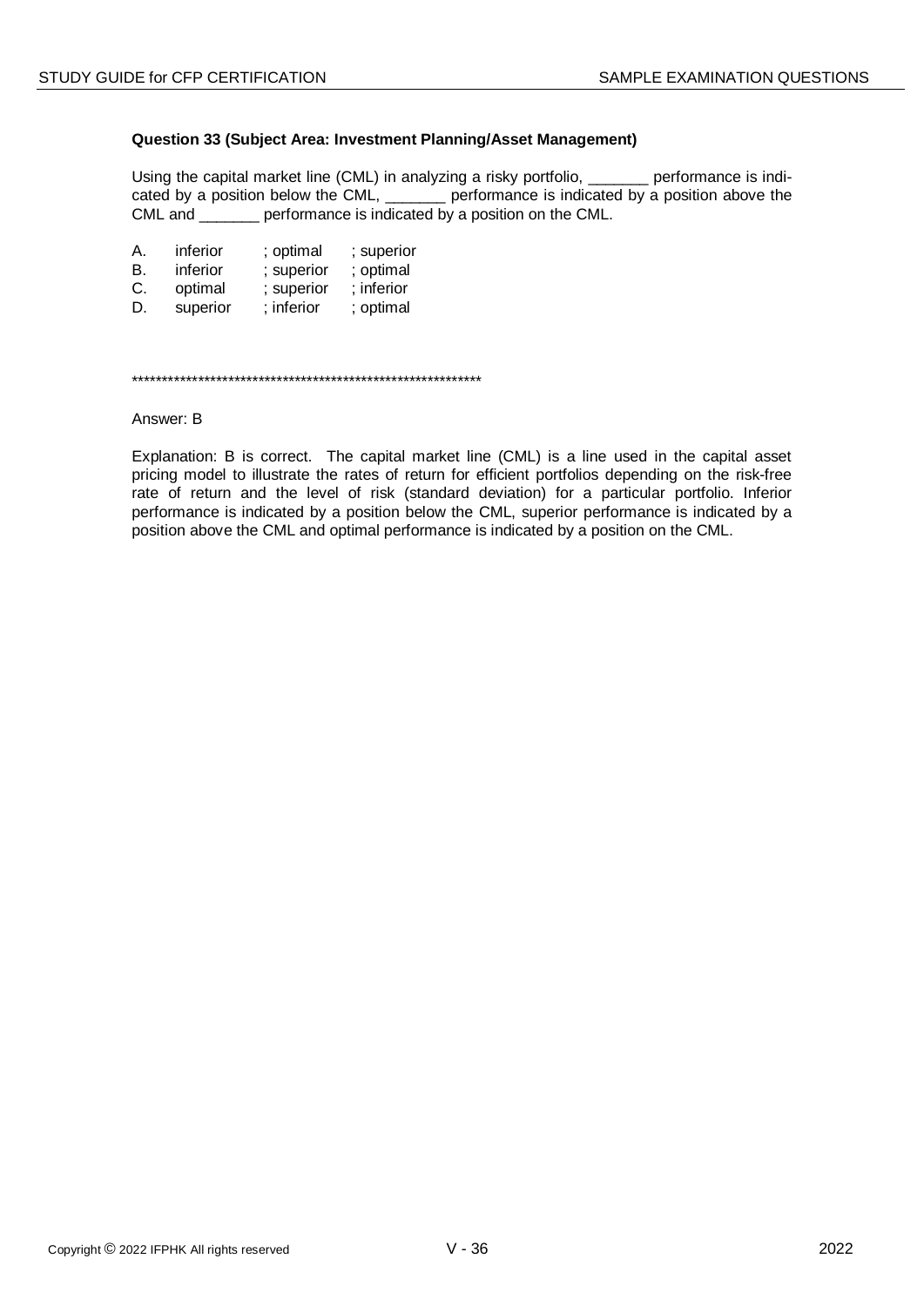**Question 33 (Subject Area: Investment Planning/Asset Management)**

Using the capital market line (CML) in analyzing a risky portfolio, _______ performance is indicated by a position below the CML, _______ performance is indicated by a position above the CML and _______ performance is indicated by a position on the CML.

A. inferior ; optimal ; superior
B. inferior ; superior ; optimal
C. optimal ; superior ; inferior
D. superior ; inferior ; optimal

************************************************************

Answer: B

Explanation: B is correct. The capital market line (CML) is a line used in the capital asset pricing model to illustrate the rates of return for efficient portfolios depending on the risk-free rate of return and the level of risk (standard deviation) for a particular portfolio. Inferior performance is indicated by a position below the CML, superior performance is indicated by a position above the CML and optimal performance is indicated by a position on the CML.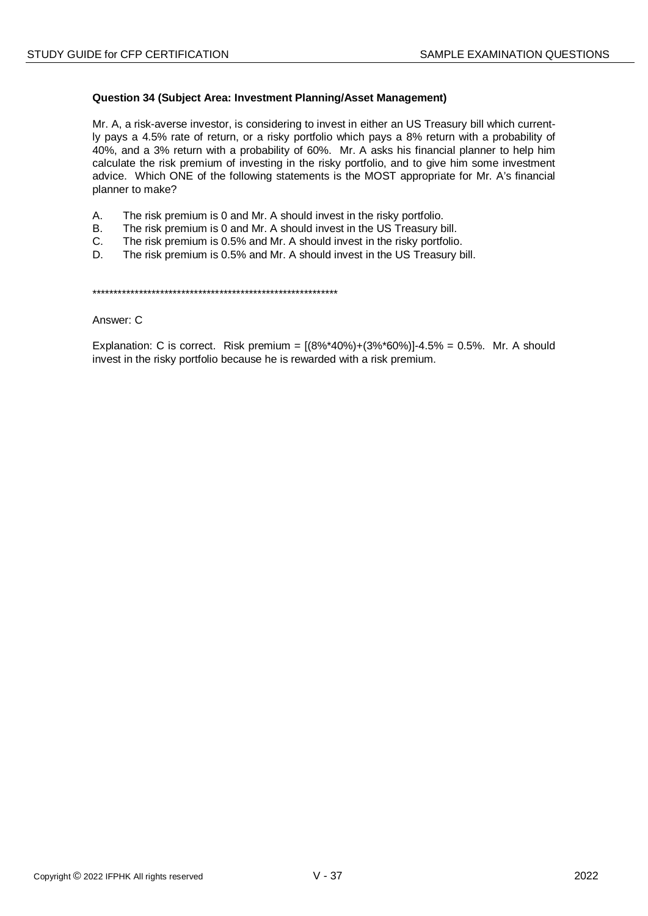**Question 34 (Subject Area: Investment Planning/Asset Management)**

Mr. A, a risk-averse investor, is considering to invest in either an US Treasury bill which currently pays a 4.5% rate of return, or a risky portfolio which pays a 8% return with a probability of 40%, and a 3% return with a probability of 60%. Mr. A asks his financial planner to help him calculate the risk premium of investing in the risky portfolio, and to give him some investment advice. Which ONE of the following statements is the MOST appropriate for Mr. A's financial planner to make?

A. The risk premium is 0 and Mr. A should invest in the risky portfolio.
B. The risk premium is 0 and Mr. A should invest in the US Treasury bill.
C. The risk premium is 0.5% and Mr. A should invest in the risky portfolio.
D. The risk premium is 0.5% and Mr. A should invest in the US Treasury bill.

************************************************************

Answer: C

Explanation: C is correct. Risk premium = [(8%*40%)+(3%*60%)]-4.5% = 0.5%. Mr. A should invest in the risky portfolio because he is rewarded with a risk premium.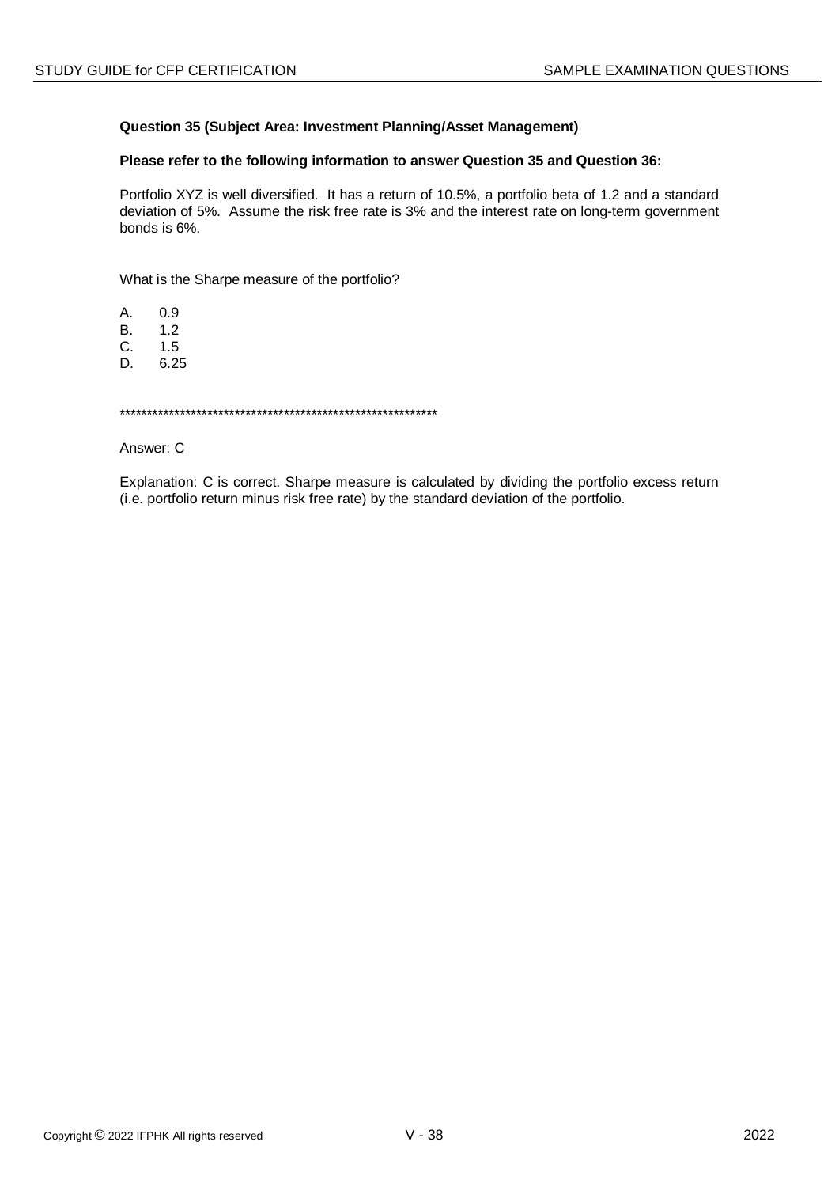**Question 35 (Subject Area: Investment Planning/Asset Management)**

**Please refer to the following information to answer Question 35 and Question 36:**

Portfolio XYZ is well diversified. It has a return of 10.5%, a portfolio beta of 1.2 and a standard deviation of 5%. Assume the risk free rate is 3% and the interest rate on long-term government bonds is 6%.

What is the Sharpe measure of the portfolio?

A. 0.9
B. 1.2
C. 1.5
D. 6.25

************************************************************

Answer: C

Explanation: C is correct. Sharpe measure is calculated by dividing the portfolio excess return (i.e. portfolio return minus risk free rate) by the standard deviation of the portfolio.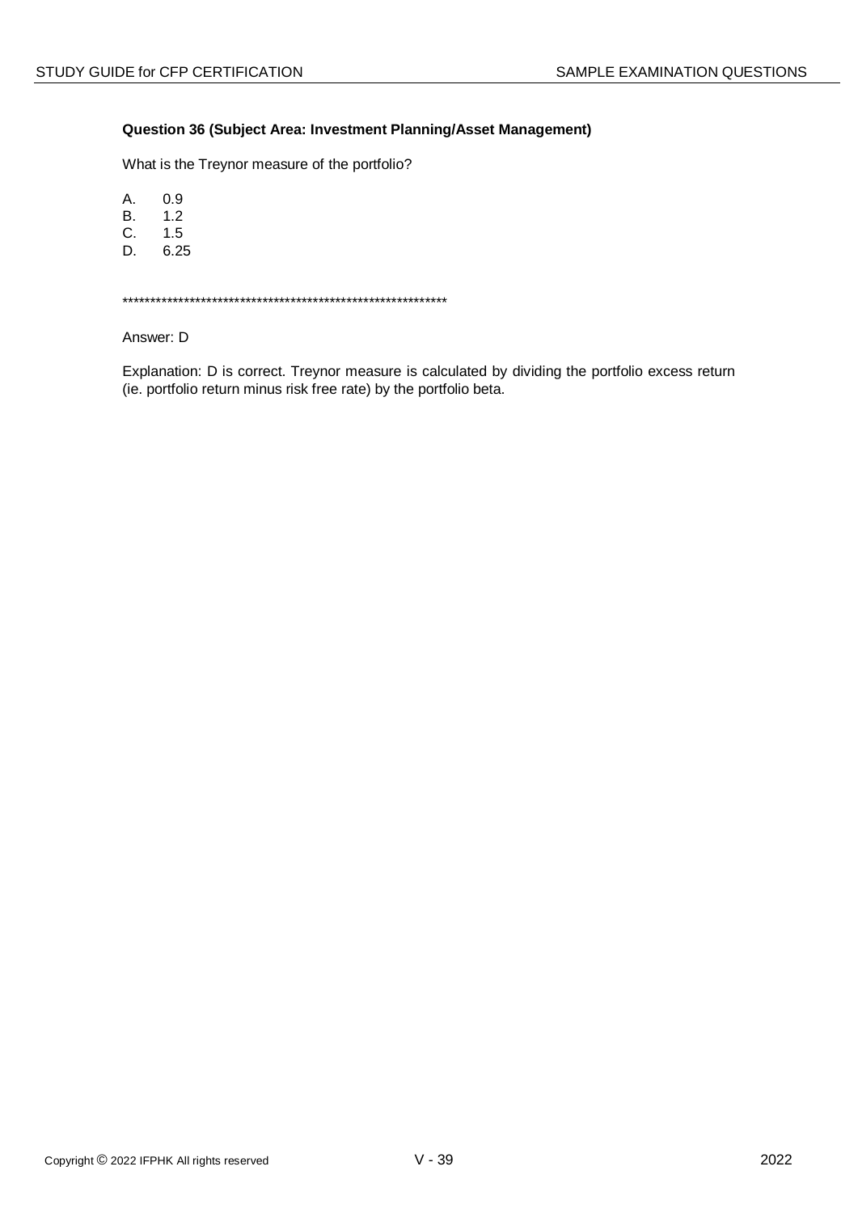**Question 36 (Subject Area: Investment Planning/Asset Management)**

What is the Treynor measure of the portfolio?

A. 0.9
B. 1.2
C. 1.5
D. 6.25

************************************************************

Answer: D

Explanation: D is correct. Treynor measure is calculated by dividing the portfolio excess return (ie. portfolio return minus risk free rate) by the portfolio beta.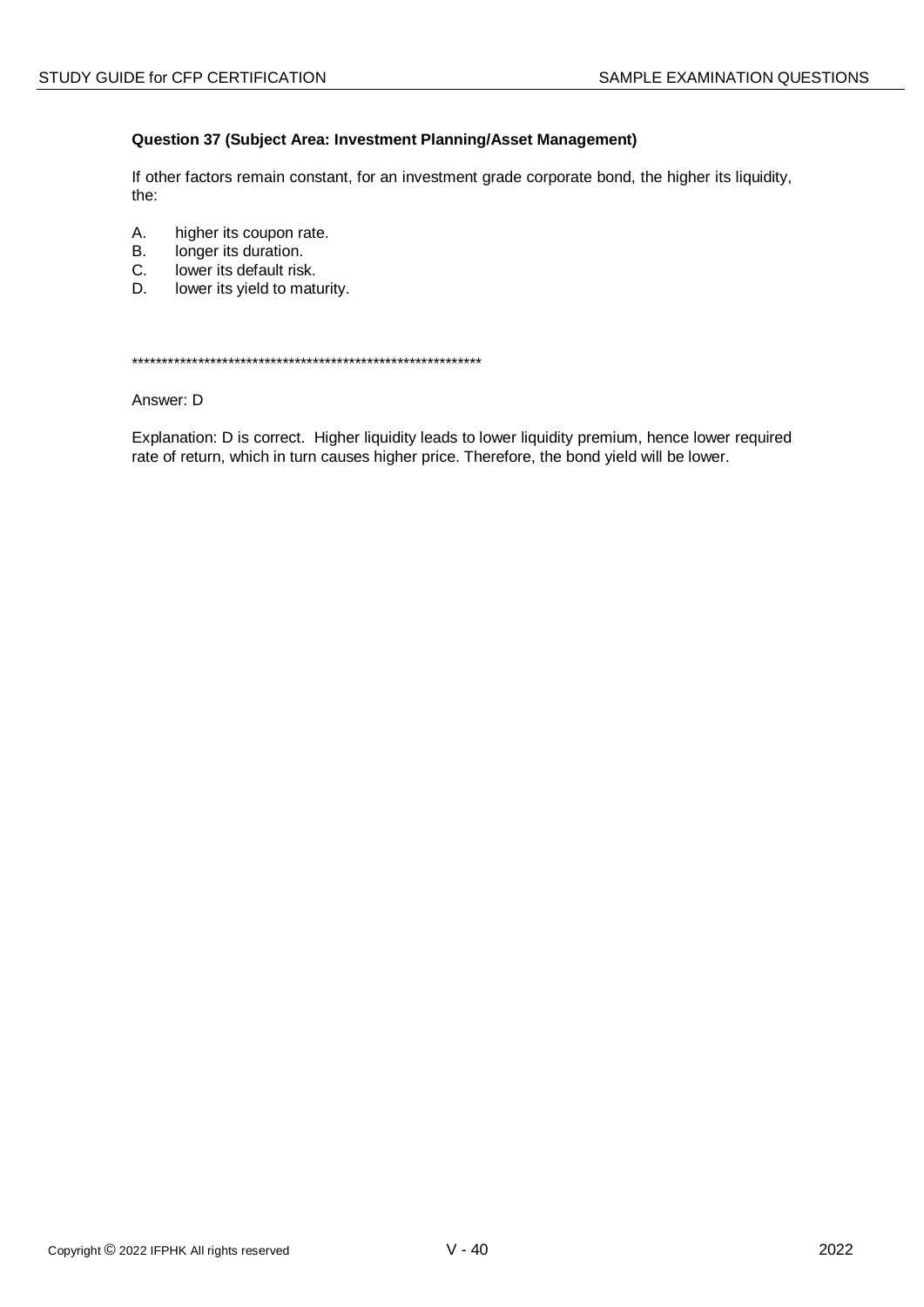**Question 37 (Subject Area: Investment Planning/Asset Management)**

If other factors remain constant, for an investment grade corporate bond, the higher its liquidity, the:

A. higher its coupon rate.
B. longer its duration.
C. lower its default risk.
D. lower its yield to maturity.

************************************************************

Answer: D

Explanation: D is correct. Higher liquidity leads to lower liquidity premium, hence lower required rate of return, which in turn causes higher price. Therefore, the bond yield will be lower.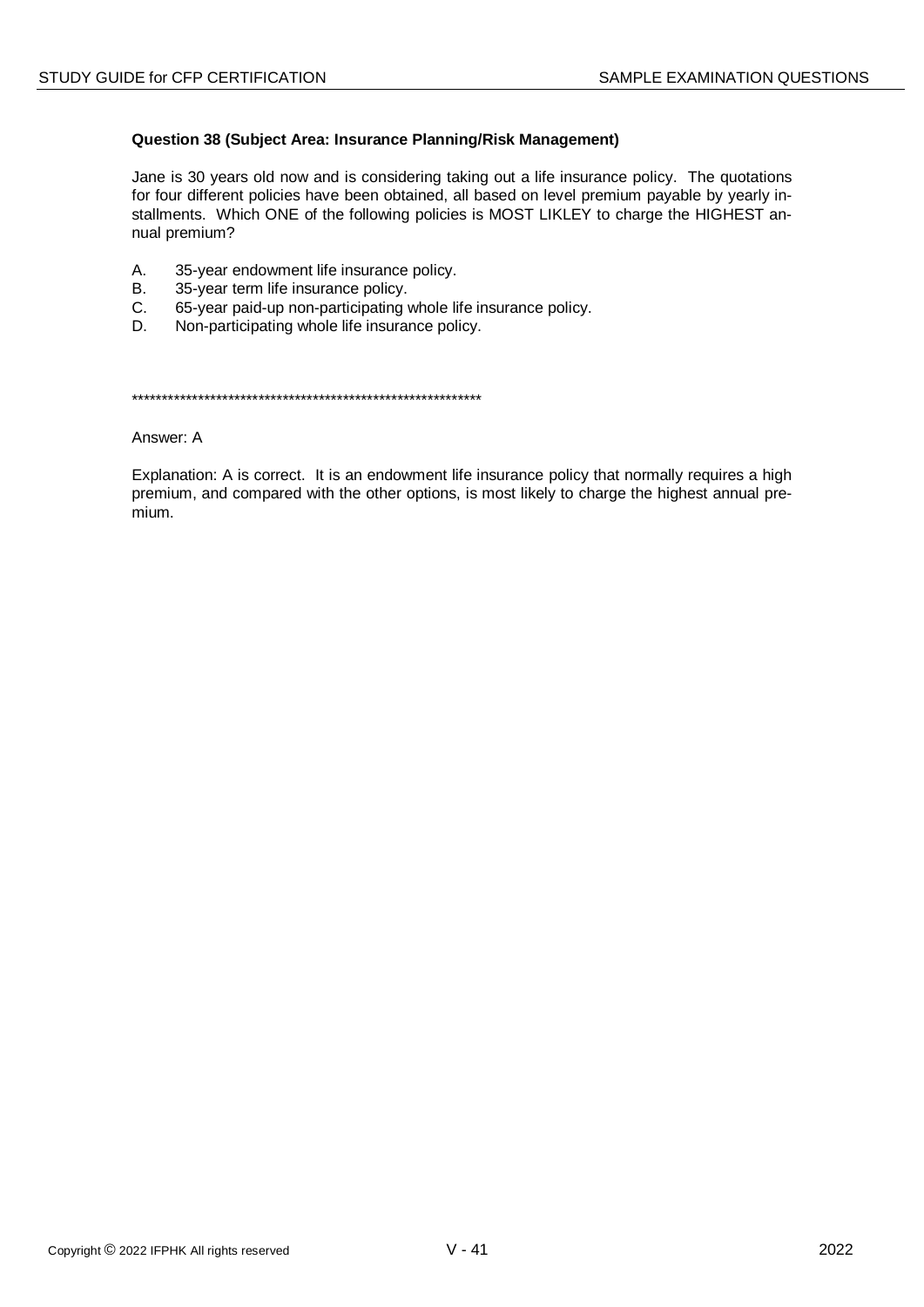**Question 38 (Subject Area: Insurance Planning/Risk Management)**

Jane is 30 years old now and is considering taking out a life insurance policy. The quotations for four different policies have been obtained, all based on level premium payable by yearly installments. Which ONE of the following policies is MOST LIKLEY to charge the HIGHEST annual premium?

A. 35-year endowment life insurance policy.
B. 35-year term life insurance policy.
C. 65-year paid-up non-participating whole life insurance policy.
D. Non-participating whole life insurance policy.

************************************************************

Answer: A

Explanation: A is correct. It is an endowment life insurance policy that normally requires a high premium, and compared with the other options, is most likely to charge the highest annual premium.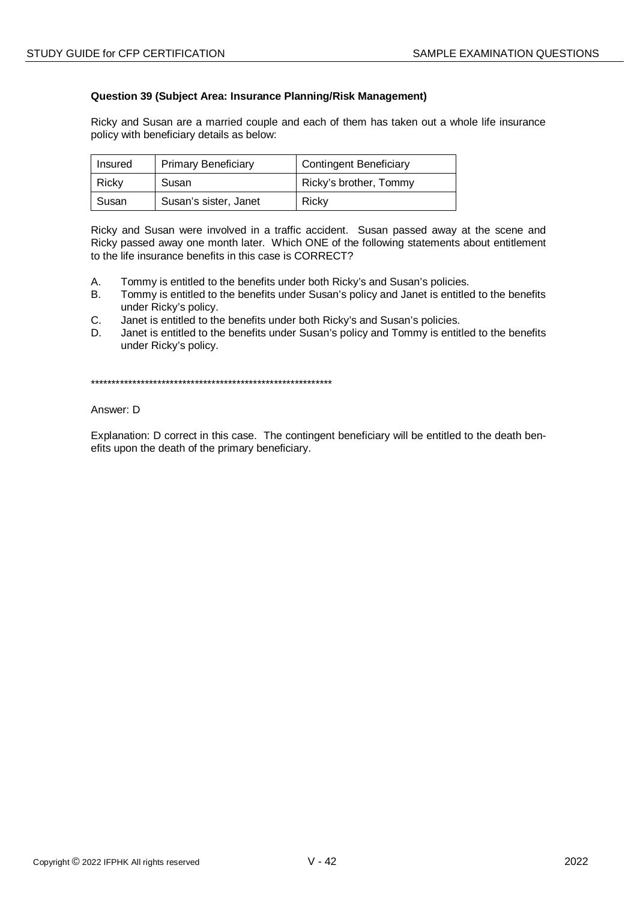**Question 39 (Subject Area: Insurance Planning/Risk Management)**

Ricky and Susan are a married couple and each of them has taken out a whole life insurance policy with beneficiary details as below:

| Insured | Primary Beneficiary | Contingent Beneficiary |
|---|---|---|
| Ricky | Susan | Ricky's brother, Tommy |
| Susan | Susan's sister, Janet | Ricky |

Ricky and Susan were involved in a traffic accident. Susan passed away at the scene and Ricky passed away one month later. Which ONE of the following statements about entitlement to the life insurance benefits in this case is CORRECT?

A. Tommy is entitled to the benefits under both Ricky's and Susan's policies.
B. Tommy is entitled to the benefits under Susan's policy and Janet is entitled to the benefits under Ricky's policy.
C. Janet is entitled to the benefits under both Ricky's and Susan's policies.
D. Janet is entitled to the benefits under Susan's policy and Tommy is entitled to the benefits under Ricky's policy.

************************************************************

Answer: D

Explanation: D correct in this case. The contingent beneficiary will be entitled to the death benefits upon the death of the primary beneficiary.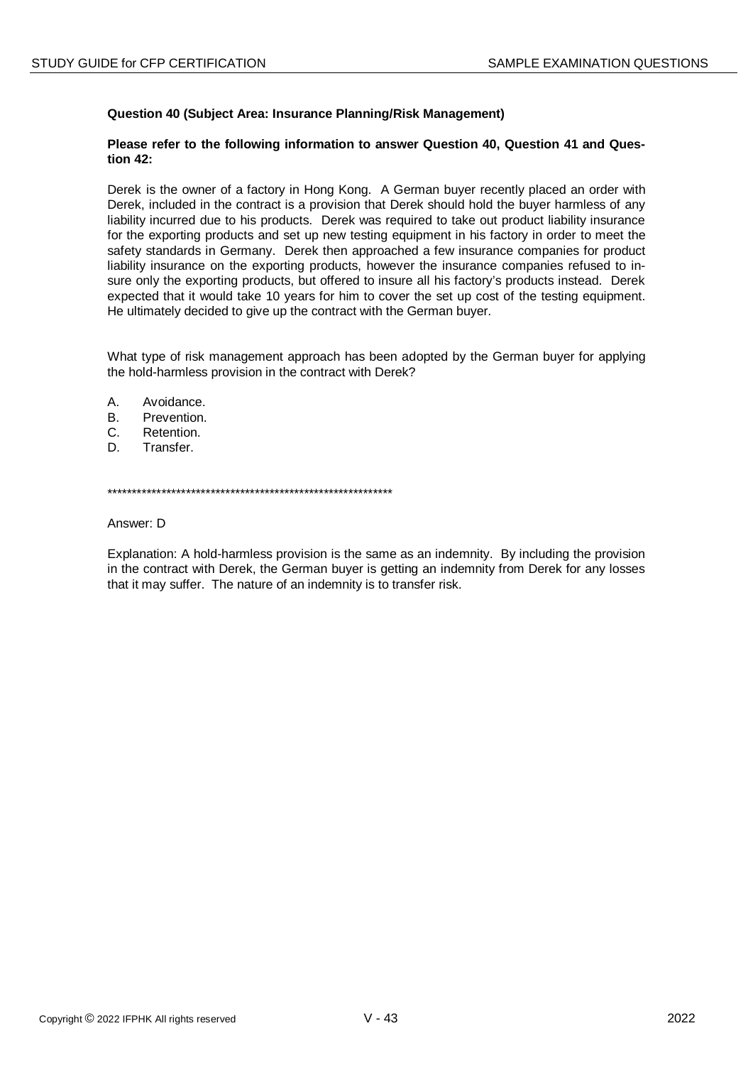**Question 40 (Subject Area: Insurance Planning/Risk Management)**

**Please refer to the following information to answer Question 40, Question 41 and Question 42:**

Derek is the owner of a factory in Hong Kong. A German buyer recently placed an order with Derek, included in the contract is a provision that Derek should hold the buyer harmless of any liability incurred due to his products. Derek was required to take out product liability insurance for the exporting products and set up new testing equipment in his factory in order to meet the safety standards in Germany. Derek then approached a few insurance companies for product liability insurance on the exporting products, however the insurance companies refused to insure only the exporting products, but offered to insure all his factory's products instead. Derek expected that it would take 10 years for him to cover the set up cost of the testing equipment. He ultimately decided to give up the contract with the German buyer.

What type of risk management approach has been adopted by the German buyer for applying the hold-harmless provision in the contract with Derek?

A. Avoidance.
B. Prevention.
C. Retention.
D. Transfer.

************************************************************

Answer: D

Explanation: A hold-harmless provision is the same as an indemnity. By including the provision in the contract with Derek, the German buyer is getting an indemnity from Derek for any losses that it may suffer. The nature of an indemnity is to transfer risk.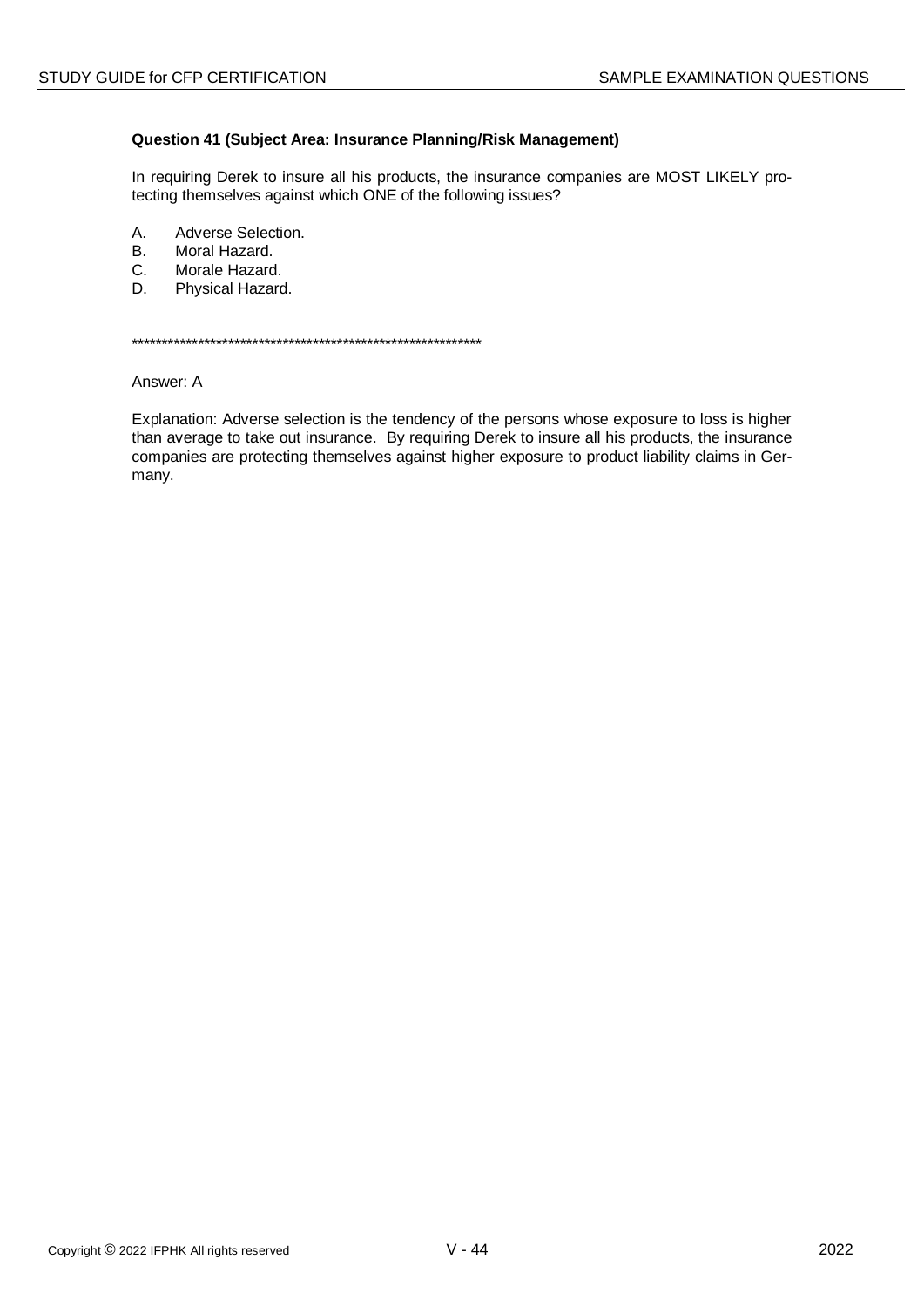**Question 41 (Subject Area: Insurance Planning/Risk Management)**

In requiring Derek to insure all his products, the insurance companies are MOST LIKELY protecting themselves against which ONE of the following issues?

A. Adverse Selection.
B. Moral Hazard.
C. Morale Hazard.
D. Physical Hazard.

************************************************************

Answer: A

Explanation: Adverse selection is the tendency of the persons whose exposure to loss is higher than average to take out insurance. By requiring Derek to insure all his products, the insurance companies are protecting themselves against higher exposure to product liability claims in Germany.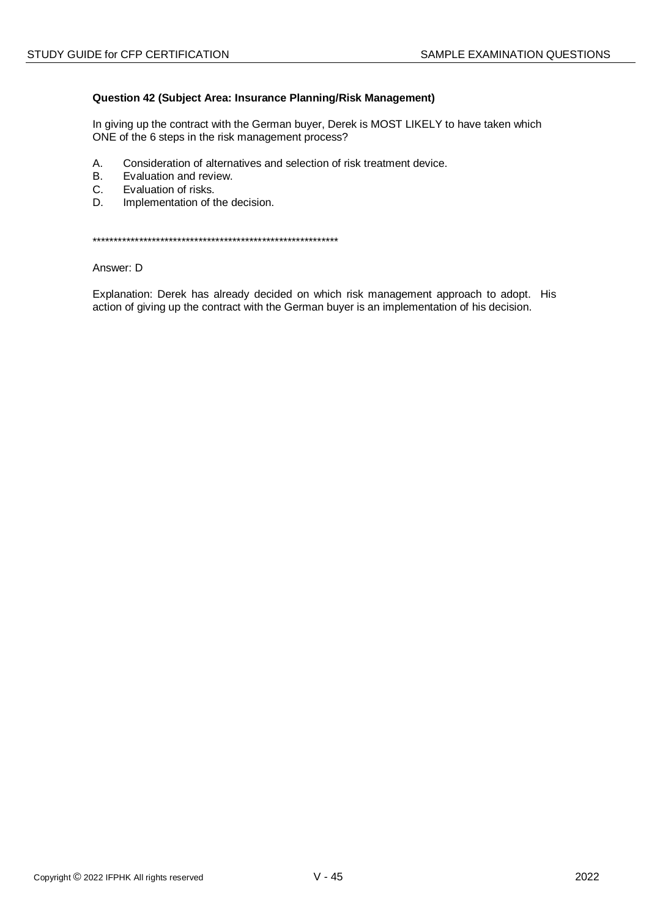**Question 42 (Subject Area: Insurance Planning/Risk Management)**

In giving up the contract with the German buyer, Derek is MOST LIKELY to have taken which ONE of the 6 steps in the risk management process?

A. Consideration of alternatives and selection of risk treatment device.
B. Evaluation and review.
C. Evaluation of risks.
D. Implementation of the decision.

************************************************************

Answer: D

Explanation: Derek has already decided on which risk management approach to adopt. His action of giving up the contract with the German buyer is an implementation of his decision.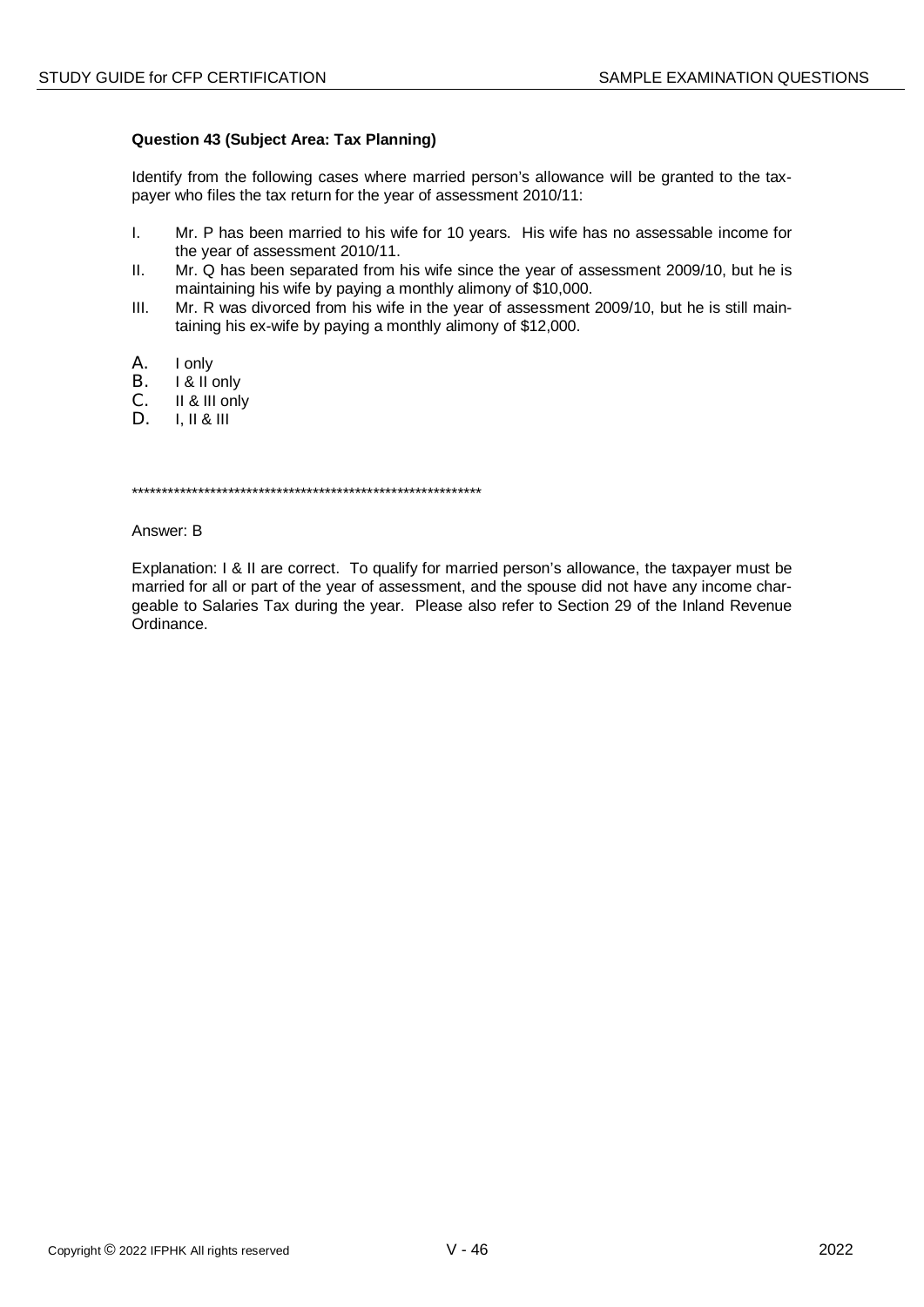**Question 43 (Subject Area: Tax Planning)**

Identify from the following cases where married person's allowance will be granted to the tax-payer who files the tax return for the year of assessment 2010/11:

I. Mr. P has been married to his wife for 10 years. His wife has no assessable income for the year of assessment 2010/11.

II. Mr. Q has been separated from his wife since the year of assessment 2009/10, but he is maintaining his wife by paying a monthly alimony of $10,000.

III. Mr. R was divorced from his wife in the year of assessment 2009/10, but he is still maintaining his ex-wife by paying a monthly alimony of $12,000.

A. I only
B. I & II only
C. II & III only
D. I, II & III

************************************************************

Answer: B

Explanation: I & II are correct. To qualify for married person's allowance, the taxpayer must be married for all or part of the year of assessment, and the spouse did not have any income chargeable to Salaries Tax during the year. Please also refer to Section 29 of the Inland Revenue Ordinance.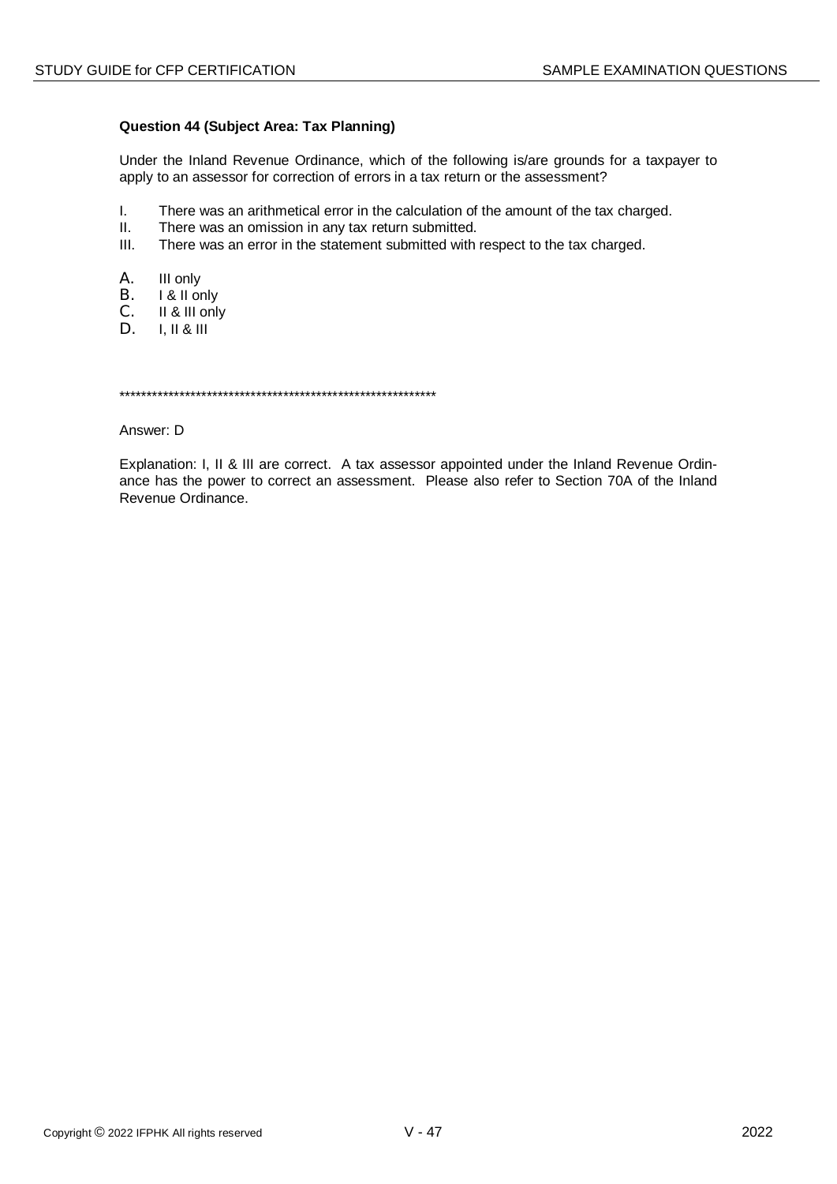**Question 44 (Subject Area: Tax Planning)**

Under the Inland Revenue Ordinance, which of the following is/are grounds for a taxpayer to apply to an assessor for correction of errors in a tax return or the assessment?

I. There was an arithmetical error in the calculation of the amount of the tax charged.
II. There was an omission in any tax return submitted.
III. There was an error in the statement submitted with respect to the tax charged.

A. III only
B. I & II only
C. II & III only
D. I, II & III

************************************************************

Answer: D

Explanation: I, II & III are correct. A tax assessor appointed under the Inland Revenue Ordinance has the power to correct an assessment. Please also refer to Section 70A of the Inland Revenue Ordinance.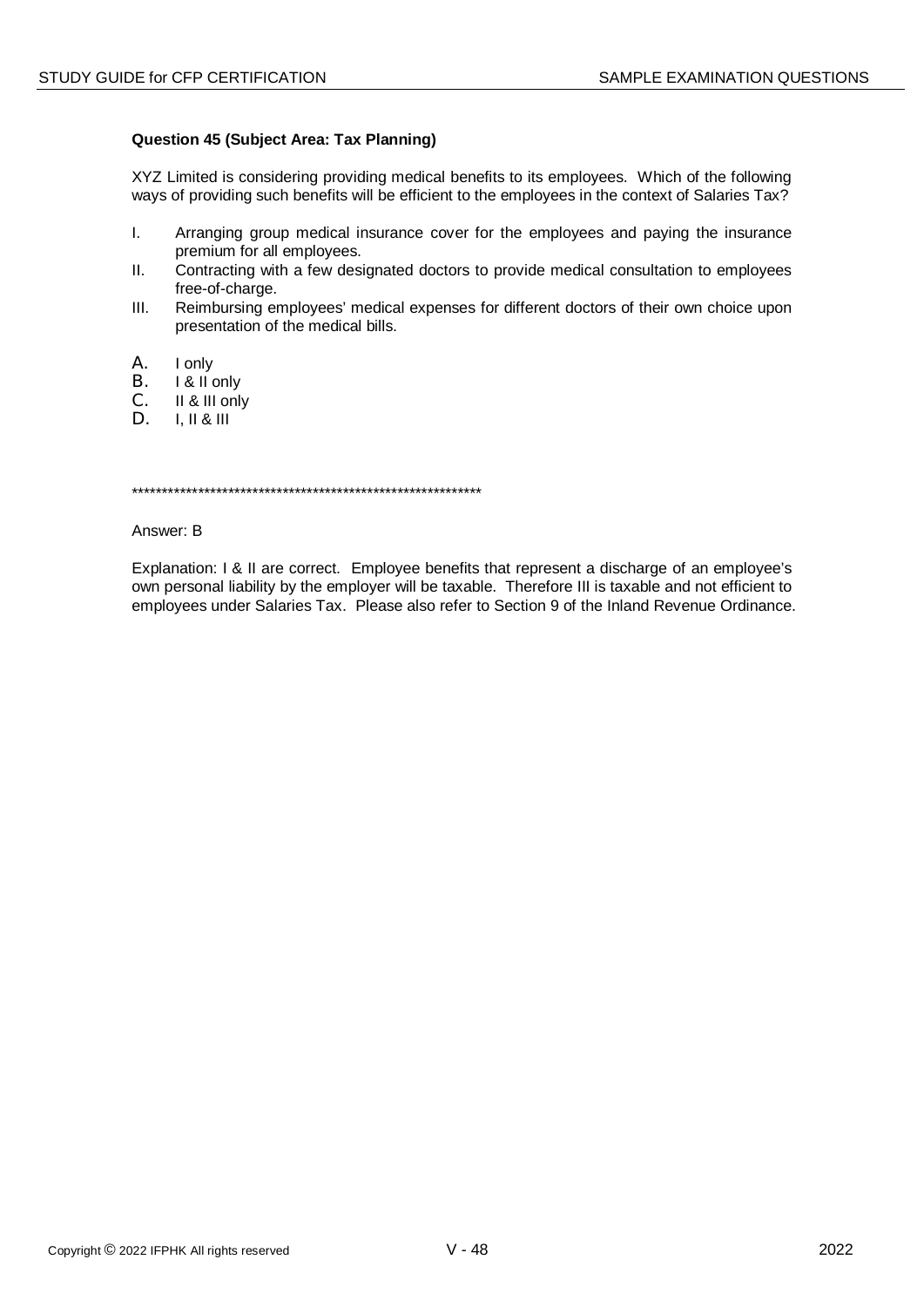**Question 45 (Subject Area: Tax Planning)**

XYZ Limited is considering providing medical benefits to its employees. Which of the following ways of providing such benefits will be efficient to the employees in the context of Salaries Tax?

I. Arranging group medical insurance cover for the employees and paying the insurance premium for all employees.

II. Contracting with a few designated doctors to provide medical consultation to employees free-of-charge.

III. Reimbursing employees' medical expenses for different doctors of their own choice upon presentation of the medical bills.

A. I only
B. I & II only
C. II & III only
D. I, II & III

************************************************************

Answer: B

Explanation: I & II are correct. Employee benefits that represent a discharge of an employee's own personal liability by the employer will be taxable. Therefore III is taxable and not efficient to employees under Salaries Tax. Please also refer to Section 9 of the Inland Revenue Ordinance.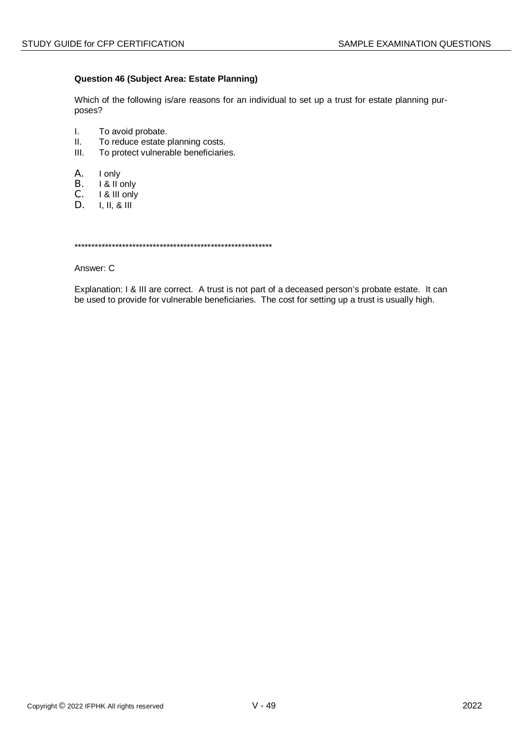**Question 46 (Subject Area: Estate Planning)**

Which of the following is/are reasons for an individual to set up a trust for estate planning purposes?

I. To avoid probate.
II. To reduce estate planning costs.
III. To protect vulnerable beneficiaries.

A. I only
B. I & II only
C. I & III only
D. I, II, & III

************************************************************

Answer: C

Explanation: I & III are correct. A trust is not part of a deceased person's probate estate. It can be used to provide for vulnerable beneficiaries. The cost for setting up a trust is usually high.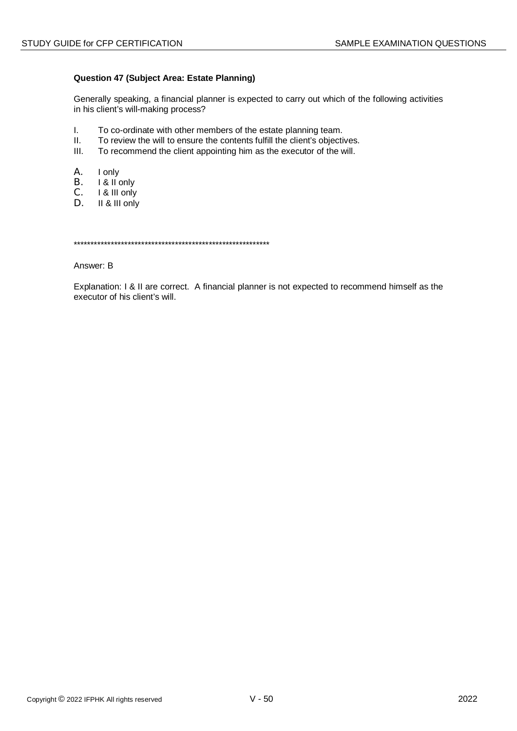**Question 47 (Subject Area: Estate Planning)**

Generally speaking, a financial planner is expected to carry out which of the following activities in his client's will-making process?

I. To co-ordinate with other members of the estate planning team.
II. To review the will to ensure the contents fulfill the client's objectives.
III. To recommend the client appointing him as the executor of the will.

A. I only
B. I & II only
C. I & III only
D. II & III only

************************************************************

Answer: B

Explanation: I & II are correct. A financial planner is not expected to recommend himself as the executor of his client's will.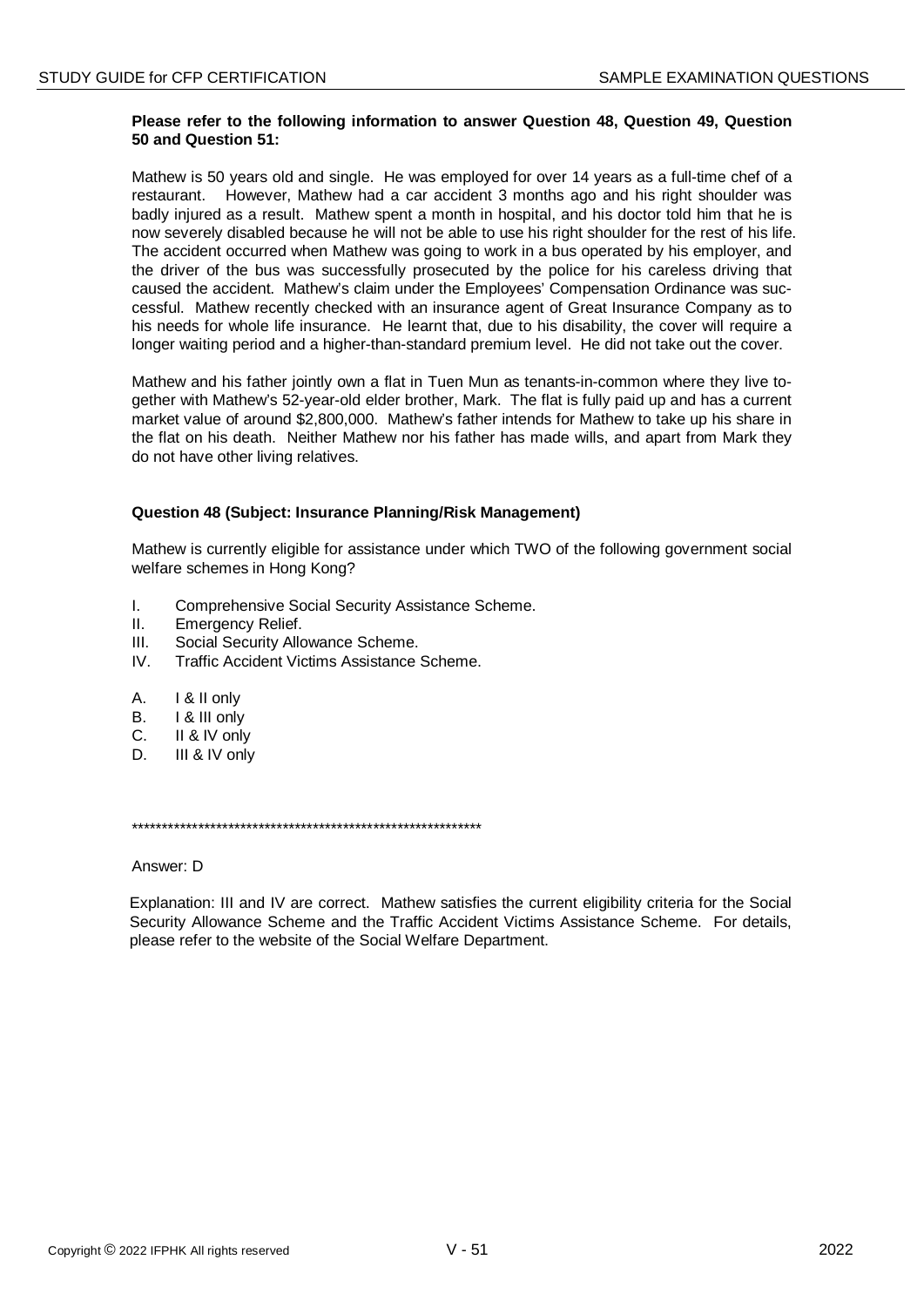**Please refer to the following information to answer Question 48, Question 49, Question 50 and Question 51:**

Mathew is 50 years old and single. He was employed for over 14 years as a full-time chef of a restaurant. However, Mathew had a car accident 3 months ago and his right shoulder was badly injured as a result. Mathew spent a month in hospital, and his doctor told him that he is now severely disabled because he will not be able to use his right shoulder for the rest of his life. The accident occurred when Mathew was going to work in a bus operated by his employer, and the driver of the bus was successfully prosecuted by the police for his careless driving that caused the accident. Mathew's claim under the Employees' Compensation Ordinance was successful. Mathew recently checked with an insurance agent of Great Insurance Company as to his needs for whole life insurance. He learnt that, due to his disability, the cover will require a longer waiting period and a higher-than-standard premium level. He did not take out the cover.

Mathew and his father jointly own a flat in Tuen Mun as tenants-in-common where they live together with Mathew's 52-year-old elder brother, Mark. The flat is fully paid up and has a current market value of around $2,800,000. Mathew's father intends for Mathew to take up his share in the flat on his death. Neither Mathew nor his father has made wills, and apart from Mark they do not have other living relatives.

**Question 48 (Subject: Insurance Planning/Risk Management)**

Mathew is currently eligible for assistance under which TWO of the following government social welfare schemes in Hong Kong?

I. Comprehensive Social Security Assistance Scheme.
II. Emergency Relief.
III. Social Security Allowance Scheme.
IV. Traffic Accident Victims Assistance Scheme.

A. I & II only
B. I & III only
C. II & IV only
D. III & IV only

**********************************************************

Answer: D

Explanation: III and IV are correct. Mathew satisfies the current eligibility criteria for the Social Security Allowance Scheme and the Traffic Accident Victims Assistance Scheme. For details, please refer to the website of the Social Welfare Department.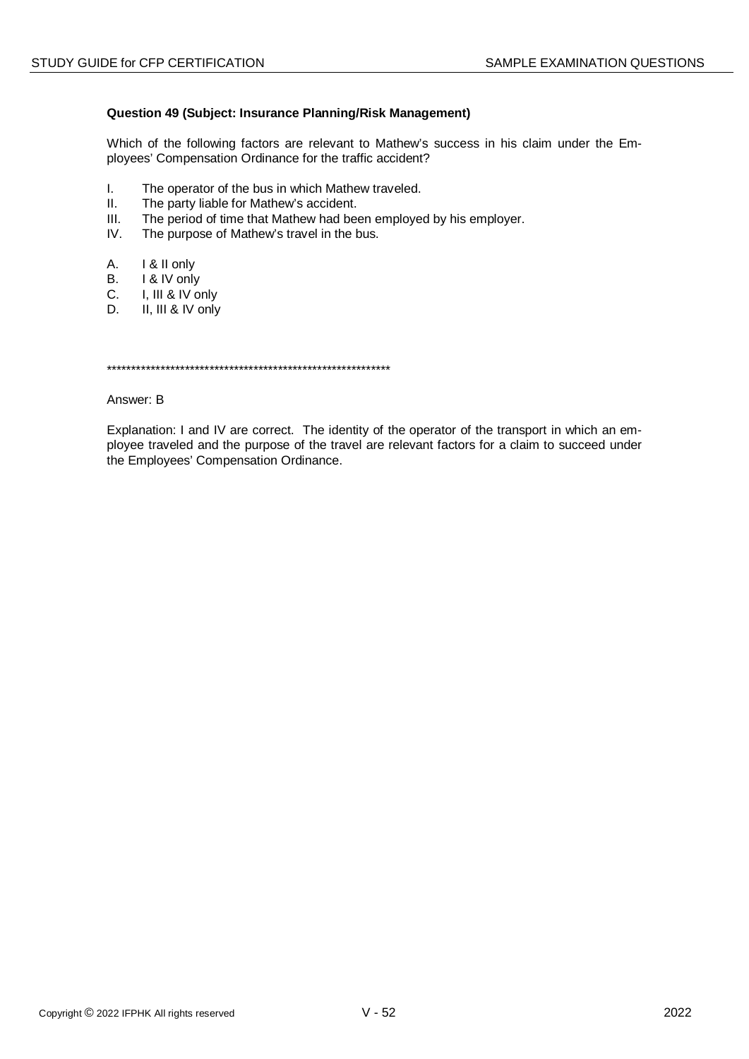**Question 49 (Subject: Insurance Planning/Risk Management)**

Which of the following factors are relevant to Mathew's success in his claim under the Employees' Compensation Ordinance for the traffic accident?

I. The operator of the bus in which Mathew traveled.
II. The party liable for Mathew's accident.
III. The period of time that Mathew had been employed by his employer.
IV. The purpose of Mathew's travel in the bus.

A. I & II only
B. I & IV only
C. I, III & IV only
D. II, III & IV only

************************************************************

Answer: B

Explanation: I and IV are correct. The identity of the operator of the transport in which an employee traveled and the purpose of the travel are relevant factors for a claim to succeed under the Employees' Compensation Ordinance.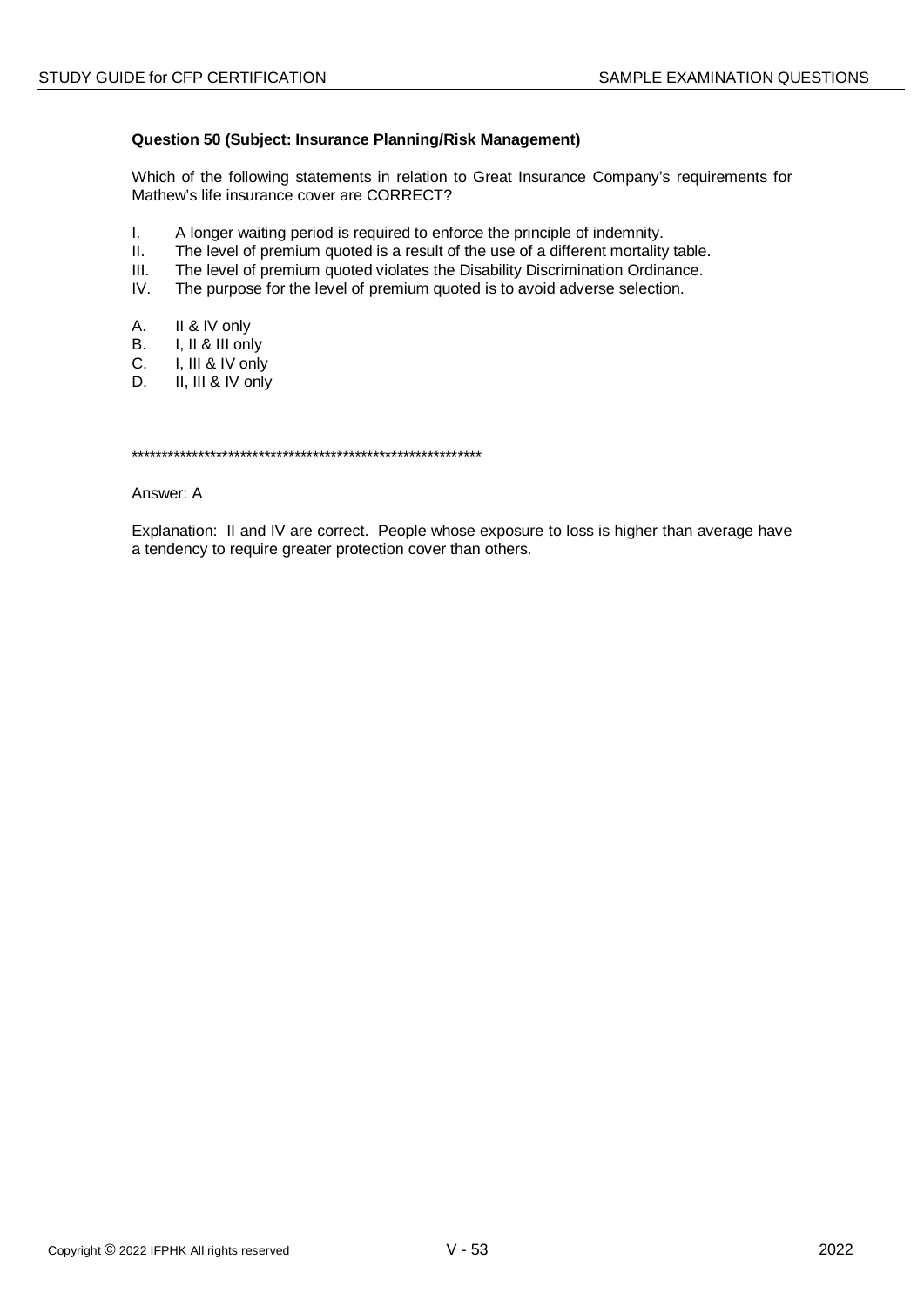**Question 50 (Subject: Insurance Planning/Risk Management)**

Which of the following statements in relation to Great Insurance Company's requirements for Mathew's life insurance cover are CORRECT?

I. A longer waiting period is required to enforce the principle of indemnity.
II. The level of premium quoted is a result of the use of a different mortality table.
III. The level of premium quoted violates the Disability Discrimination Ordinance.
IV. The purpose for the level of premium quoted is to avoid adverse selection.

A. II & IV only
B. I, II & III only
C. I, III & IV only
D. II, III & IV only

************************************************************

Answer: A

Explanation: II and IV are correct. People whose exposure to loss is higher than average have a tendency to require greater protection cover than others.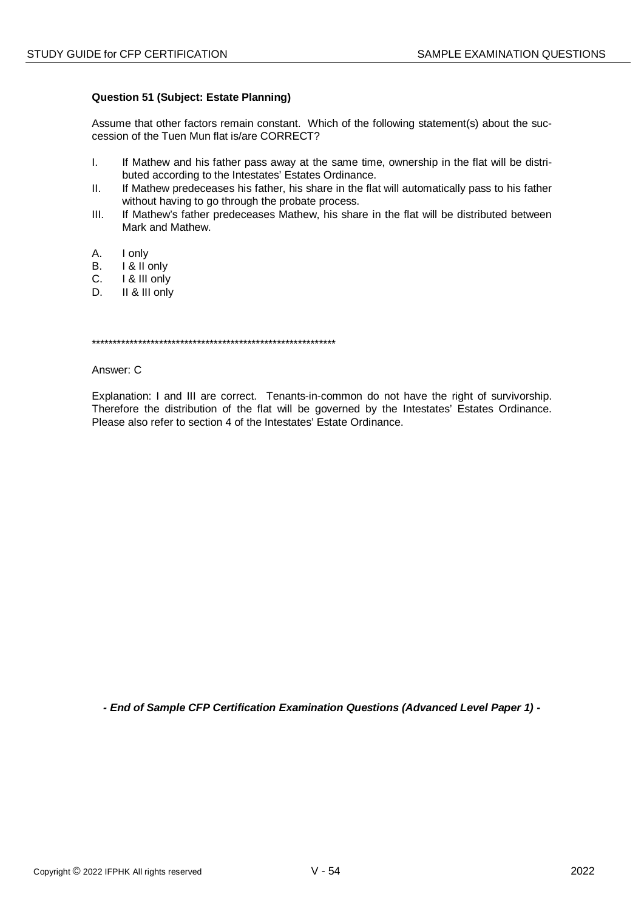**Question 51 (Subject: Estate Planning)**

Assume that other factors remain constant. Which of the following statement(s) about the succession of the Tuen Mun flat is/are CORRECT?

I. If Mathew and his father pass away at the same time, ownership in the flat will be distributed according to the Intestates' Estates Ordinance.

II. If Mathew predeceases his father, his share in the flat will automatically pass to his father without having to go through the probate process.

III. If Mathew's father predeceases Mathew, his share in the flat will be distributed between Mark and Mathew.

A. I only
B. I & II only
C. I & III only
D. II & III only

************************************************************

Answer: C

Explanation: I and III are correct. Tenants-in-common do not have the right of survivorship. Therefore the distribution of the flat will be governed by the Intestates' Estates Ordinance. Please also refer to section 4 of the Intestates' Estate Ordinance.

***- End of Sample CFP Certification Examination Questions (Advanced Level Paper 1) -***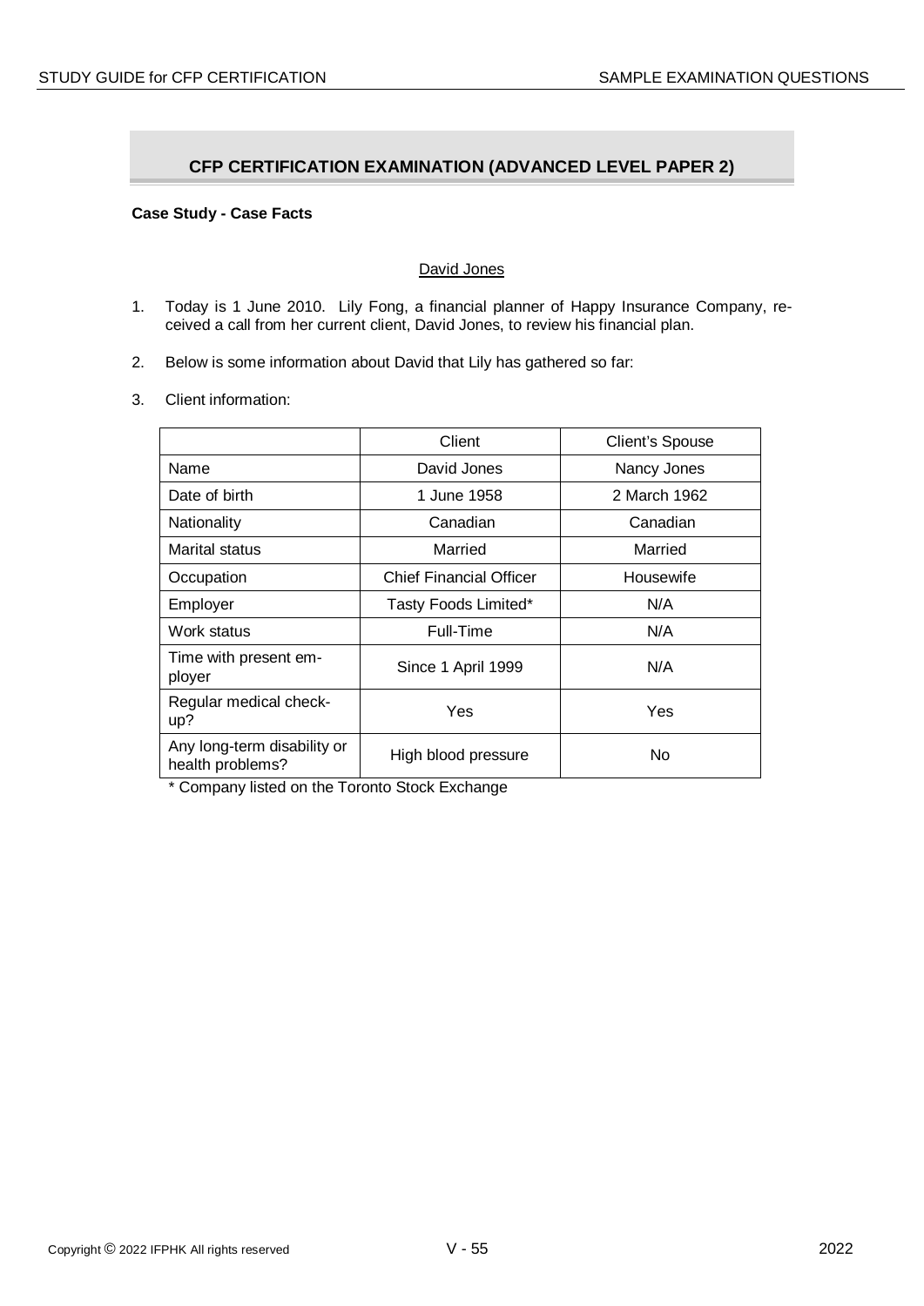## CFP CERTIFICATION EXAMINATION (ADVANCED LEVEL PAPER 2)

**Case Study - Case Facts**

David Jones

1. Today is 1 June 2010. Lily Fong, a financial planner of Happy Insurance Company, received a call from her current client, David Jones, to review his financial plan.

2. Below is some information about David that Lily has gathered so far:

3. Client information:

| | Client | Client's Spouse |
|---|---|---|
| Name | David Jones | Nancy Jones |
| Date of birth | 1 June 1958 | 2 March 1962 |
| Nationality | Canadian | Canadian |
| Marital status | Married | Married |
| Occupation | Chief Financial Officer | Housewife |
| Employer | Tasty Foods Limited* | N/A |
| Work status | Full-Time | N/A |
| Time with present employer | Since 1 April 1999 | N/A |
| Regular medical check-up? | Yes | Yes |
| Any long-term disability or health problems? | High blood pressure | No |

\* Company listed on the Toronto Stock Exchange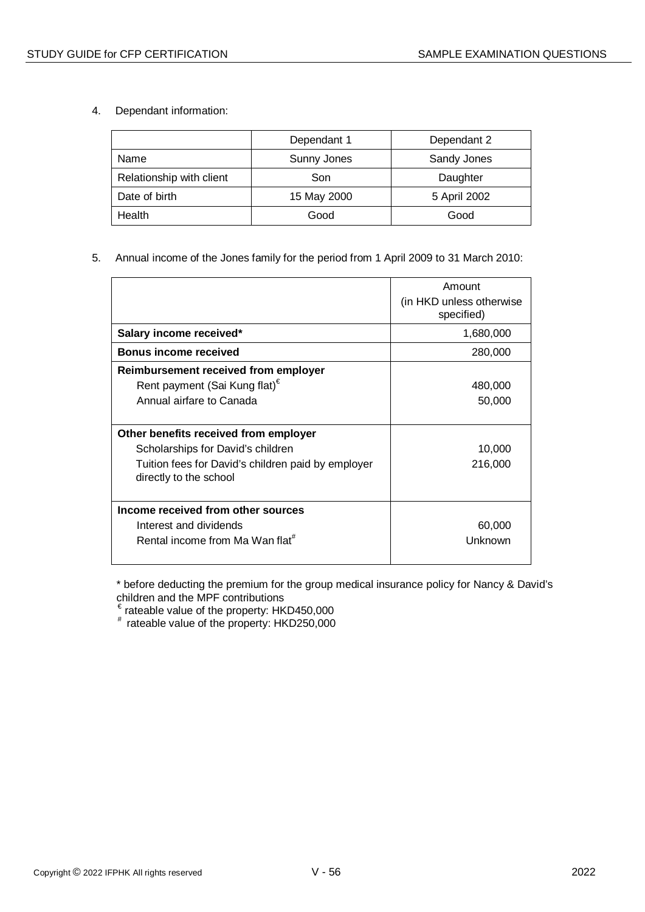4. Dependant information:

| | Dependant 1 | Dependant 2 |
|---|---|---|
| Name | Sunny Jones | Sandy Jones |
| Relationship with client | Son | Daughter |
| Date of birth | 15 May 2000 | 5 April 2002 |
| Health | Good | Good |

5. Annual income of the Jones family for the period from 1 April 2009 to 31 March 2010:

| | Amount (in HKD unless otherwise specified) |
|---|---|
| **Salary income received*** | 1,680,000 |
| **Bonus income received** | 280,000 |
| **Reimbursement received from employer** | |
| Rent payment (Sai Kung flat)€ | 480,000 |
| Annual airfare to Canada | 50,000 |
| **Other benefits received from employer** | |
| Scholarships for David's children | 10,000 |
| Tuition fees for David's children paid by employer directly to the school | 216,000 |
| **Income received from other sources** | |
| Interest and dividends | 60,000 |
| Rental income from Ma Wan flat# | Unknown |

\* before deducting the premium for the group medical insurance policy for Nancy & David's children and the MPF contributions

€ rateable value of the property: HKD450,000

\# rateable value of the property: HKD250,000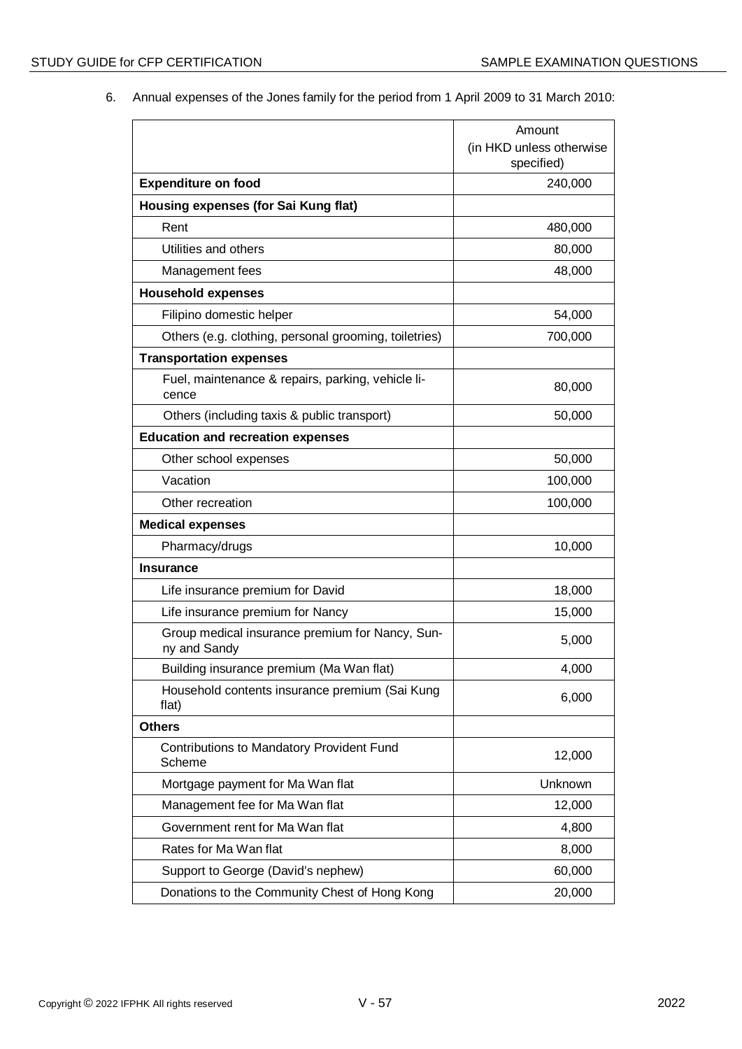6. Annual expenses of the Jones family for the period from 1 April 2009 to 31 March 2010:

| | Amount (in HKD unless otherwise specified) |
|---|---|
| **Expenditure on food** | 240,000 |
| **Housing expenses (for Sai Kung flat)** | |
| Rent | 480,000 |
| Utilities and others | 80,000 |
| Management fees | 48,000 |
| **Household expenses** | |
| Filipino domestic helper | 54,000 |
| Others (e.g. clothing, personal grooming, toiletries) | 700,000 |
| **Transportation expenses** | |
| Fuel, maintenance & repairs, parking, vehicle licence | 80,000 |
| Others (including taxis & public transport) | 50,000 |
| **Education and recreation expenses** | |
| Other school expenses | 50,000 |
| Vacation | 100,000 |
| Other recreation | 100,000 |
| **Medical expenses** | |
| Pharmacy/drugs | 10,000 |
| **Insurance** | |
| Life insurance premium for David | 18,000 |
| Life insurance premium for Nancy | 15,000 |
| Group medical insurance premium for Nancy, Sunny and Sandy | 5,000 |
| Building insurance premium (Ma Wan flat) | 4,000 |
| Household contents insurance premium (Sai Kung flat) | 6,000 |
| **Others** | |
| Contributions to Mandatory Provident Fund Scheme | 12,000 |
| Mortgage payment for Ma Wan flat | Unknown |
| Management fee for Ma Wan flat | 12,000 |
| Government rent for Ma Wan flat | 4,800 |
| Rates for Ma Wan flat | 8,000 |
| Support to George (David's nephew) | 60,000 |
| Donations to the Community Chest of Hong Kong | 20,000 |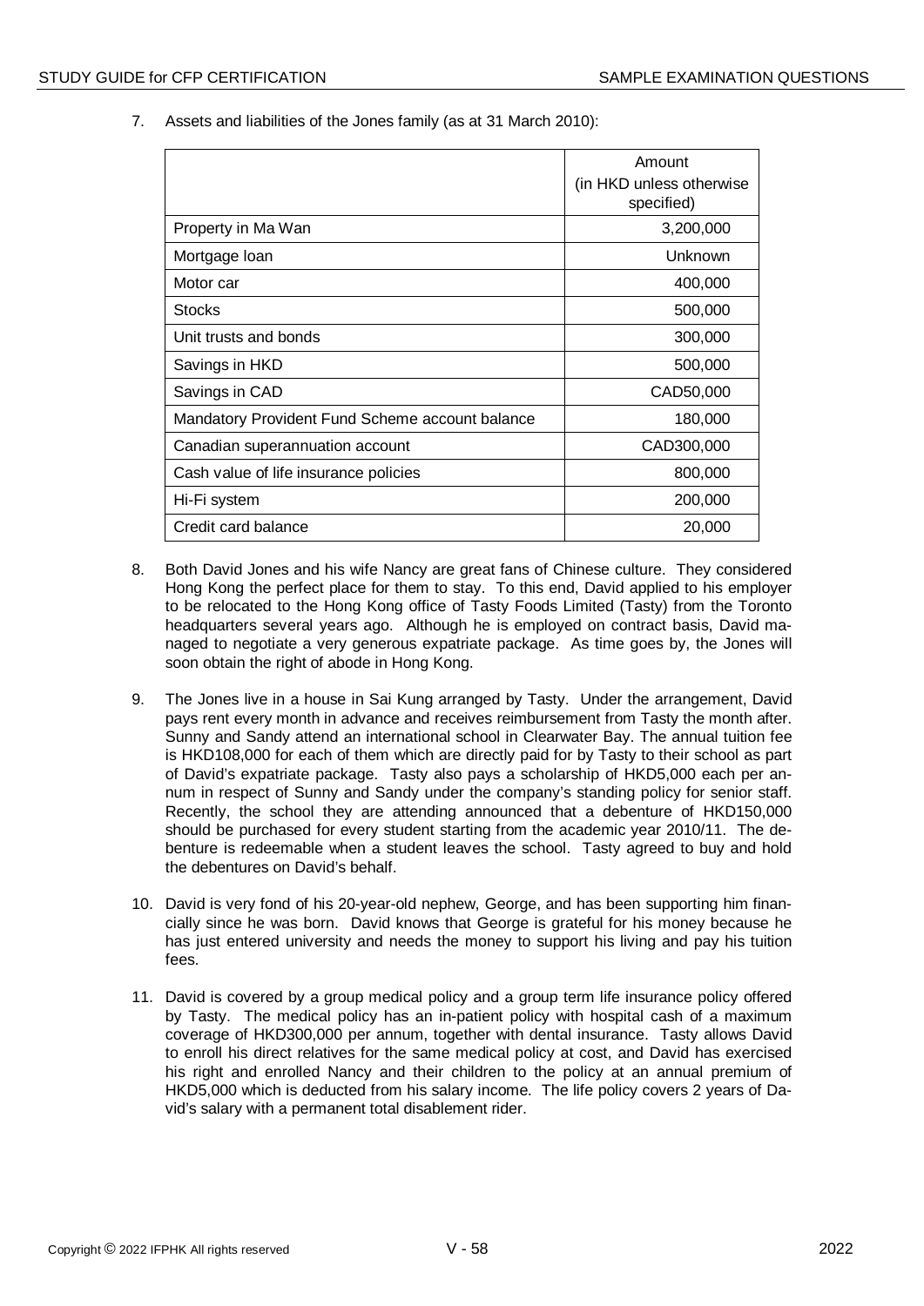7. Assets and liabilities of the Jones family (as at 31 March 2010):

| | Amount (in HKD unless otherwise specified) |
|---|---:|
| Property in Ma Wan | 3,200,000 |
| Mortgage loan | Unknown |
| Motor car | 400,000 |
| Stocks | 500,000 |
| Unit trusts and bonds | 300,000 |
| Savings in HKD | 500,000 |
| Savings in CAD | CAD50,000 |
| Mandatory Provident Fund Scheme account balance | 180,000 |
| Canadian superannuation account | CAD300,000 |
| Cash value of life insurance policies | 800,000 |
| Hi-Fi system | 200,000 |
| Credit card balance | 20,000 |

8. Both David Jones and his wife Nancy are great fans of Chinese culture. They considered Hong Kong the perfect place for them to stay. To this end, David applied to his employer to be relocated to the Hong Kong office of Tasty Foods Limited (Tasty) from the Toronto headquarters several years ago. Although he is employed on contract basis, David managed to negotiate a very generous expatriate package. As time goes by, the Jones will soon obtain the right of abode in Hong Kong.

9. The Jones live in a house in Sai Kung arranged by Tasty. Under the arrangement, David pays rent every month in advance and receives reimbursement from Tasty the month after. Sunny and Sandy attend an international school in Clearwater Bay. The annual tuition fee is HKD108,000 for each of them which are directly paid for by Tasty to their school as part of David's expatriate package. Tasty also pays a scholarship of HKD5,000 each per annum in respect of Sunny and Sandy under the company's standing policy for senior staff. Recently, the school they are attending announced that a debenture of HKD150,000 should be purchased for every student starting from the academic year 2010/11. The debenture is redeemable when a student leaves the school. Tasty agreed to buy and hold the debentures on David's behalf.

10. David is very fond of his 20-year-old nephew, George, and has been supporting him financially since he was born. David knows that George is grateful for his money because he has just entered university and needs the money to support his living and pay his tuition fees.

11. David is covered by a group medical policy and a group term life insurance policy offered by Tasty. The medical policy has an in-patient policy with hospital cash of a maximum coverage of HKD300,000 per annum, together with dental insurance. Tasty allows David to enroll his direct relatives for the same medical policy at cost, and David has exercised his right and enrolled Nancy and their children to the policy at an annual premium of HKD5,000 which is deducted from his salary income. The life policy covers 2 years of David's salary with a permanent total disablement rider.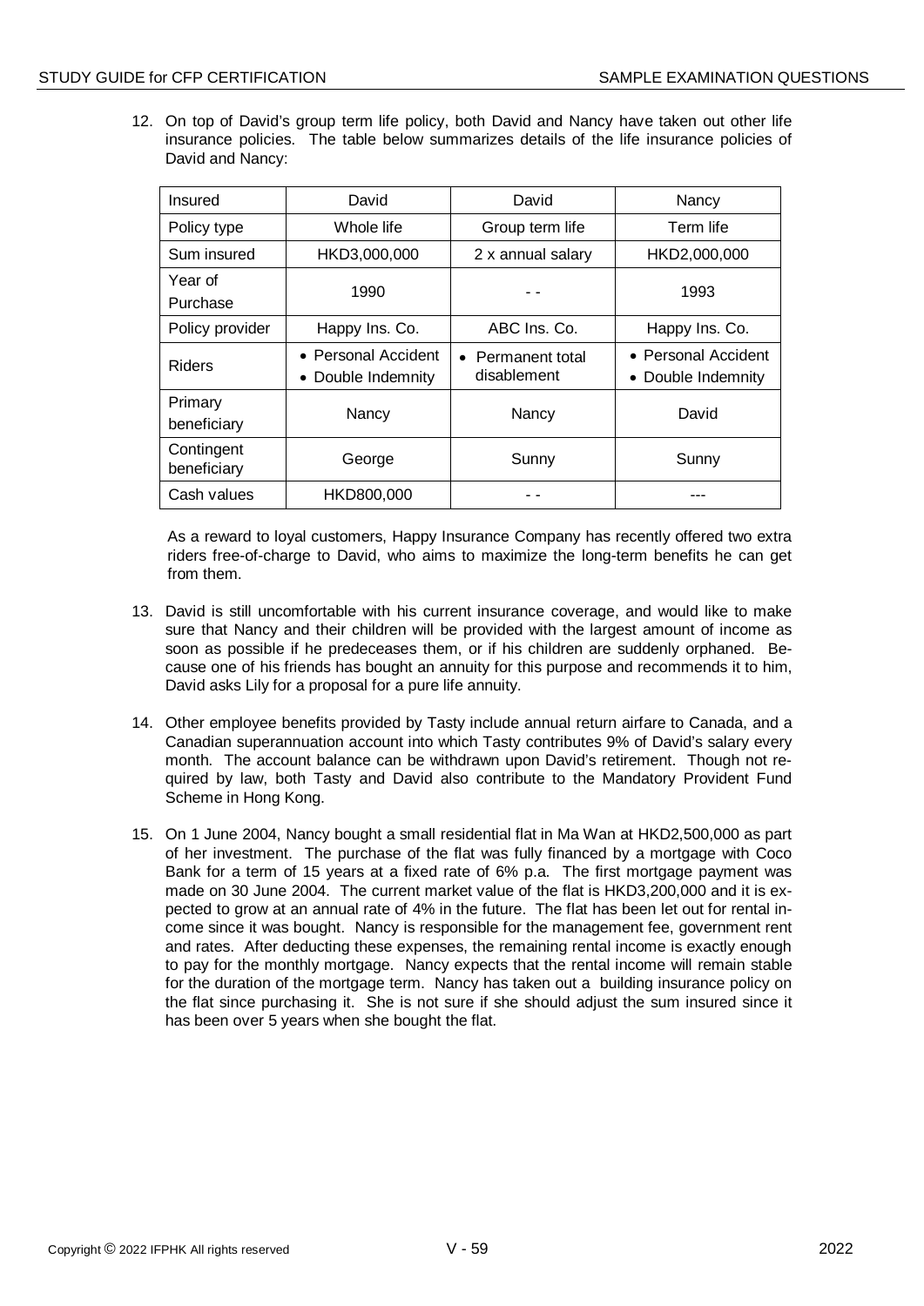12. On top of David's group term life policy, both David and Nancy have taken out other life insurance policies. The table below summarizes details of the life insurance policies of David and Nancy:

| Insured | David | David | Nancy |
|---|---|---|---|
| Policy type | Whole life | Group term life | Term life |
| Sum insured | HKD3,000,000 | 2 x annual salary | HKD2,000,000 |
| Year of Purchase | 1990 | - - | 1993 |
| Policy provider | Happy Ins. Co. | ABC Ins. Co. | Happy Ins. Co. |
| Riders | • Personal Accident<br>• Double Indemnity | • Permanent total disablement | • Personal Accident<br>• Double Indemnity |
| Primary beneficiary | Nancy | Nancy | David |
| Contingent beneficiary | George | Sunny | Sunny |
| Cash values | HKD800,000 | - - | --- |

As a reward to loyal customers, Happy Insurance Company has recently offered two extra riders free-of-charge to David, who aims to maximize the long-term benefits he can get from them.

13. David is still uncomfortable with his current insurance coverage, and would like to make sure that Nancy and their children will be provided with the largest amount of income as soon as possible if he predeceases them, or if his children are suddenly orphaned. Because one of his friends has bought an annuity for this purpose and recommends it to him, David asks Lily for a proposal for a pure life annuity.

14. Other employee benefits provided by Tasty include annual return airfare to Canada, and a Canadian superannuation account into which Tasty contributes 9% of David's salary every month. The account balance can be withdrawn upon David's retirement. Though not required by law, both Tasty and David also contribute to the Mandatory Provident Fund Scheme in Hong Kong.

15. On 1 June 2004, Nancy bought a small residential flat in Ma Wan at HKD2,500,000 as part of her investment. The purchase of the flat was fully financed by a mortgage with Coco Bank for a term of 15 years at a fixed rate of 6% p.a. The first mortgage payment was made on 30 June 2004. The current market value of the flat is HKD3,200,000 and it is expected to grow at an annual rate of 4% in the future. The flat has been let out for rental income since it was bought. Nancy is responsible for the management fee, government rent and rates. After deducting these expenses, the remaining rental income is exactly enough to pay for the monthly mortgage. Nancy expects that the rental income will remain stable for the duration of the mortgage term. Nancy has taken out a building insurance policy on the flat since purchasing it. She is not sure if she should adjust the sum insured since it has been over 5 years when she bought the flat.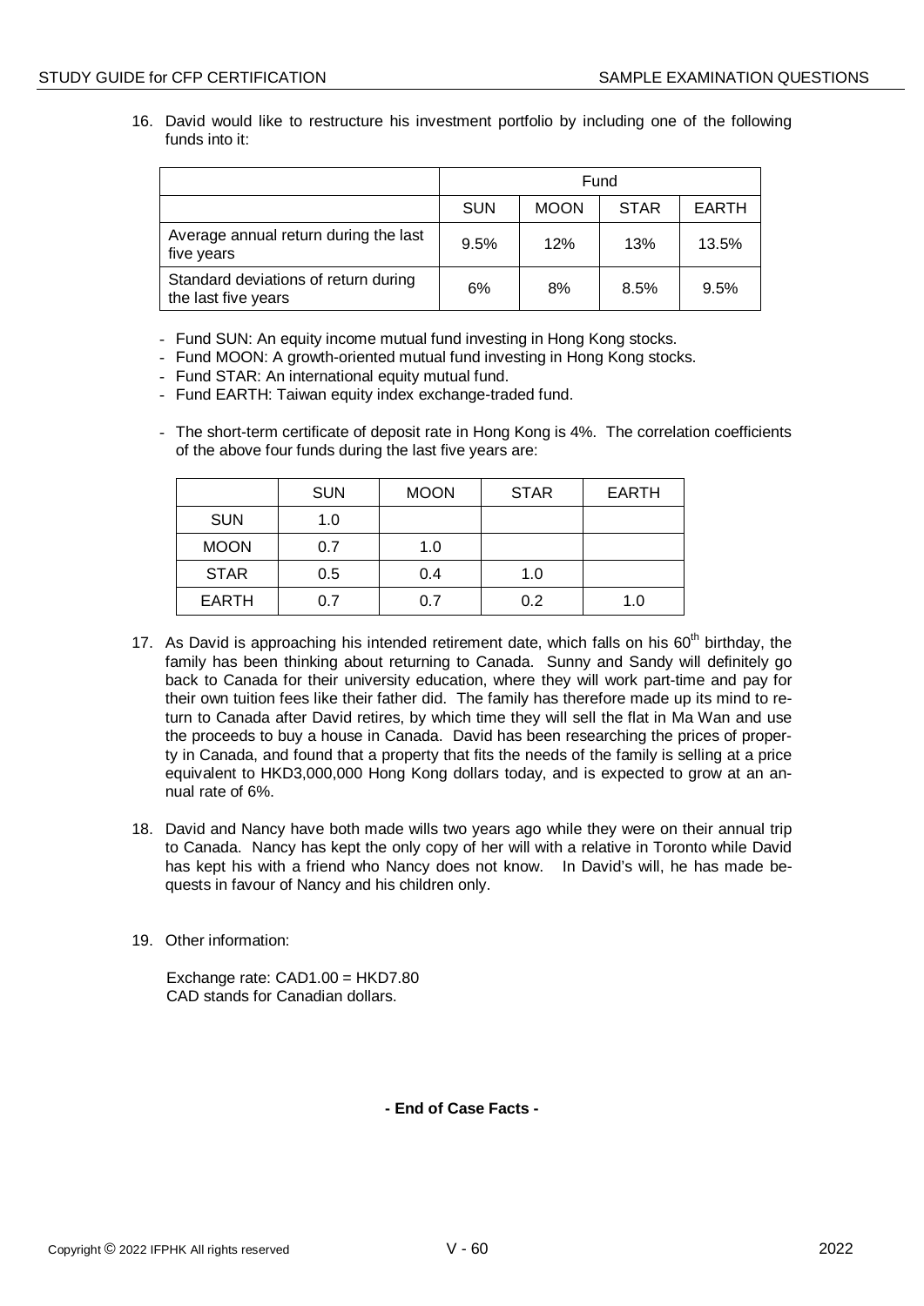16. David would like to restructure his investment portfolio by including one of the following funds into it:

| | Fund | | | |
|---|---|---|---|---|
| | SUN | MOON | STAR | EARTH |
| Average annual return during the last five years | 9.5% | 12% | 13% | 13.5% |
| Standard deviations of return during the last five years | 6% | 8% | 8.5% | 9.5% |

- Fund SUN: An equity income mutual fund investing in Hong Kong stocks.
- Fund MOON: A growth-oriented mutual fund investing in Hong Kong stocks.
- Fund STAR: An international equity mutual fund.
- Fund EARTH: Taiwan equity index exchange-traded fund.

- The short-term certificate of deposit rate in Hong Kong is 4%. The correlation coefficients of the above four funds during the last five years are:

| | SUN | MOON | STAR | EARTH |
|---|---|---|---|---|
| SUN | 1.0 | | | |
| MOON | 0.7 | 1.0 | | |
| STAR | 0.5 | 0.4 | 1.0 | |
| EARTH | 0.7 | 0.7 | 0.2 | 1.0 |

17. As David is approaching his intended retirement date, which falls on his 60th birthday, the family has been thinking about returning to Canada. Sunny and Sandy will definitely go back to Canada for their university education, where they will work part-time and pay for their own tuition fees like their father did. The family has therefore made up its mind to return to Canada after David retires, by which time they will sell the flat in Ma Wan and use the proceeds to buy a house in Canada. David has been researching the prices of property in Canada, and found that a property that fits the needs of the family is selling at a price equivalent to HKD3,000,000 Hong Kong dollars today, and is expected to grow at an annual rate of 6%.

18. David and Nancy have both made wills two years ago while they were on their annual trip to Canada. Nancy has kept the only copy of her will with a relative in Toronto while David has kept his with a friend who Nancy does not know. In David's will, he has made bequests in favour of Nancy and his children only.

19. Other information:

    Exchange rate: CAD1.00 = HKD7.80
    CAD stands for Canadian dollars.

**- End of Case Facts -**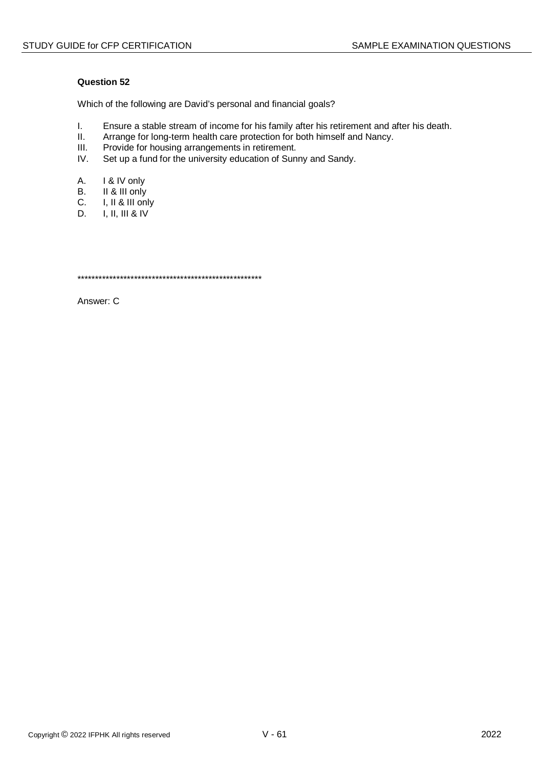**Question 52**

Which of the following are David's personal and financial goals?

I. Ensure a stable stream of income for his family after his retirement and after his death.
II. Arrange for long-term health care protection for both himself and Nancy.
III. Provide for housing arrangements in retirement.
IV. Set up a fund for the university education of Sunny and Sandy.

A. I & IV only
B. II & III only
C. I, II & III only
D. I, II, III & IV

****************************************************

Answer: C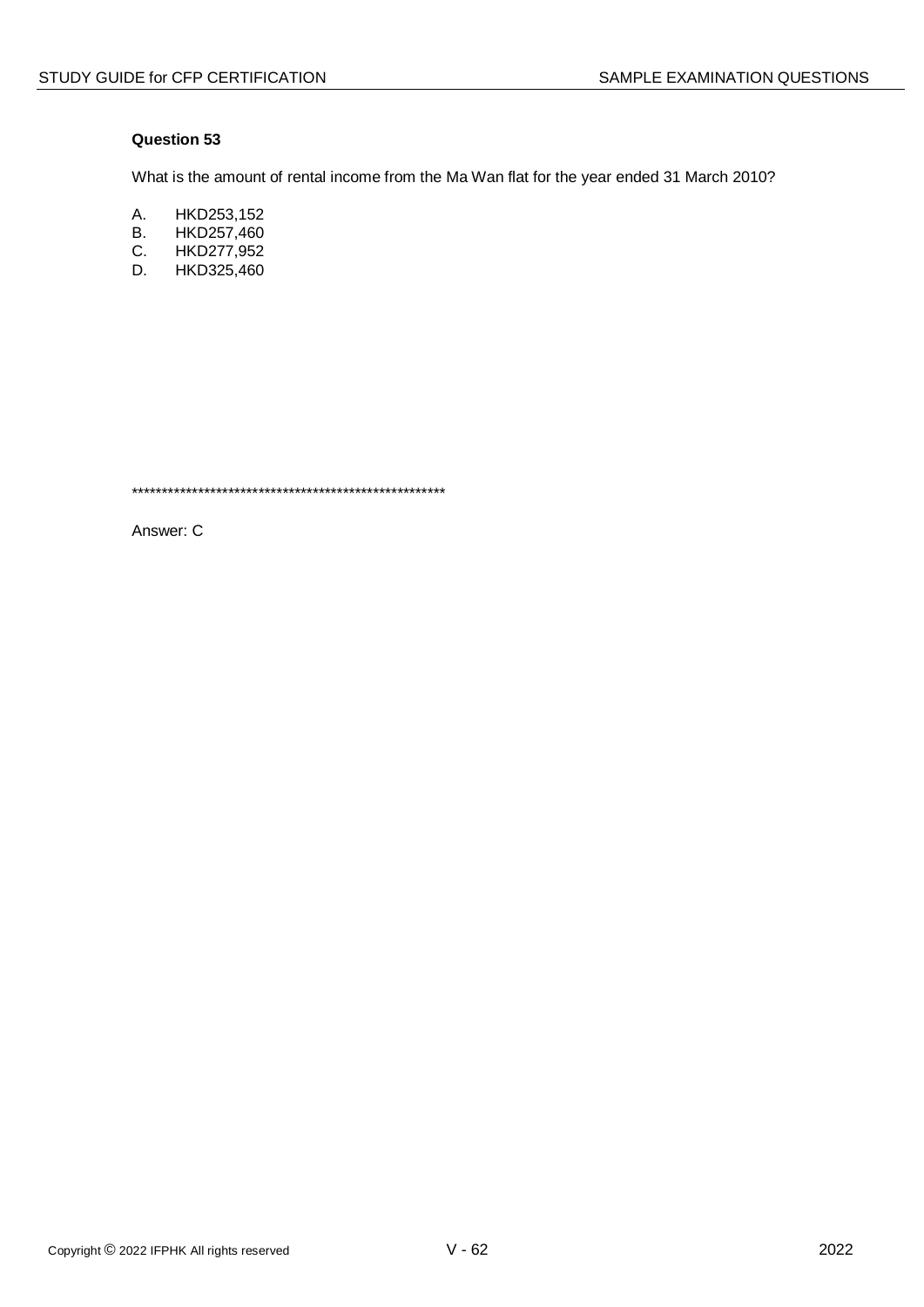**Question 53**

What is the amount of rental income from the Ma Wan flat for the year ended 31 March 2010?

A. HKD253,152
B. HKD257,460
C. HKD277,952
D. HKD325,460

******************************************************

Answer: C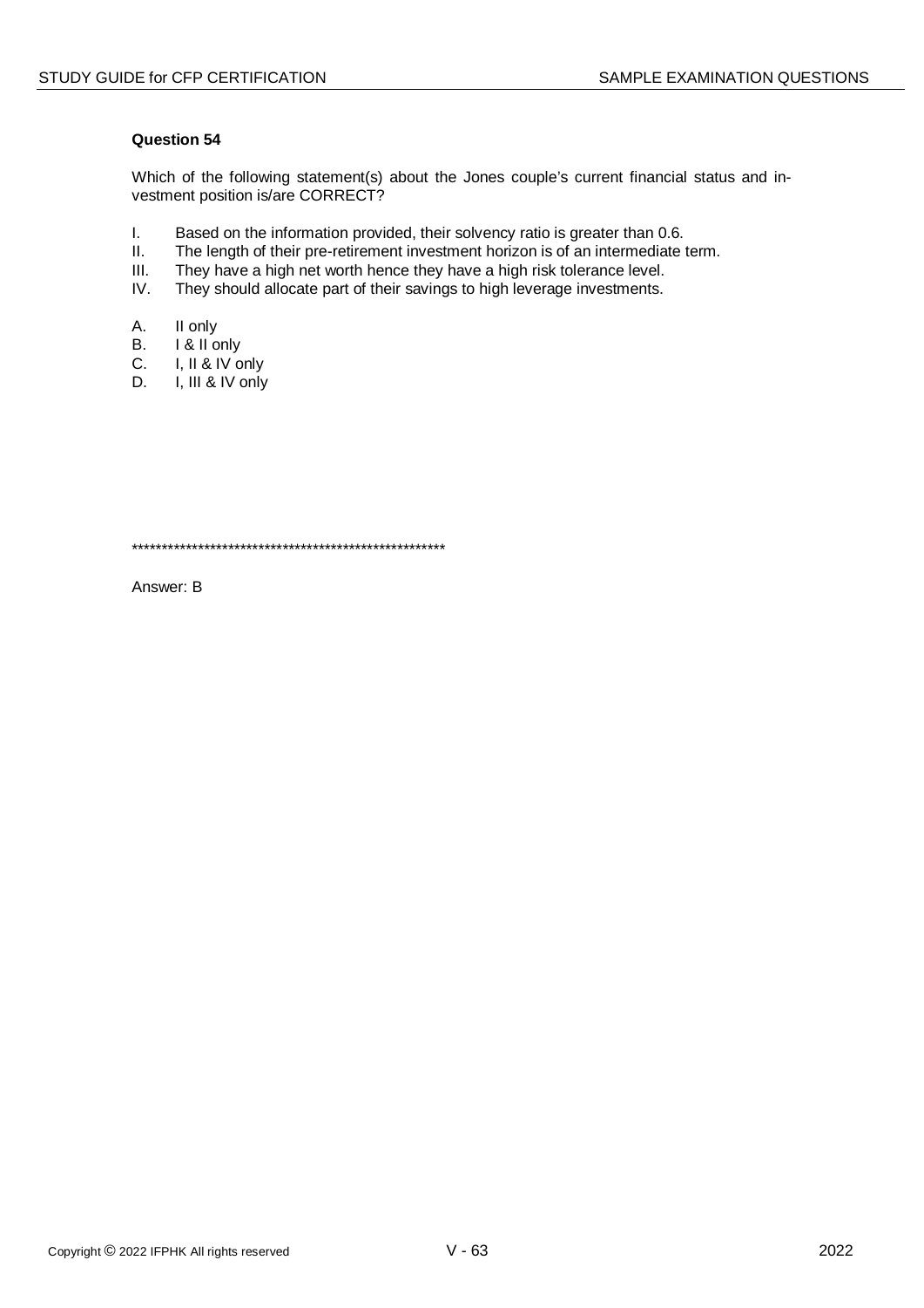**Question 54**

Which of the following statement(s) about the Jones couple's current financial status and investment position is/are CORRECT?

I. Based on the information provided, their solvency ratio is greater than 0.6.
II. The length of their pre-retirement investment horizon is of an intermediate term.
III. They have a high net worth hence they have a high risk tolerance level.
IV. They should allocate part of their savings to high leverage investments.

A. II only
B. I & II only
C. I, II & IV only
D. I, III & IV only

*****************************************************

Answer: B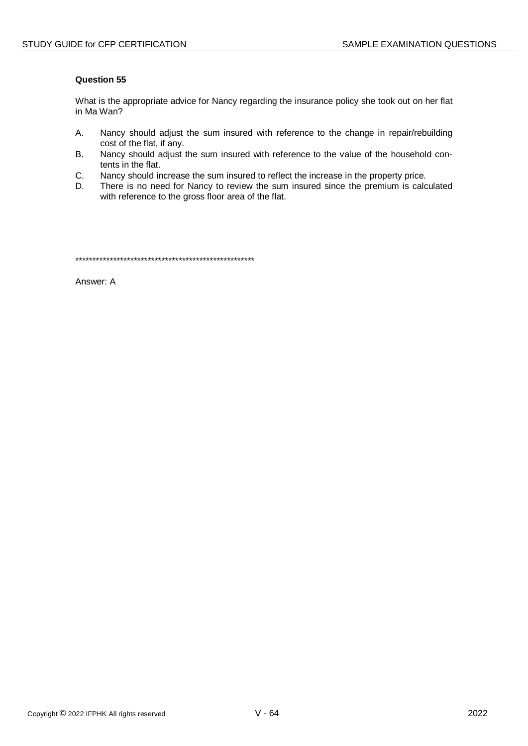**Question 55**

What is the appropriate advice for Nancy regarding the insurance policy she took out on her flat in Ma Wan?

A. Nancy should adjust the sum insured with reference to the change in repair/rebuilding cost of the flat, if any.
B. Nancy should adjust the sum insured with reference to the value of the household contents in the flat.
C. Nancy should increase the sum insured to reflect the increase in the property price.
D. There is no need for Nancy to review the sum insured since the premium is calculated with reference to the gross floor area of the flat.

*****************************************************

Answer: A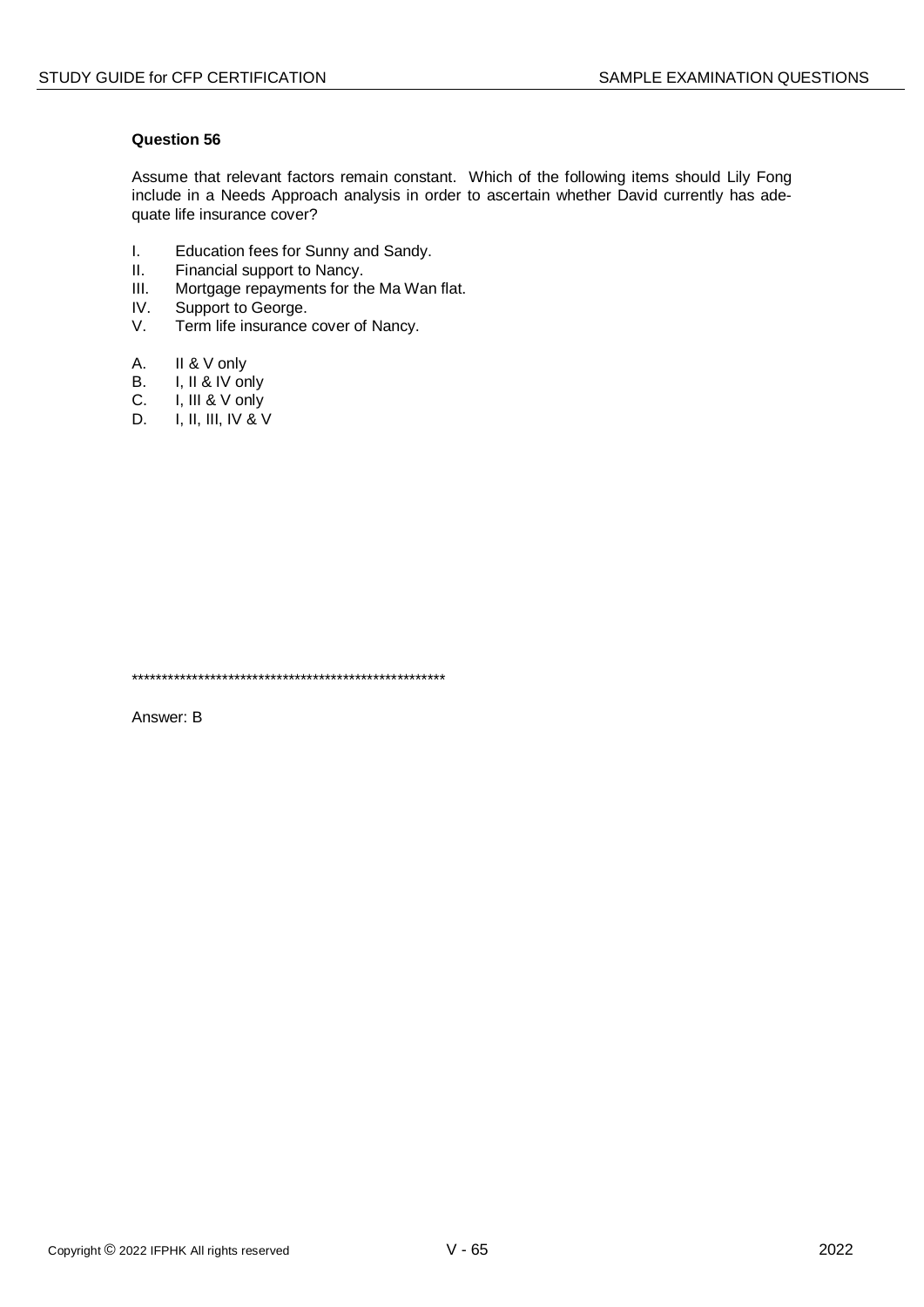**Question 56**

Assume that relevant factors remain constant. Which of the following items should Lily Fong include in a Needs Approach analysis in order to ascertain whether David currently has adequate life insurance cover?

I. Education fees for Sunny and Sandy.
II. Financial support to Nancy.
III. Mortgage repayments for the Ma Wan flat.
IV. Support to George.
V. Term life insurance cover of Nancy.

A. II & V only
B. I, II & IV only
C. I, III & V only
D. I, II, III, IV & V

******************************************************

Answer: B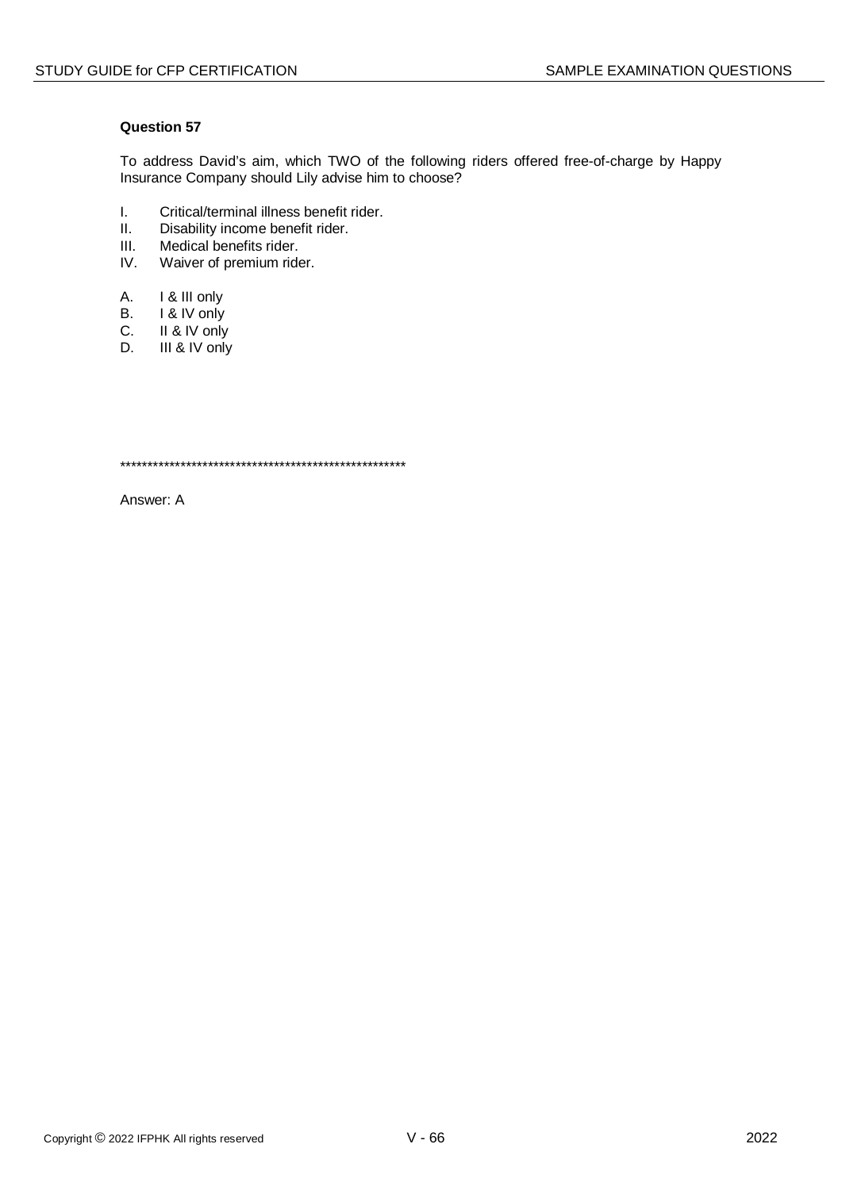**Question 57**

To address David's aim, which TWO of the following riders offered free-of-charge by Happy Insurance Company should Lily advise him to choose?

I. Critical/terminal illness benefit rider.
II. Disability income benefit rider.
III. Medical benefits rider.
IV. Waiver of premium rider.

A. I & III only
B. I & IV only
C. II & IV only
D. III & IV only

****************************************************

Answer: A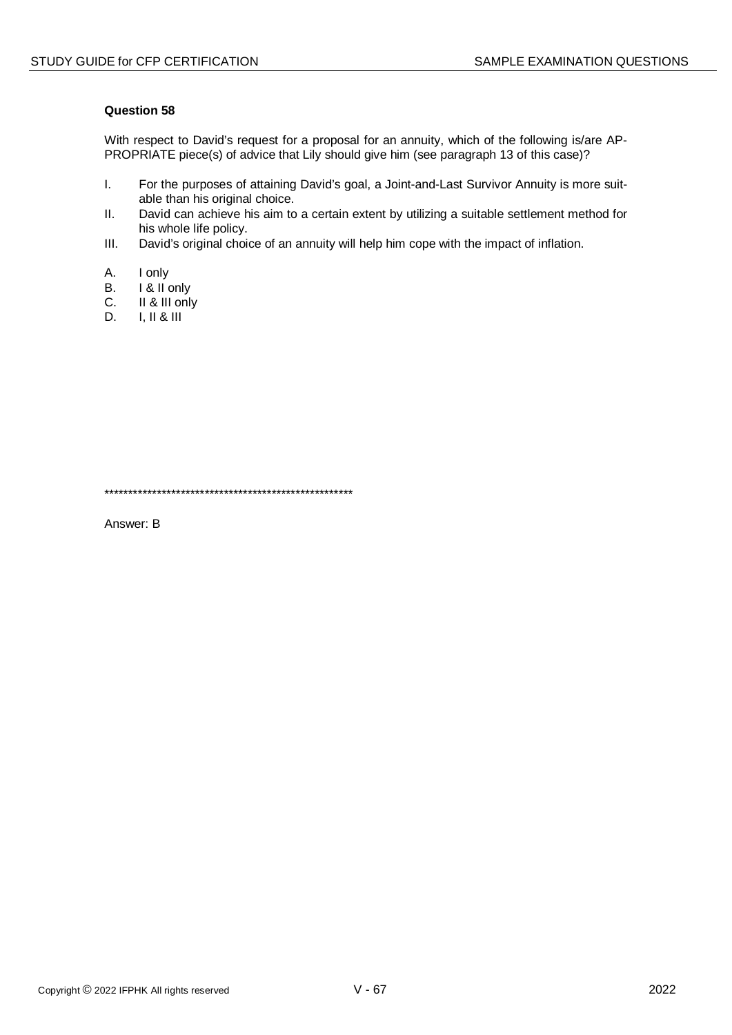**Question 58**

With respect to David's request for a proposal for an annuity, which of the following is/are APPROPRIATE piece(s) of advice that Lily should give him (see paragraph 13 of this case)?

I. For the purposes of attaining David's goal, a Joint-and-Last Survivor Annuity is more suitable than his original choice.
II. David can achieve his aim to a certain extent by utilizing a suitable settlement method for his whole life policy.
III. David's original choice of an annuity will help him cope with the impact of inflation.

A. I only
B. I & II only
C. II & III only
D. I, II & III

*****************************************************

Answer: B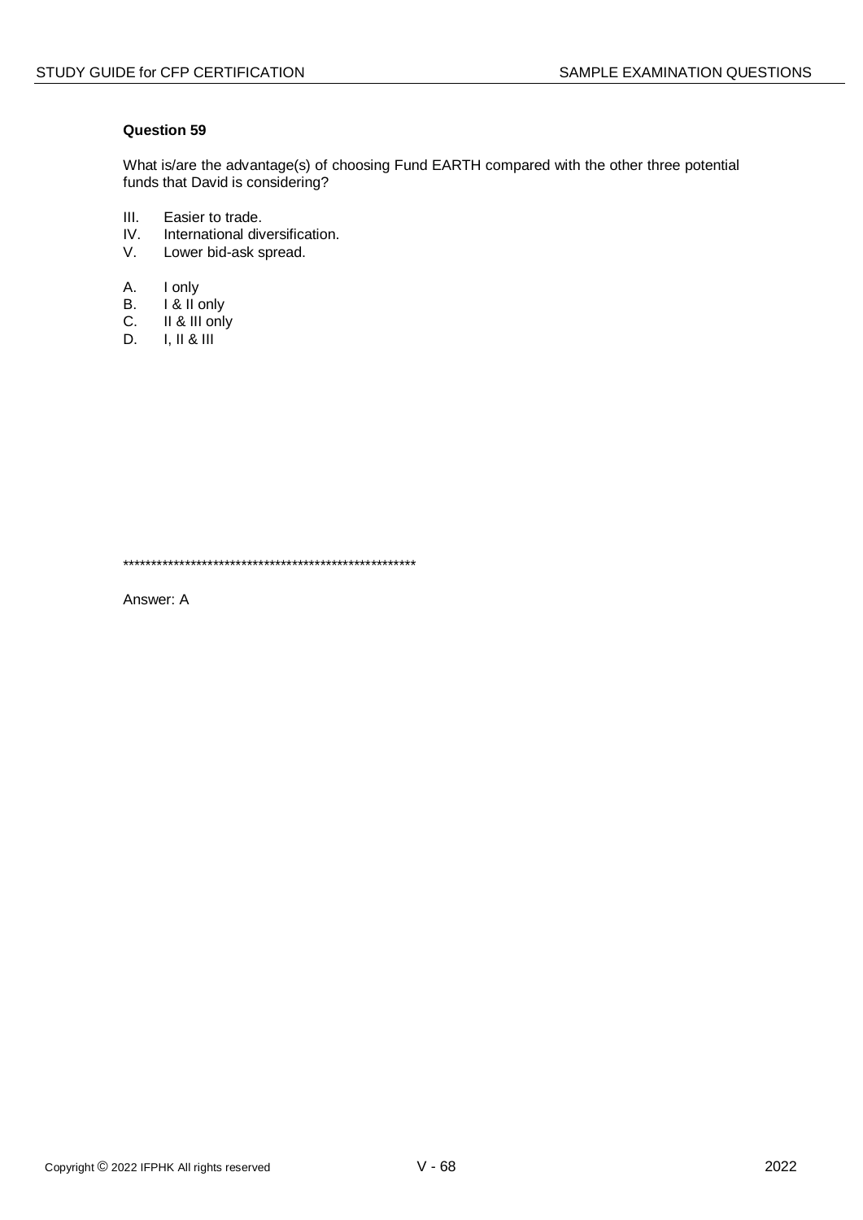**Question 59**

What is/are the advantage(s) of choosing Fund EARTH compared with the other three potential funds that David is considering?

III. Easier to trade.
IV. International diversification.
V. Lower bid-ask spread.

A. I only
B. I & II only
C. II & III only
D. I, II & III

*****************************************************

Answer: A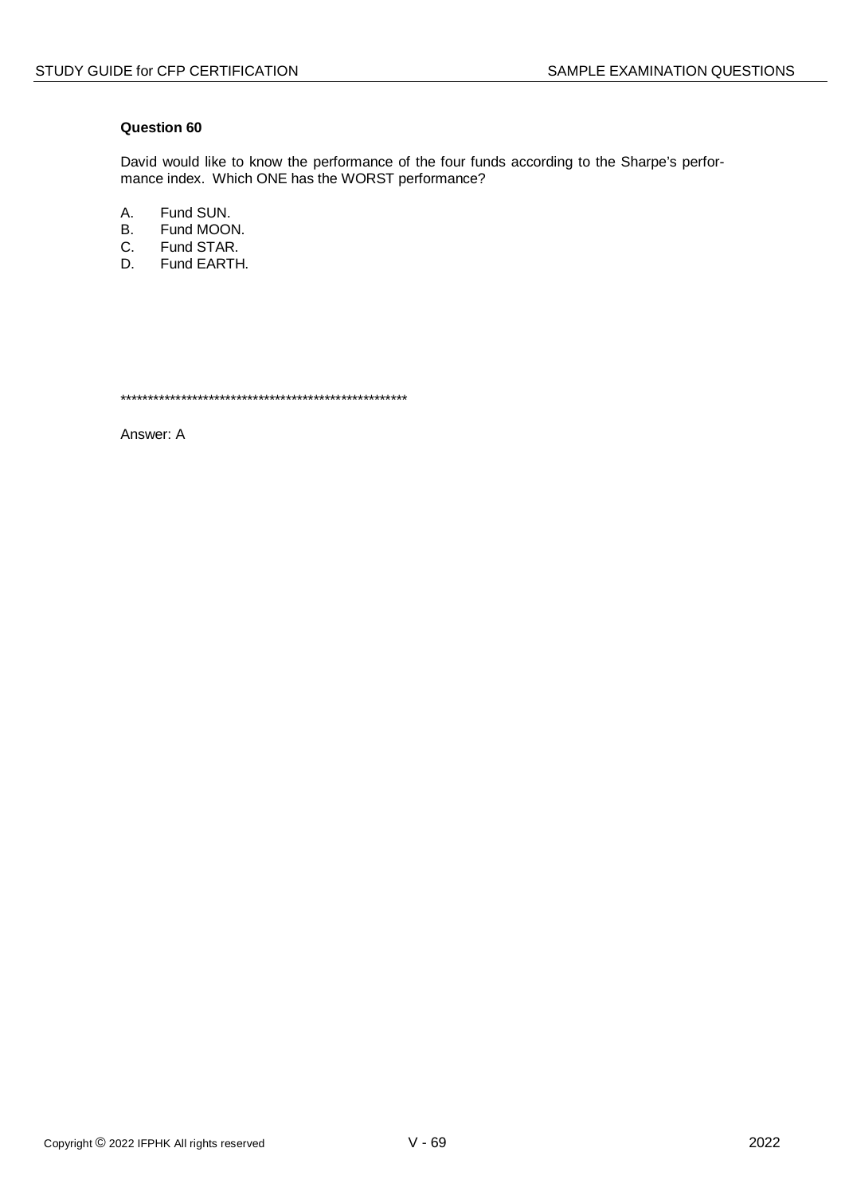### Question 60

David would like to know the performance of the four funds according to the Sharpe's performance index. Which ONE has the WORST performance?

A. Fund SUN.
B. Fund MOON.
C. Fund STAR.
D. Fund EARTH.

****************************************************

Answer: A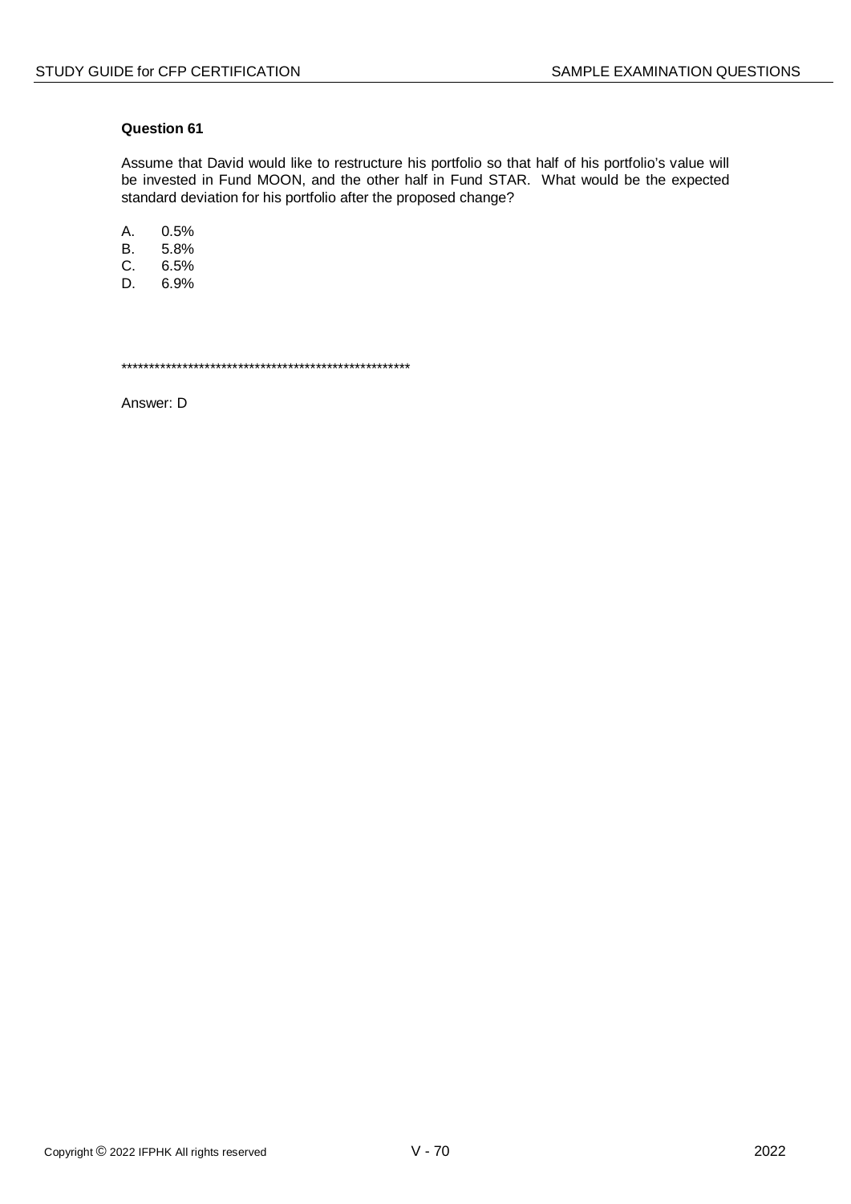**Question 61**

Assume that David would like to restructure his portfolio so that half of his portfolio's value will be invested in Fund MOON, and the other half in Fund STAR. What would be the expected standard deviation for his portfolio after the proposed change?

A. 0.5%
B. 5.8%
C. 6.5%
D. 6.9%

*****************************************************

Answer: D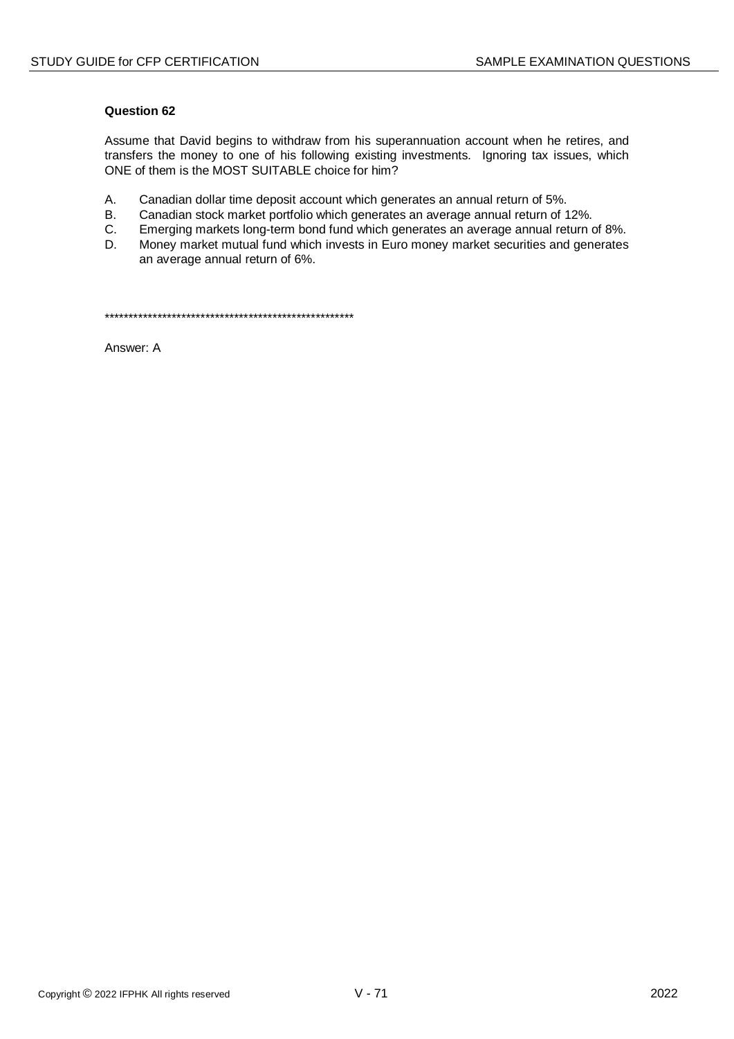**Question 62**

Assume that David begins to withdraw from his superannuation account when he retires, and transfers the money to one of his following existing investments. Ignoring tax issues, which ONE of them is the MOST SUITABLE choice for him?

A. Canadian dollar time deposit account which generates an annual return of 5%.
B. Canadian stock market portfolio which generates an average annual return of 12%.
C. Emerging markets long-term bond fund which generates an average annual return of 8%.
D. Money market mutual fund which invests in Euro money market securities and generates an average annual return of 6%.

*****************************************************

Answer: A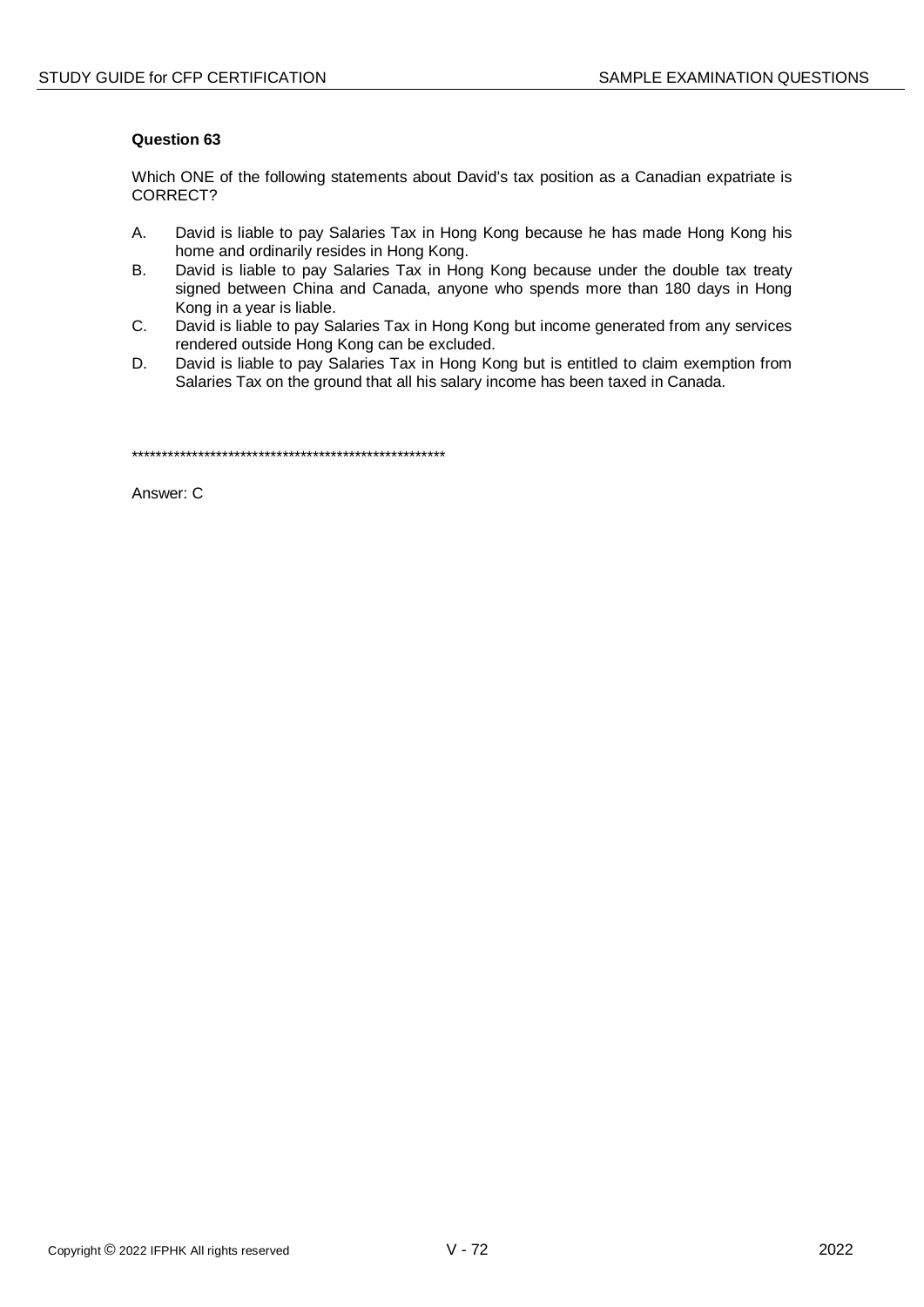**Question 63**

Which ONE of the following statements about David's tax position as a Canadian expatriate is CORRECT?

A. David is liable to pay Salaries Tax in Hong Kong because he has made Hong Kong his home and ordinarily resides in Hong Kong.

B. David is liable to pay Salaries Tax in Hong Kong because under the double tax treaty signed between China and Canada, anyone who spends more than 180 days in Hong Kong in a year is liable.

C. David is liable to pay Salaries Tax in Hong Kong but income generated from any services rendered outside Hong Kong can be excluded.

D. David is liable to pay Salaries Tax in Hong Kong but is entitled to claim exemption from Salaries Tax on the ground that all his salary income has been taxed in Canada.

*****************************************************

Answer: C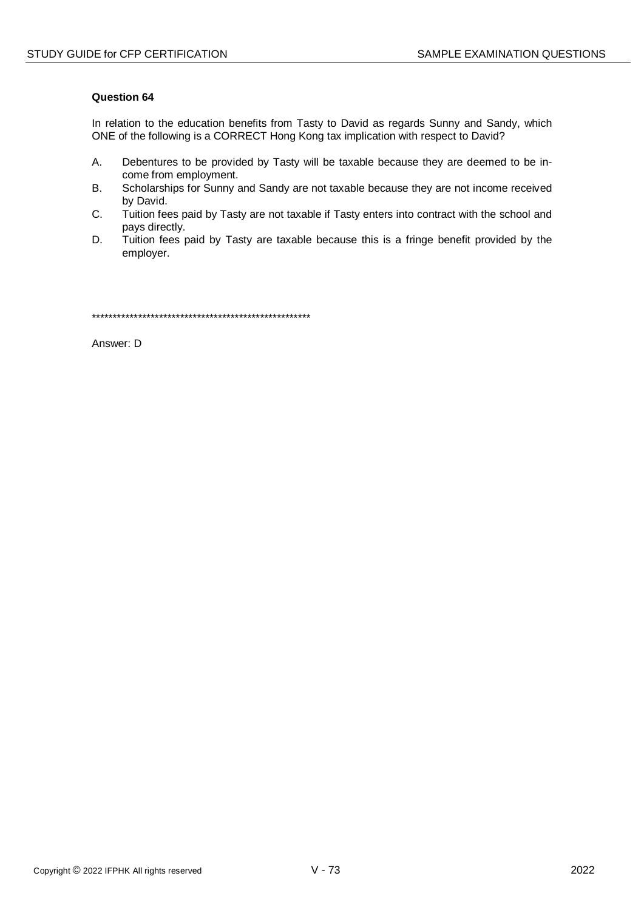**Question 64**

In relation to the education benefits from Tasty to David as regards Sunny and Sandy, which ONE of the following is a CORRECT Hong Kong tax implication with respect to David?

A. Debentures to be provided by Tasty will be taxable because they are deemed to be income from employment.
B. Scholarships for Sunny and Sandy are not taxable because they are not income received by David.
C. Tuition fees paid by Tasty are not taxable if Tasty enters into contract with the school and pays directly.
D. Tuition fees paid by Tasty are taxable because this is a fringe benefit provided by the employer.

*****************************************************

Answer: D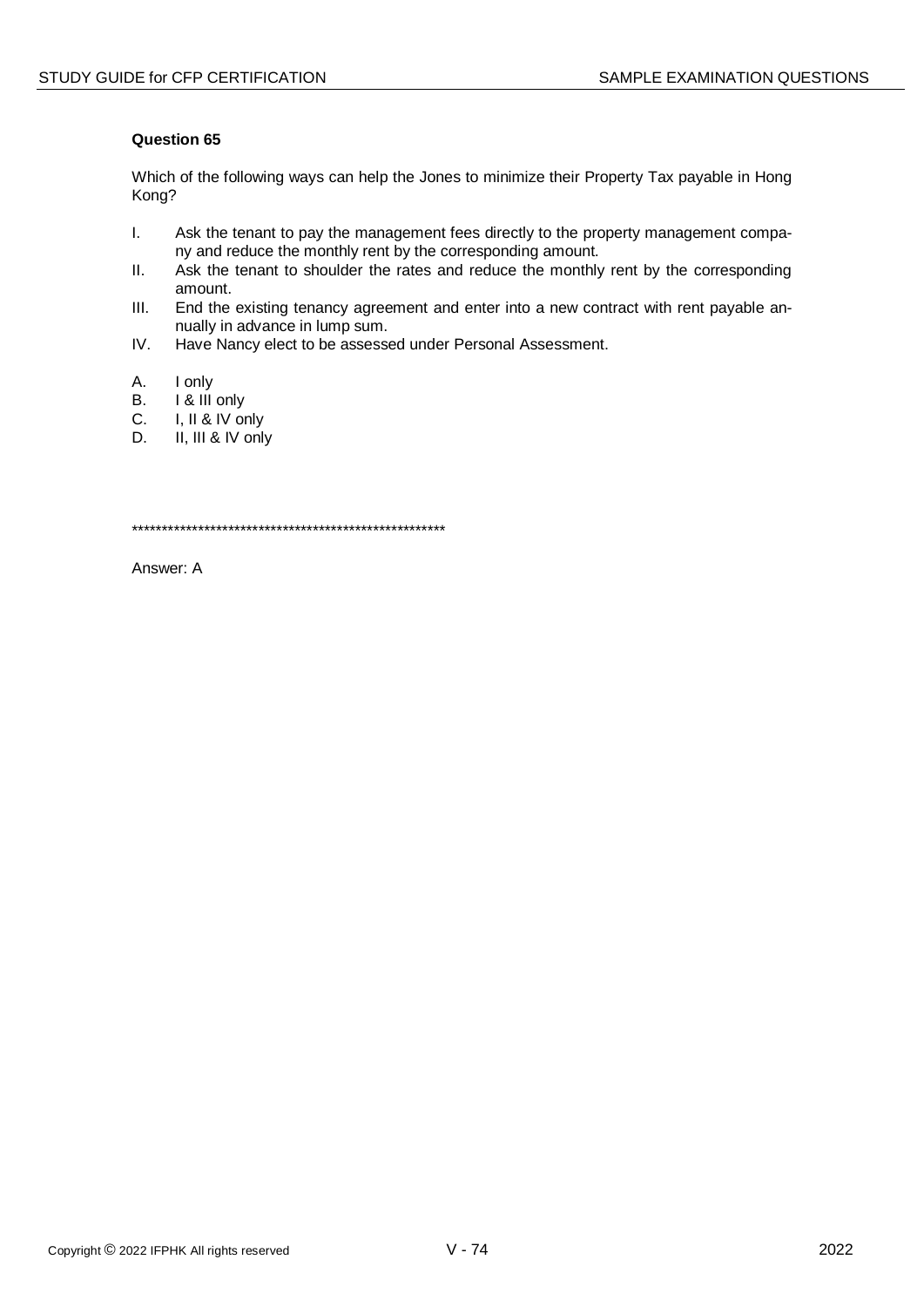**Question 65**

Which of the following ways can help the Jones to minimize their Property Tax payable in Hong Kong?

I. Ask the tenant to pay the management fees directly to the property management company and reduce the monthly rent by the corresponding amount.
II. Ask the tenant to shoulder the rates and reduce the monthly rent by the corresponding amount.
III. End the existing tenancy agreement and enter into a new contract with rent payable annually in advance in lump sum.
IV. Have Nancy elect to be assessed under Personal Assessment.

A. I only
B. I & III only
C. I, II & IV only
D. II, III & IV only

*****************************************************

Answer: A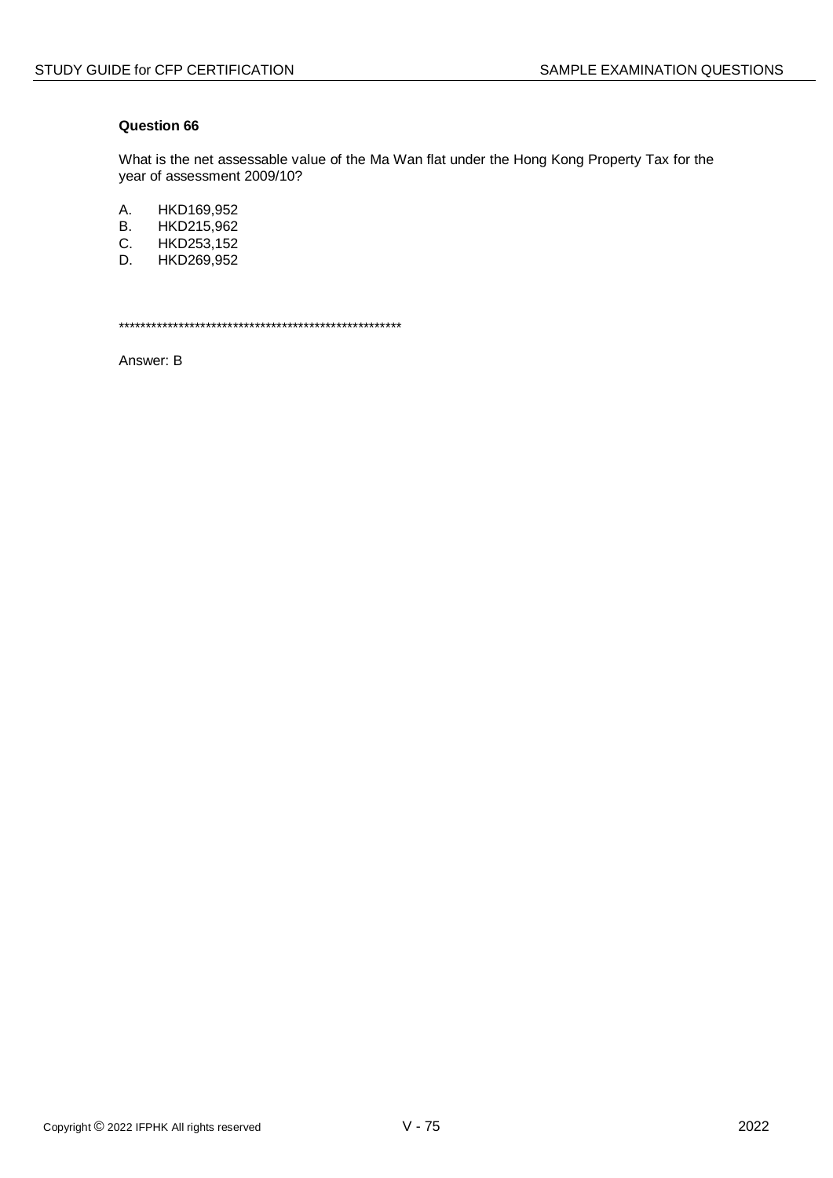**Question 66**

What is the net assessable value of the Ma Wan flat under the Hong Kong Property Tax for the year of assessment 2009/10?

A. HKD169,952
B. HKD215,962
C. HKD253,152
D. HKD269,952

****************************************************

Answer: B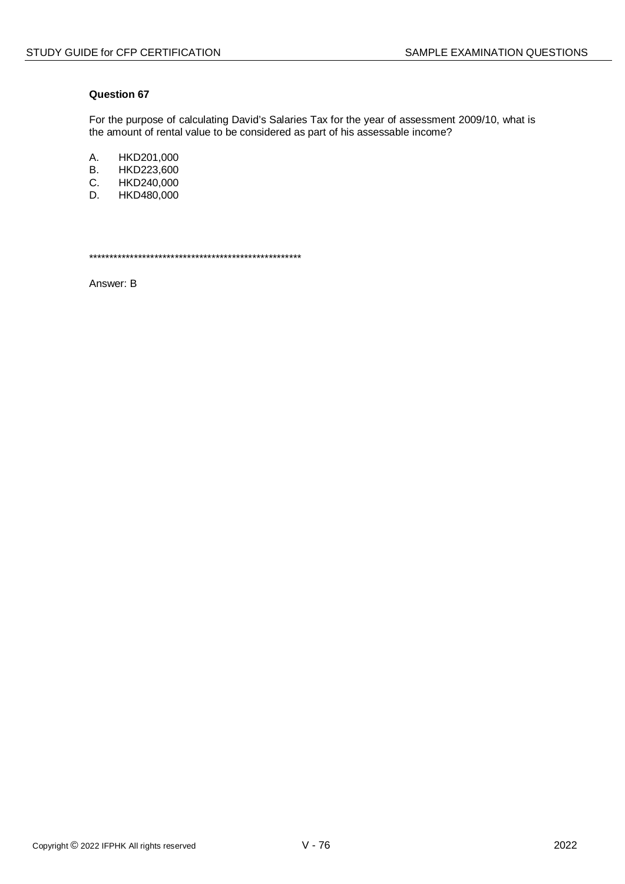**Question 67**

For the purpose of calculating David's Salaries Tax for the year of assessment 2009/10, what is the amount of rental value to be considered as part of his assessable income?

A. HKD201,000
B. HKD223,600
C. HKD240,000
D. HKD480,000

*****************************************************

Answer: B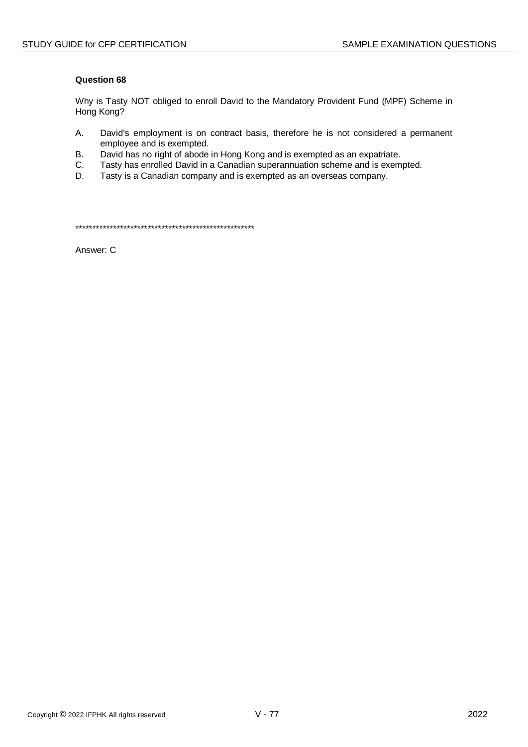**Question 68**

Why is Tasty NOT obliged to enroll David to the Mandatory Provident Fund (MPF) Scheme in Hong Kong?

A. David's employment is on contract basis, therefore he is not considered a permanent employee and is exempted.
B. David has no right of abode in Hong Kong and is exempted as an expatriate.
C. Tasty has enrolled David in a Canadian superannuation scheme and is exempted.
D. Tasty is a Canadian company and is exempted as an overseas company.

****************************************************

Answer: C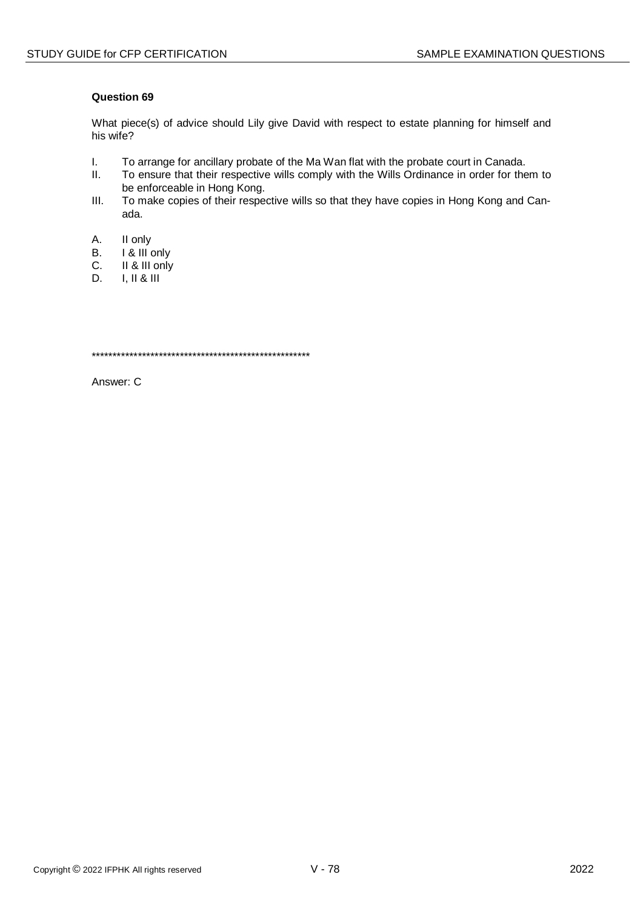### Question 69

What piece(s) of advice should Lily give David with respect to estate planning for himself and his wife?

I. To arrange for ancillary probate of the Ma Wan flat with the probate court in Canada.
II. To ensure that their respective wills comply with the Wills Ordinance in order for them to be enforceable in Hong Kong.
III. To make copies of their respective wills so that they have copies in Hong Kong and Canada.

A. II only
B. I & III only
C. II & III only
D. I, II & III

*****************************************************

Answer: C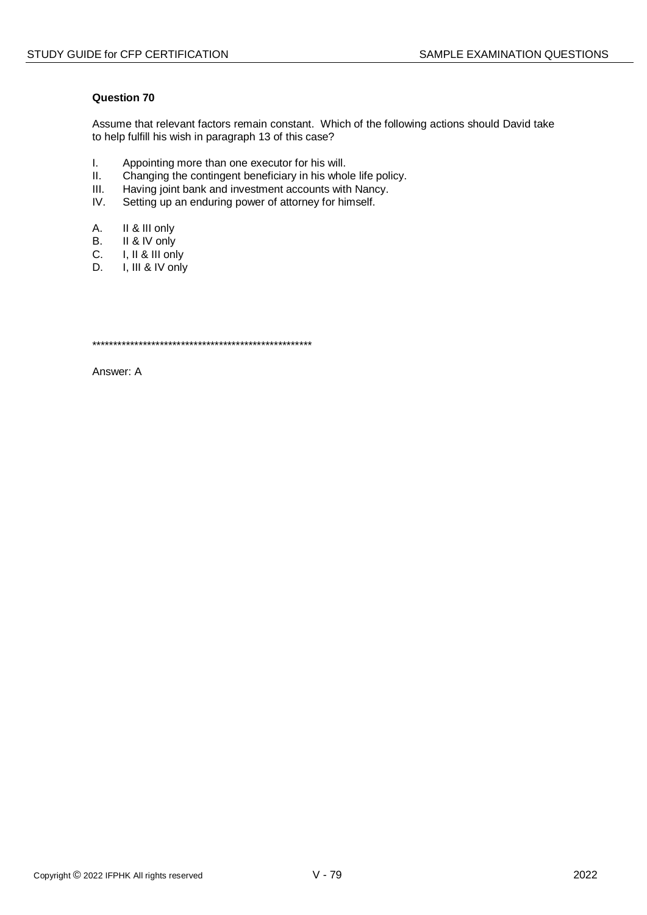**Question 70**

Assume that relevant factors remain constant. Which of the following actions should David take to help fulfill his wish in paragraph 13 of this case?

I. Appointing more than one executor for his will.
II. Changing the contingent beneficiary in his whole life policy.
III. Having joint bank and investment accounts with Nancy.
IV. Setting up an enduring power of attorney for himself.

A. II & III only
B. II & IV only
C. I, II & III only
D. I, III & IV only

*****************************************************

Answer: A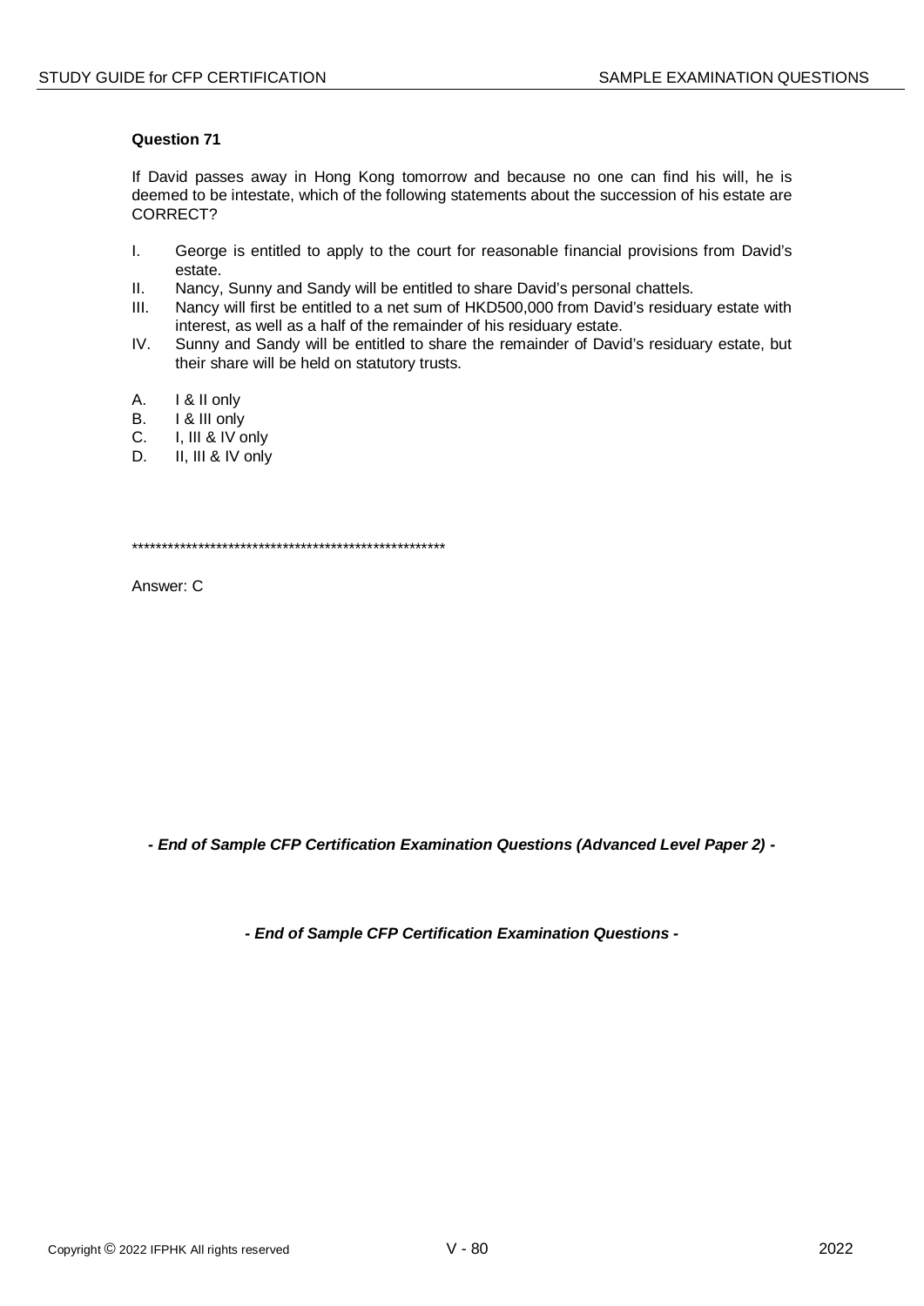**Question 71**

If David passes away in Hong Kong tomorrow and because no one can find his will, he is deemed to be intestate, which of the following statements about the succession of his estate are CORRECT?

I. George is entitled to apply to the court for reasonable financial provisions from David's estate.
II. Nancy, Sunny and Sandy will be entitled to share David's personal chattels.
III. Nancy will first be entitled to a net sum of HKD500,000 from David's residuary estate with interest, as well as a half of the remainder of his residuary estate.
IV. Sunny and Sandy will be entitled to share the remainder of David's residuary estate, but their share will be held on statutory trusts.

A. I & II only
B. I & III only
C. I, III & IV only
D. II, III & IV only

*****************************************************

Answer: C

***- End of Sample CFP Certification Examination Questions (Advanced Level Paper 2) -***

***- End of Sample CFP Certification Examination Questions -***